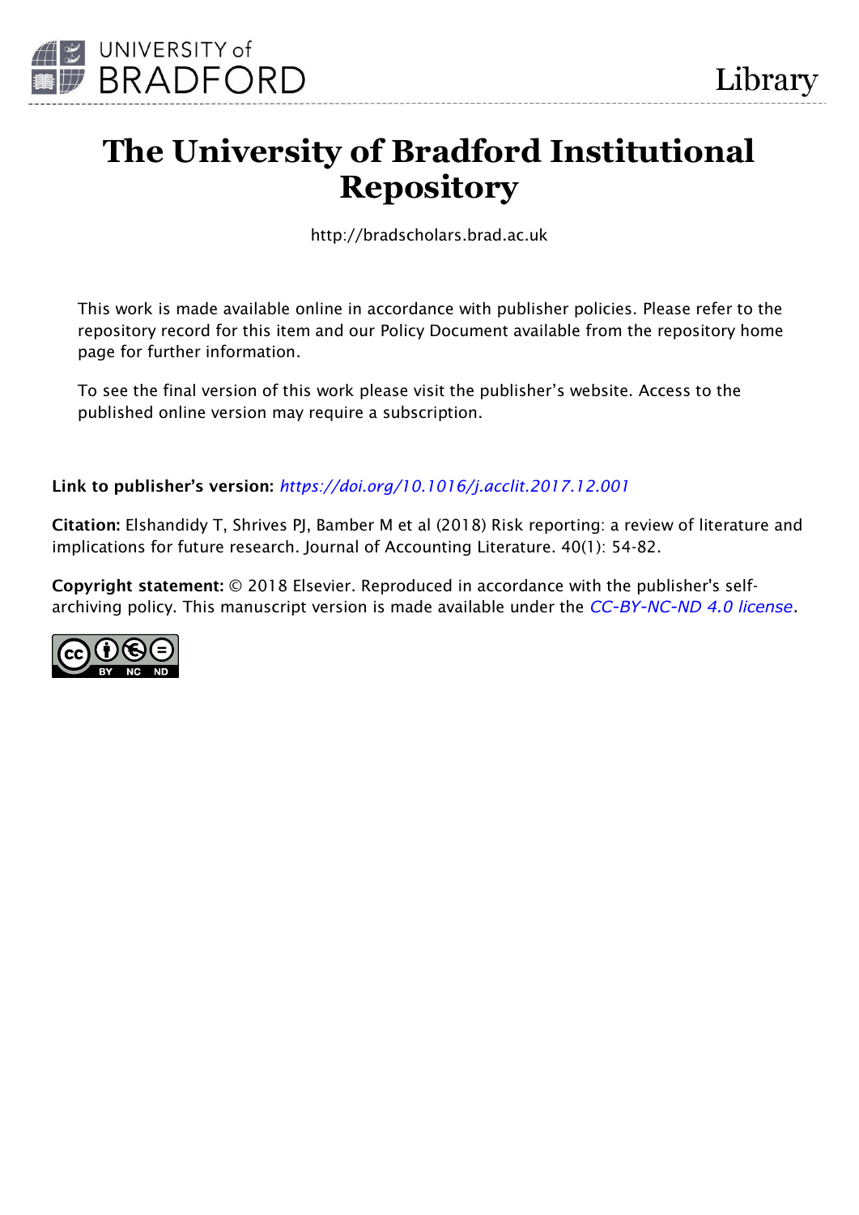UNIVERSITY of BRADFORD

Library

# The University of Bradford Institutional Repository

http://bradscholars.brad.ac.uk

This work is made available online in accordance with publisher policies. Please refer to the repository record for this item and our Policy Document available from the repository home page for further information.

To see the final version of this work please visit the publisher's website. Access to the published online version may require a subscription.

**Link to publisher's version:** *https://doi.org/10.1016/j.acclit.2017.12.001*

**Citation:** Elshandidy T, Shrives PJ, Bamber M et al (2018) Risk reporting: a review of literature and implications for future research. Journal of Accounting Literature. 40(1): 54-82.

**Copyright statement:** © 2018 Elsevier. Reproduced in accordance with the publisher's self-archiving policy. This manuscript version is made available under the *CC-BY-NC-ND 4.0 license*.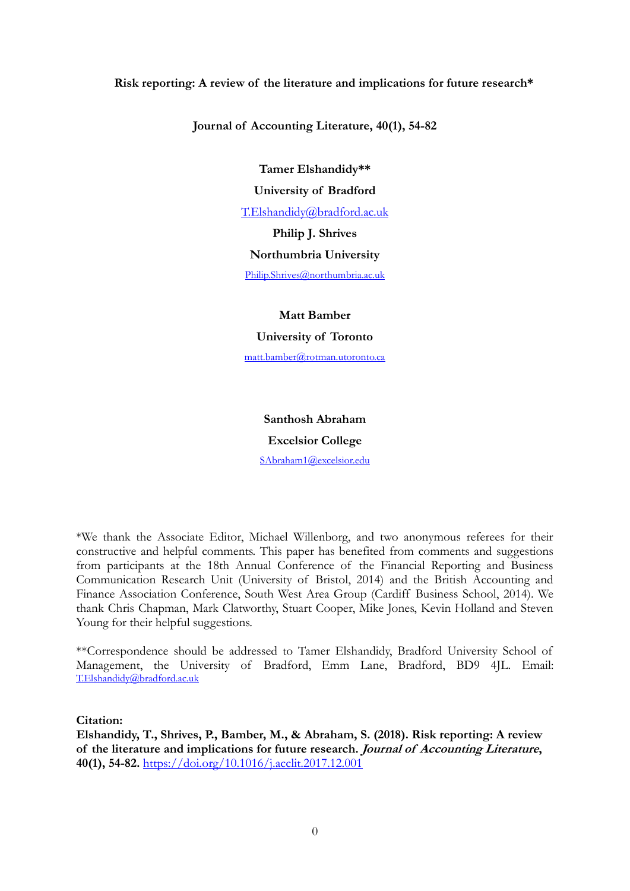**Risk reporting: A review of the literature and implications for future research***

**Journal of Accounting Literature, 40(1), 54-82**

**Tamer Elshandidy****

**University of Bradford**

T.Elshandidy@bradford.ac.uk

**Philip J. Shrives**

**Northumbria University**

Philip.Shrives@northumbria.ac.uk

**Matt Bamber**

**University of Toronto**

matt.bamber@rotman.utoronto.ca

**Santhosh Abraham**

**Excelsior College**

SAbraham1@excelsior.edu

*We thank the Associate Editor, Michael Willenborg, and two anonymous referees for their constructive and helpful comments. This paper has benefited from comments and suggestions from participants at the 18th Annual Conference of the Financial Reporting and Business Communication Research Unit (University of Bristol, 2014) and the British Accounting and Finance Association Conference, South West Area Group (Cardiff Business School, 2014). We thank Chris Chapman, Mark Clatworthy, Stuart Cooper, Mike Jones, Kevin Holland and Steven Young for their helpful suggestions.

**Correspondence should be addressed to Tamer Elshandidy, Bradford University School of Management, the University of Bradford, Emm Lane, Bradford, BD9 4JL. Email: T.Elshandidy@bradford.ac.uk

**Citation:**
**Elshandidy, T., Shrives, P., Bamber, M., & Abraham, S. (2018). Risk reporting: A review of the literature and implications for future research. *Journal of Accounting Literature*, 40(1), 54-82.** https://doi.org/10.1016/j.acclit.2017.12.001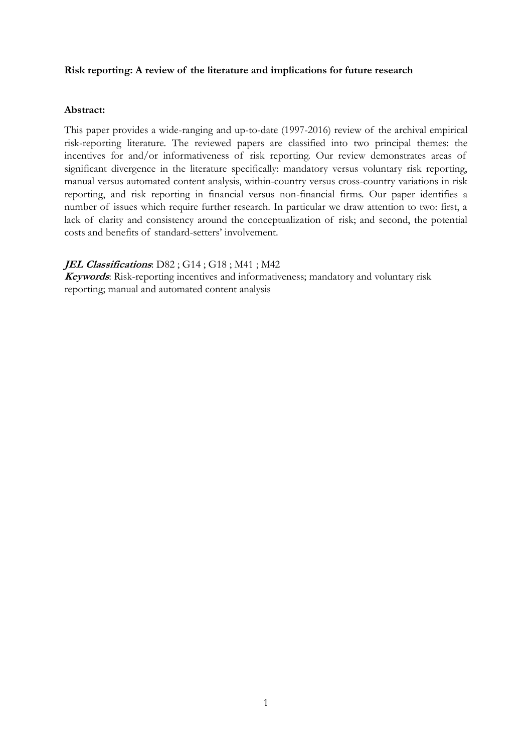**Risk reporting: A review of the literature and implications for future research**

**Abstract:**

This paper provides a wide-ranging and up-to-date (1997-2016) review of the archival empirical risk-reporting literature. The reviewed papers are classified into two principal themes: the incentives for and/or informativeness of risk reporting. Our review demonstrates areas of significant divergence in the literature specifically: mandatory versus voluntary risk reporting, manual versus automated content analysis, within-country versus cross-country variations in risk reporting, and risk reporting in financial versus non-financial firms. Our paper identifies a number of issues which require further research. In particular we draw attention to two: first, a lack of clarity and consistency around the conceptualization of risk; and second, the potential costs and benefits of standard-setters' involvement.

***JEL Classifications***: D82 ; G14 ; G18 ; M41 ; M42

***Keywords***: Risk-reporting incentives and informativeness; mandatory and voluntary risk reporting; manual and automated content analysis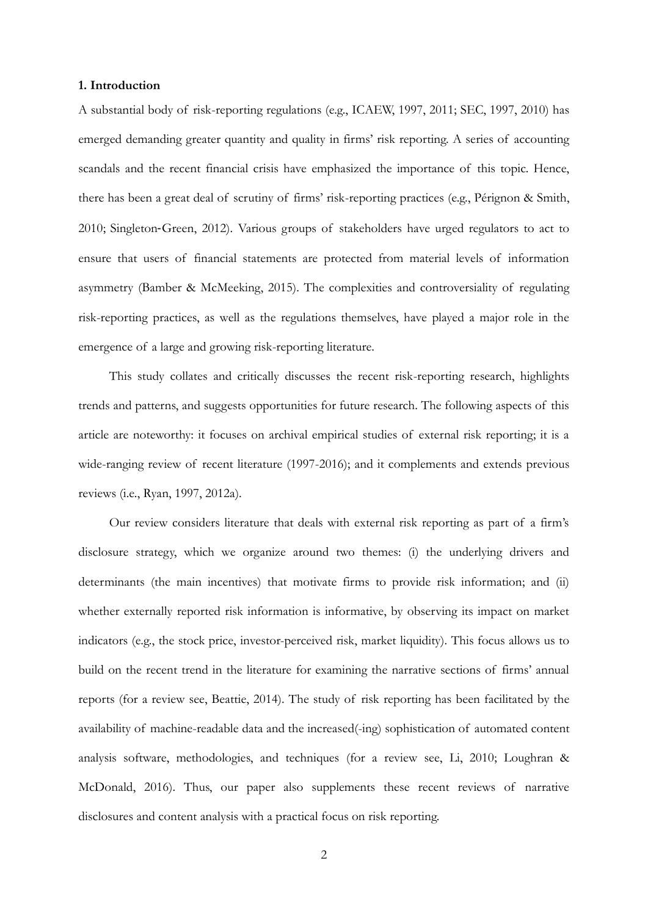**1. Introduction**

A substantial body of risk-reporting regulations (e.g., ICAEW, 1997, 2011; SEC, 1997, 2010) has emerged demanding greater quantity and quality in firms' risk reporting. A series of accounting scandals and the recent financial crisis have emphasized the importance of this topic. Hence, there has been a great deal of scrutiny of firms' risk-reporting practices (e.g., Pérignon & Smith, 2010; Singleton-Green, 2012). Various groups of stakeholders have urged regulators to act to ensure that users of financial statements are protected from material levels of information asymmetry (Bamber & McMeeking, 2015). The complexities and controversiality of regulating risk-reporting practices, as well as the regulations themselves, have played a major role in the emergence of a large and growing risk-reporting literature.

This study collates and critically discusses the recent risk-reporting research, highlights trends and patterns, and suggests opportunities for future research. The following aspects of this article are noteworthy: it focuses on archival empirical studies of external risk reporting; it is a wide-ranging review of recent literature (1997-2016); and it complements and extends previous reviews (i.e., Ryan, 1997, 2012a).

Our review considers literature that deals with external risk reporting as part of a firm's disclosure strategy, which we organize around two themes: (i) the underlying drivers and determinants (the main incentives) that motivate firms to provide risk information; and (ii) whether externally reported risk information is informative, by observing its impact on market indicators (e.g., the stock price, investor-perceived risk, market liquidity). This focus allows us to build on the recent trend in the literature for examining the narrative sections of firms' annual reports (for a review see, Beattie, 2014). The study of risk reporting has been facilitated by the availability of machine-readable data and the increased(-ing) sophistication of automated content analysis software, methodologies, and techniques (for a review see, Li, 2010; Loughran & McDonald, 2016). Thus, our paper also supplements these recent reviews of narrative disclosures and content analysis with a practical focus on risk reporting.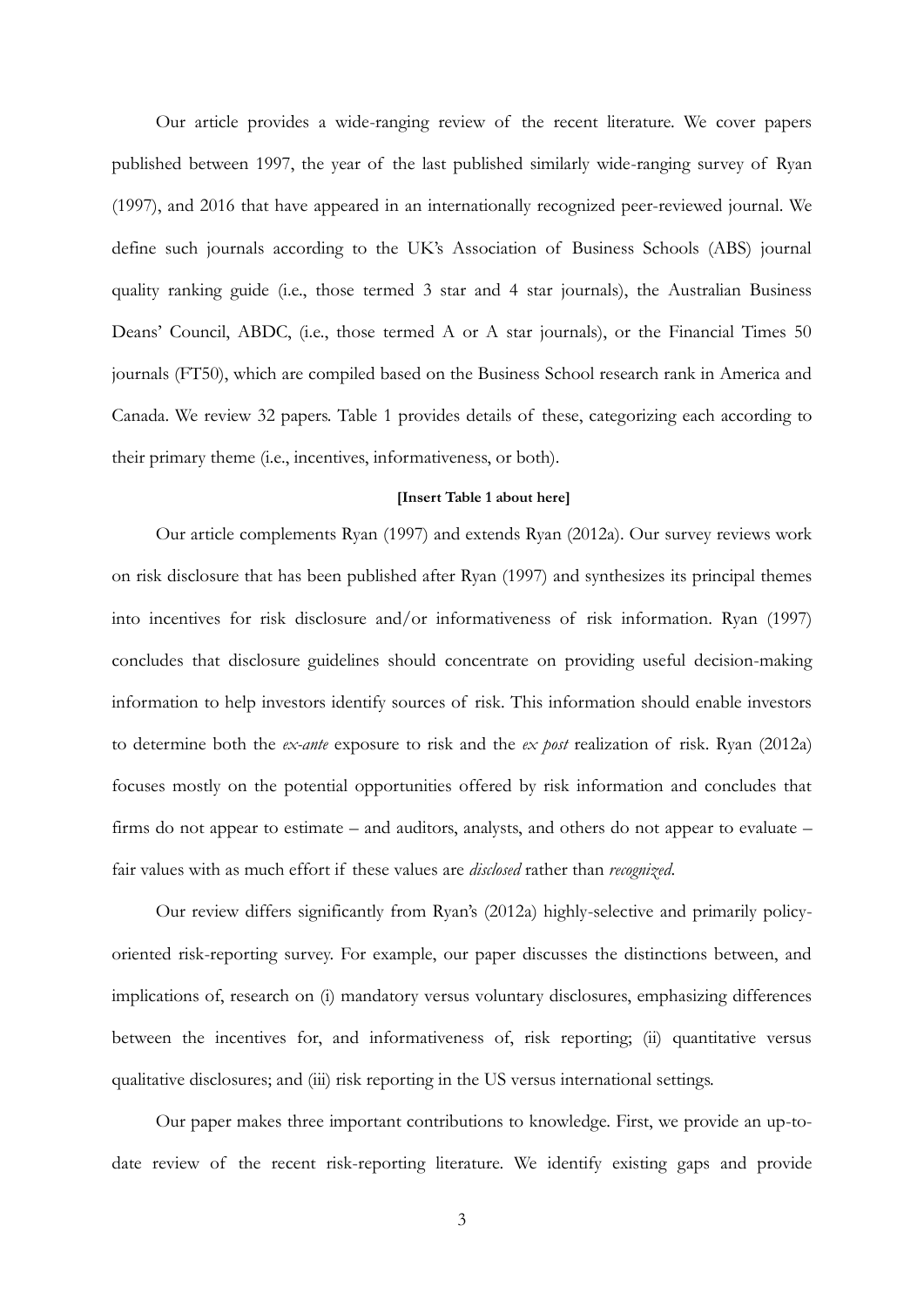Our article provides a wide-ranging review of the recent literature. We cover papers published between 1997, the year of the last published similarly wide-ranging survey of Ryan (1997), and 2016 that have appeared in an internationally recognized peer-reviewed journal. We define such journals according to the UK's Association of Business Schools (ABS) journal quality ranking guide (i.e., those termed 3 star and 4 star journals), the Australian Business Deans' Council, ABDC, (i.e., those termed A or A star journals), or the Financial Times 50 journals (FT50), which are compiled based on the Business School research rank in America and Canada. We review 32 papers. Table 1 provides details of these, categorizing each according to their primary theme (i.e., incentives, informativeness, or both).

**[Insert Table 1 about here]**

Our article complements Ryan (1997) and extends Ryan (2012a). Our survey reviews work on risk disclosure that has been published after Ryan (1997) and synthesizes its principal themes into incentives for risk disclosure and/or informativeness of risk information. Ryan (1997) concludes that disclosure guidelines should concentrate on providing useful decision-making information to help investors identify sources of risk. This information should enable investors to determine both the *ex-ante* exposure to risk and the *ex post* realization of risk. Ryan (2012a) focuses mostly on the potential opportunities offered by risk information and concludes that firms do not appear to estimate – and auditors, analysts, and others do not appear to evaluate – fair values with as much effort if these values are *disclosed* rather than *recognized*.

Our review differs significantly from Ryan's (2012a) highly-selective and primarily policy-oriented risk-reporting survey. For example, our paper discusses the distinctions between, and implications of, research on (i) mandatory versus voluntary disclosures, emphasizing differences between the incentives for, and informativeness of, risk reporting; (ii) quantitative versus qualitative disclosures; and (iii) risk reporting in the US versus international settings.

Our paper makes three important contributions to knowledge. First, we provide an up-to-date review of the recent risk-reporting literature. We identify existing gaps and provide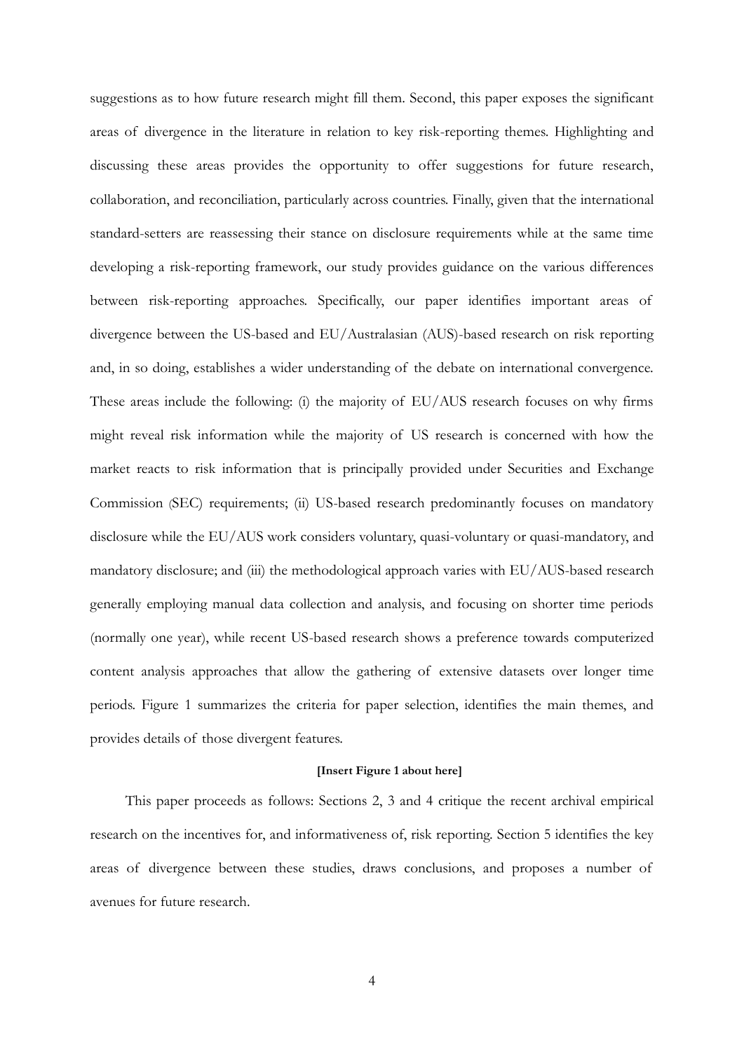suggestions as to how future research might fill them. Second, this paper exposes the significant areas of divergence in the literature in relation to key risk-reporting themes. Highlighting and discussing these areas provides the opportunity to offer suggestions for future research, collaboration, and reconciliation, particularly across countries. Finally, given that the international standard-setters are reassessing their stance on disclosure requirements while at the same time developing a risk-reporting framework, our study provides guidance on the various differences between risk-reporting approaches. Specifically, our paper identifies important areas of divergence between the US-based and EU/Australasian (AUS)-based research on risk reporting and, in so doing, establishes a wider understanding of the debate on international convergence. These areas include the following: (i) the majority of EU/AUS research focuses on why firms might reveal risk information while the majority of US research is concerned with how the market reacts to risk information that is principally provided under Securities and Exchange Commission (SEC) requirements; (ii) US-based research predominantly focuses on mandatory disclosure while the EU/AUS work considers voluntary, quasi-voluntary or quasi-mandatory, and mandatory disclosure; and (iii) the methodological approach varies with EU/AUS-based research generally employing manual data collection and analysis, and focusing on shorter time periods (normally one year), while recent US-based research shows a preference towards computerized content analysis approaches that allow the gathering of extensive datasets over longer time periods. Figure 1 summarizes the criteria for paper selection, identifies the main themes, and provides details of those divergent features.

**[Insert Figure 1 about here]**

This paper proceeds as follows: Sections 2, 3 and 4 critique the recent archival empirical research on the incentives for, and informativeness of, risk reporting. Section 5 identifies the key areas of divergence between these studies, draws conclusions, and proposes a number of avenues for future research.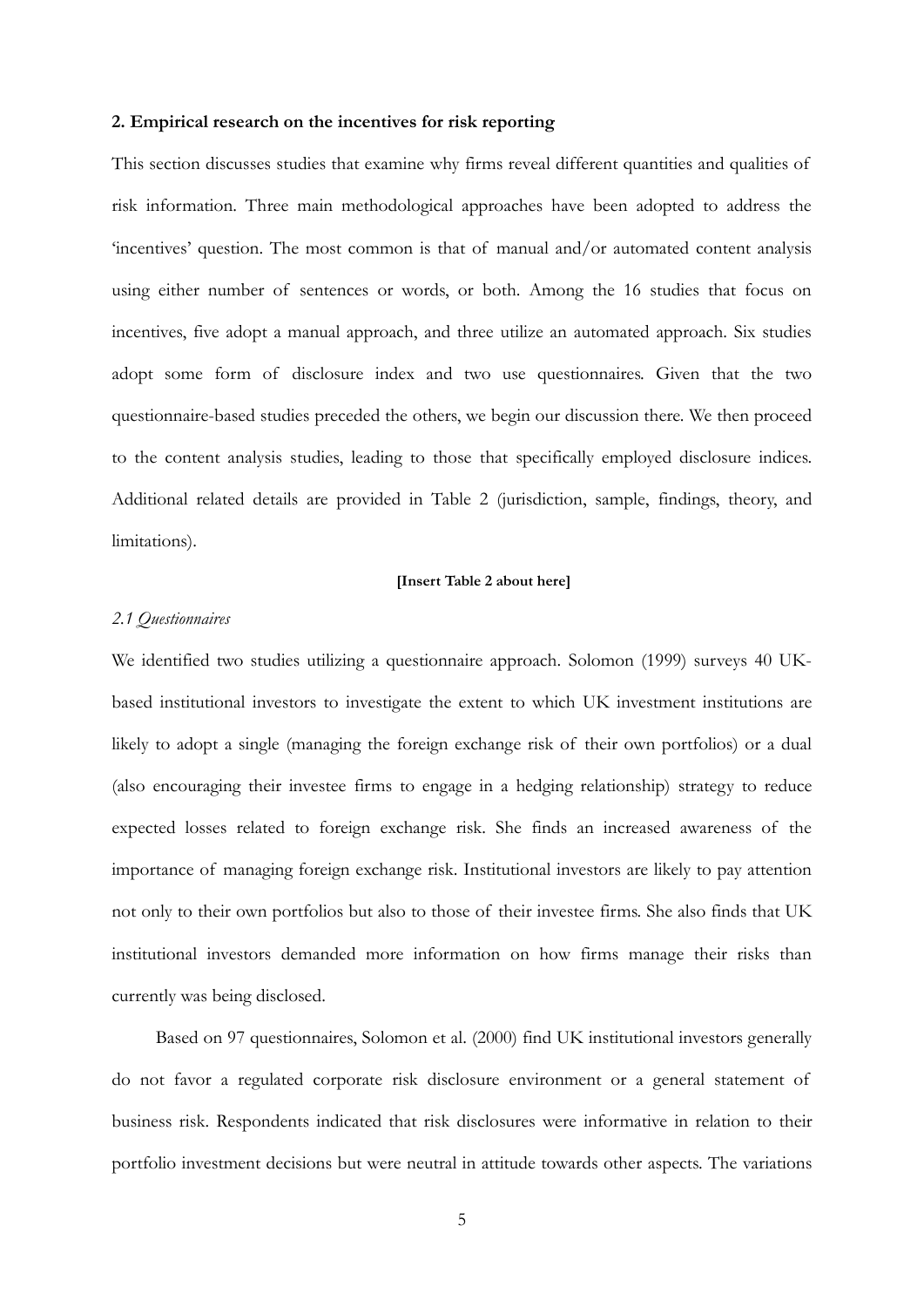## 2. Empirical research on the incentives for risk reporting

This section discusses studies that examine why firms reveal different quantities and qualities of risk information. Three main methodological approaches have been adopted to address the 'incentives' question. The most common is that of manual and/or automated content analysis using either number of sentences or words, or both. Among the 16 studies that focus on incentives, five adopt a manual approach, and three utilize an automated approach. Six studies adopt some form of disclosure index and two use questionnaires. Given that the two questionnaire-based studies preceded the others, we begin our discussion there. We then proceed to the content analysis studies, leading to those that specifically employed disclosure indices. Additional related details are provided in Table 2 (jurisdiction, sample, findings, theory, and limitations).

**[Insert Table 2 about here]**

### *2.1 Questionnaires*

We identified two studies utilizing a questionnaire approach. Solomon (1999) surveys 40 UK-based institutional investors to investigate the extent to which UK investment institutions are likely to adopt a single (managing the foreign exchange risk of their own portfolios) or a dual (also encouraging their investee firms to engage in a hedging relationship) strategy to reduce expected losses related to foreign exchange risk. She finds an increased awareness of the importance of managing foreign exchange risk. Institutional investors are likely to pay attention not only to their own portfolios but also to those of their investee firms. She also finds that UK institutional investors demanded more information on how firms manage their risks than currently was being disclosed.

Based on 97 questionnaires, Solomon et al. (2000) find UK institutional investors generally do not favor a regulated corporate risk disclosure environment or a general statement of business risk. Respondents indicated that risk disclosures were informative in relation to their portfolio investment decisions but were neutral in attitude towards other aspects. The variations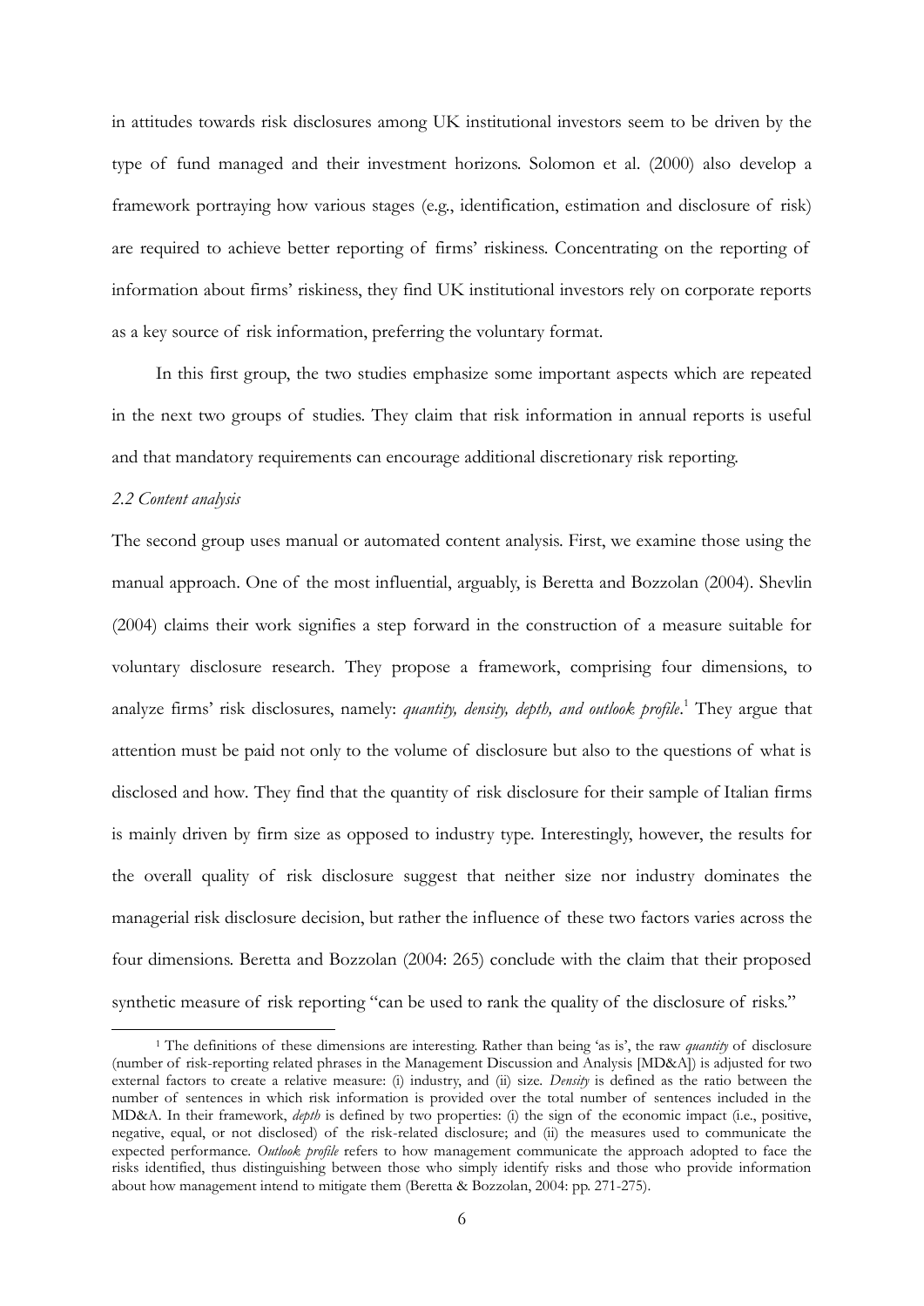in attitudes towards risk disclosures among UK institutional investors seem to be driven by the type of fund managed and their investment horizons. Solomon et al. (2000) also develop a framework portraying how various stages (e.g., identification, estimation and disclosure of risk) are required to achieve better reporting of firms' riskiness. Concentrating on the reporting of information about firms' riskiness, they find UK institutional investors rely on corporate reports as a key source of risk information, preferring the voluntary format.

In this first group, the two studies emphasize some important aspects which are repeated in the next two groups of studies. They claim that risk information in annual reports is useful and that mandatory requirements can encourage additional discretionary risk reporting.

### *2.2 Content analysis*

The second group uses manual or automated content analysis. First, we examine those using the manual approach. One of the most influential, arguably, is Beretta and Bozzolan (2004). Shevlin (2004) claims their work signifies a step forward in the construction of a measure suitable for voluntary disclosure research. They propose a framework, comprising four dimensions, to analyze firms' risk disclosures, namely: *quantity, density, depth, and outlook profile*.[1] They argue that attention must be paid not only to the volume of disclosure but also to the questions of what is disclosed and how. They find that the quantity of risk disclosure for their sample of Italian firms is mainly driven by firm size as opposed to industry type. Interestingly, however, the results for the overall quality of risk disclosure suggest that neither size nor industry dominates the managerial risk disclosure decision, but rather the influence of these two factors varies across the four dimensions. Beretta and Bozzolan (2004: 265) conclude with the claim that their proposed synthetic measure of risk reporting "can be used to rank the quality of the disclosure of risks."

[1] The definitions of these dimensions are interesting. Rather than being 'as is', the raw *quantity* of disclosure (number of risk-reporting related phrases in the Management Discussion and Analysis [MD&A]) is adjusted for two external factors to create a relative measure: (i) industry, and (ii) size. *Density* is defined as the ratio between the number of sentences in which risk information is provided over the total number of sentences included in the MD&A. In their framework, *depth* is defined by two properties: (i) the sign of the economic impact (i.e., positive, negative, equal, or not disclosed) of the risk-related disclosure; and (ii) the measures used to communicate the expected performance. *Outlook profile* refers to how management communicate the approach adopted to face the risks identified, thus distinguishing between those who simply identify risks and those who provide information about how management intend to mitigate them (Beretta & Bozzolan, 2004: pp. 271-275).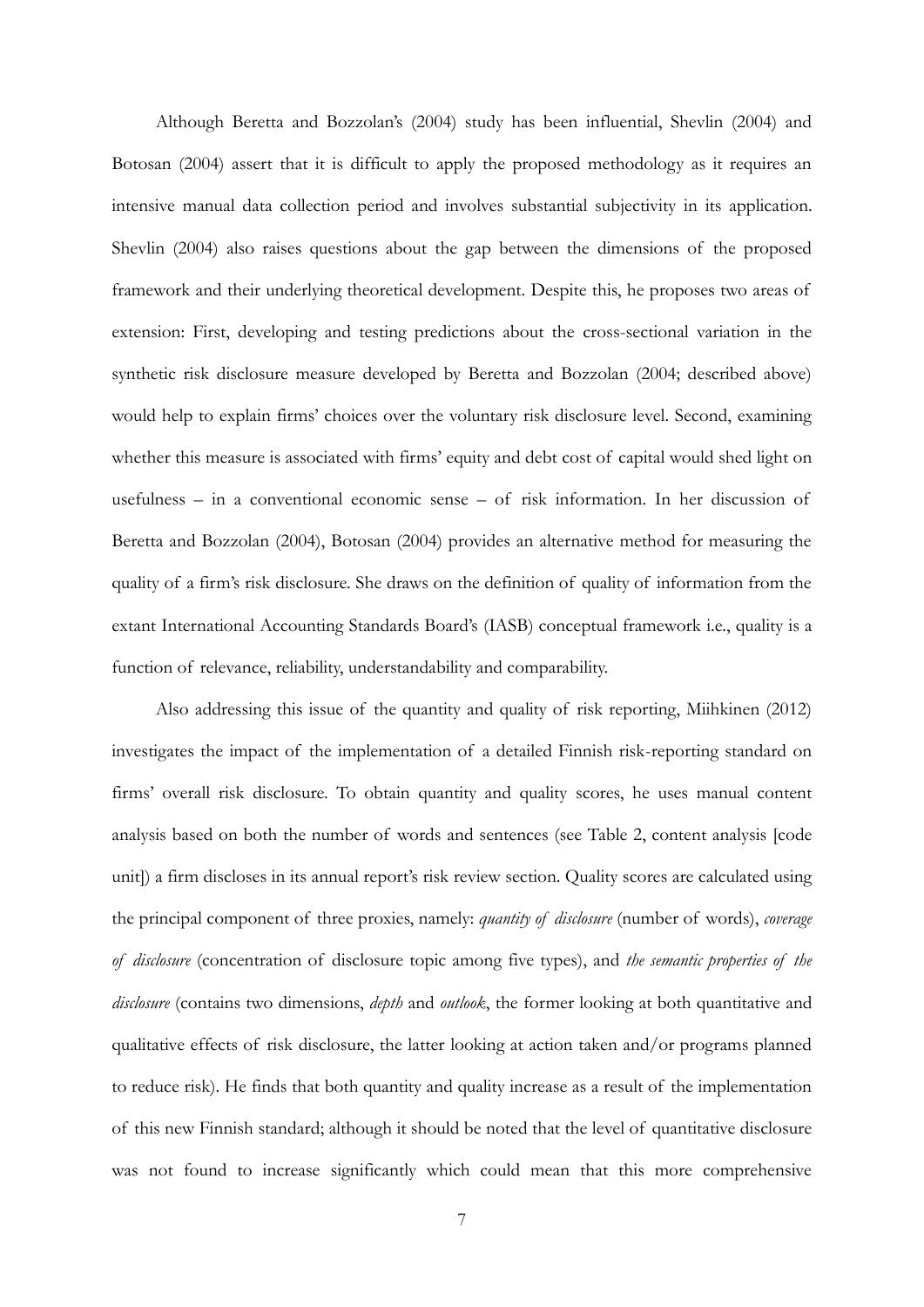Although Beretta and Bozzolan's (2004) study has been influential, Shevlin (2004) and Botosan (2004) assert that it is difficult to apply the proposed methodology as it requires an intensive manual data collection period and involves substantial subjectivity in its application. Shevlin (2004) also raises questions about the gap between the dimensions of the proposed framework and their underlying theoretical development. Despite this, he proposes two areas of extension: First, developing and testing predictions about the cross-sectional variation in the synthetic risk disclosure measure developed by Beretta and Bozzolan (2004; described above) would help to explain firms' choices over the voluntary risk disclosure level. Second, examining whether this measure is associated with firms' equity and debt cost of capital would shed light on usefulness – in a conventional economic sense – of risk information. In her discussion of Beretta and Bozzolan (2004), Botosan (2004) provides an alternative method for measuring the quality of a firm's risk disclosure. She draws on the definition of quality of information from the extant International Accounting Standards Board's (IASB) conceptual framework i.e., quality is a function of relevance, reliability, understandability and comparability.

Also addressing this issue of the quantity and quality of risk reporting, Miihkinen (2012) investigates the impact of the implementation of a detailed Finnish risk-reporting standard on firms' overall risk disclosure. To obtain quantity and quality scores, he uses manual content analysis based on both the number of words and sentences (see Table 2, content analysis [code unit]) a firm discloses in its annual report's risk review section. Quality scores are calculated using the principal component of three proxies, namely: *quantity of disclosure* (number of words), *coverage of disclosure* (concentration of disclosure topic among five types), and *the semantic properties of the disclosure* (contains two dimensions, *depth* and *outlook*, the former looking at both quantitative and qualitative effects of risk disclosure, the latter looking at action taken and/or programs planned to reduce risk). He finds that both quantity and quality increase as a result of the implementation of this new Finnish standard; although it should be noted that the level of quantitative disclosure was not found to increase significantly which could mean that this more comprehensive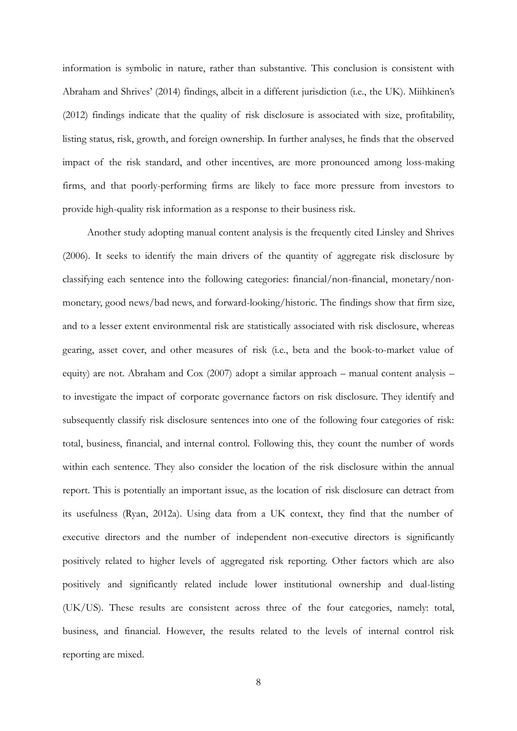information is symbolic in nature, rather than substantive. This conclusion is consistent with Abraham and Shrives' (2014) findings, albeit in a different jurisdiction (i.e., the UK). Miihkinen's (2012) findings indicate that the quality of risk disclosure is associated with size, profitability, listing status, risk, growth, and foreign ownership. In further analyses, he finds that the observed impact of the risk standard, and other incentives, are more pronounced among loss-making firms, and that poorly-performing firms are likely to face more pressure from investors to provide high-quality risk information as a response to their business risk.

Another study adopting manual content analysis is the frequently cited Linsley and Shrives (2006). It seeks to identify the main drivers of the quantity of aggregate risk disclosure by classifying each sentence into the following categories: financial/non-financial, monetary/non-monetary, good news/bad news, and forward-looking/historic. The findings show that firm size, and to a lesser extent environmental risk are statistically associated with risk disclosure, whereas gearing, asset cover, and other measures of risk (i.e., beta and the book-to-market value of equity) are not. Abraham and Cox (2007) adopt a similar approach – manual content analysis – to investigate the impact of corporate governance factors on risk disclosure. They identify and subsequently classify risk disclosure sentences into one of the following four categories of risk: total, business, financial, and internal control. Following this, they count the number of words within each sentence. They also consider the location of the risk disclosure within the annual report. This is potentially an important issue, as the location of risk disclosure can detract from its usefulness (Ryan, 2012a). Using data from a UK context, they find that the number of executive directors and the number of independent non-executive directors is significantly positively related to higher levels of aggregated risk reporting. Other factors which are also positively and significantly related include lower institutional ownership and dual-listing (UK/US). These results are consistent across three of the four categories, namely: total, business, and financial. However, the results related to the levels of internal control risk reporting are mixed.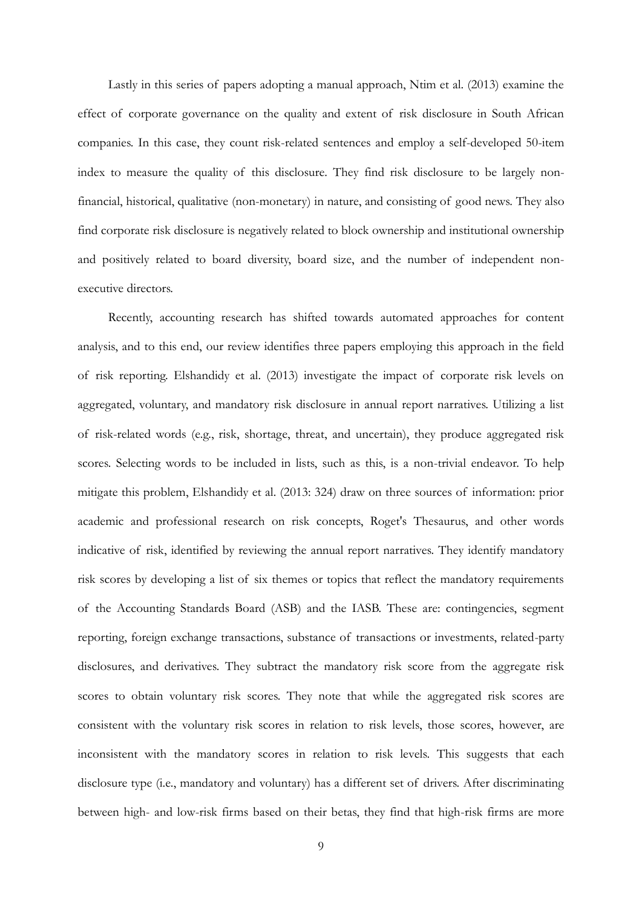Lastly in this series of papers adopting a manual approach, Ntim et al. (2013) examine the effect of corporate governance on the quality and extent of risk disclosure in South African companies. In this case, they count risk-related sentences and employ a self-developed 50-item index to measure the quality of this disclosure. They find risk disclosure to be largely non-financial, historical, qualitative (non-monetary) in nature, and consisting of good news. They also find corporate risk disclosure is negatively related to block ownership and institutional ownership and positively related to board diversity, board size, and the number of independent non-executive directors.

Recently, accounting research has shifted towards automated approaches for content analysis, and to this end, our review identifies three papers employing this approach in the field of risk reporting. Elshandidy et al. (2013) investigate the impact of corporate risk levels on aggregated, voluntary, and mandatory risk disclosure in annual report narratives. Utilizing a list of risk-related words (e.g., risk, shortage, threat, and uncertain), they produce aggregated risk scores. Selecting words to be included in lists, such as this, is a non-trivial endeavor. To help mitigate this problem, Elshandidy et al. (2013: 324) draw on three sources of information: prior academic and professional research on risk concepts, Roget's Thesaurus, and other words indicative of risk, identified by reviewing the annual report narratives. They identify mandatory risk scores by developing a list of six themes or topics that reflect the mandatory requirements of the Accounting Standards Board (ASB) and the IASB. These are: contingencies, segment reporting, foreign exchange transactions, substance of transactions or investments, related-party disclosures, and derivatives. They subtract the mandatory risk score from the aggregate risk scores to obtain voluntary risk scores. They note that while the aggregated risk scores are consistent with the voluntary risk scores in relation to risk levels, those scores, however, are inconsistent with the mandatory scores in relation to risk levels. This suggests that each disclosure type (i.e., mandatory and voluntary) has a different set of drivers. After discriminating between high- and low-risk firms based on their betas, they find that high-risk firms are more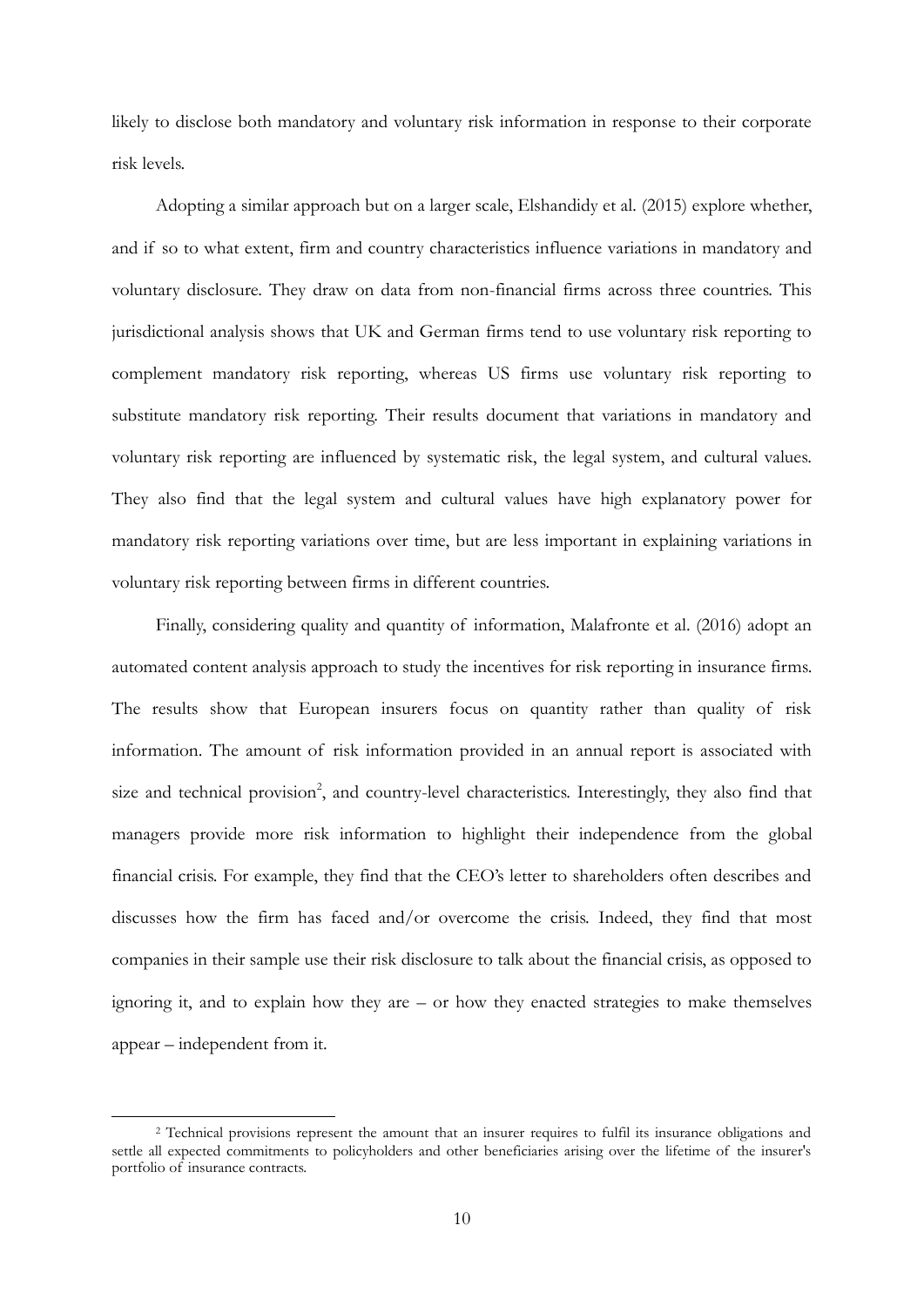likely to disclose both mandatory and voluntary risk information in response to their corporate risk levels.

Adopting a similar approach but on a larger scale, Elshandidy et al. (2015) explore whether, and if so to what extent, firm and country characteristics influence variations in mandatory and voluntary disclosure. They draw on data from non-financial firms across three countries. This jurisdictional analysis shows that UK and German firms tend to use voluntary risk reporting to complement mandatory risk reporting, whereas US firms use voluntary risk reporting to substitute mandatory risk reporting. Their results document that variations in mandatory and voluntary risk reporting are influenced by systematic risk, the legal system, and cultural values. They also find that the legal system and cultural values have high explanatory power for mandatory risk reporting variations over time, but are less important in explaining variations in voluntary risk reporting between firms in different countries.

Finally, considering quality and quantity of information, Malafronte et al. (2016) adopt an automated content analysis approach to study the incentives for risk reporting in insurance firms. The results show that European insurers focus on quantity rather than quality of risk information. The amount of risk information provided in an annual report is associated with size and technical provision[2], and country-level characteristics. Interestingly, they also find that managers provide more risk information to highlight their independence from the global financial crisis. For example, they find that the CEO's letter to shareholders often describes and discusses how the firm has faced and/or overcome the crisis. Indeed, they find that most companies in their sample use their risk disclosure to talk about the financial crisis, as opposed to ignoring it, and to explain how they are – or how they enacted strategies to make themselves appear – independent from it.

[2] Technical provisions represent the amount that an insurer requires to fulfil its insurance obligations and settle all expected commitments to policyholders and other beneficiaries arising over the lifetime of the insurer's portfolio of insurance contracts.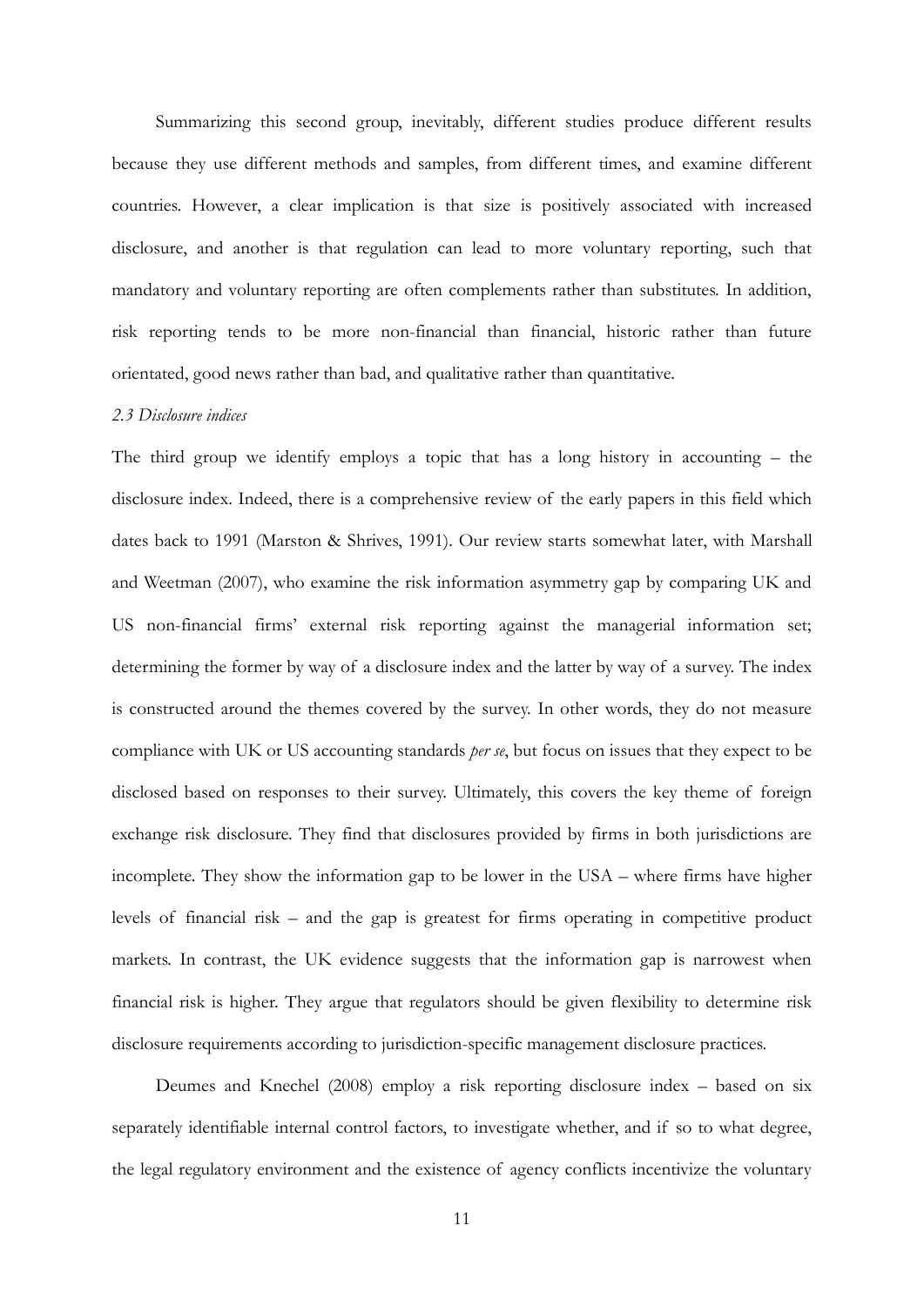Summarizing this second group, inevitably, different studies produce different results because they use different methods and samples, from different times, and examine different countries. However, a clear implication is that size is positively associated with increased disclosure, and another is that regulation can lead to more voluntary reporting, such that mandatory and voluntary reporting are often complements rather than substitutes. In addition, risk reporting tends to be more non-financial than financial, historic rather than future orientated, good news rather than bad, and qualitative rather than quantitative.

*2.3 Disclosure indices*

The third group we identify employs a topic that has a long history in accounting – the disclosure index. Indeed, there is a comprehensive review of the early papers in this field which dates back to 1991 (Marston & Shrives, 1991). Our review starts somewhat later, with Marshall and Weetman (2007), who examine the risk information asymmetry gap by comparing UK and US non-financial firms' external risk reporting against the managerial information set; determining the former by way of a disclosure index and the latter by way of a survey. The index is constructed around the themes covered by the survey. In other words, they do not measure compliance with UK or US accounting standards *per se*, but focus on issues that they expect to be disclosed based on responses to their survey. Ultimately, this covers the key theme of foreign exchange risk disclosure. They find that disclosures provided by firms in both jurisdictions are incomplete. They show the information gap to be lower in the USA – where firms have higher levels of financial risk – and the gap is greatest for firms operating in competitive product markets. In contrast, the UK evidence suggests that the information gap is narrowest when financial risk is higher. They argue that regulators should be given flexibility to determine risk disclosure requirements according to jurisdiction-specific management disclosure practices.

Deumes and Knechel (2008) employ a risk reporting disclosure index – based on six separately identifiable internal control factors, to investigate whether, and if so to what degree, the legal regulatory environment and the existence of agency conflicts incentivize the voluntary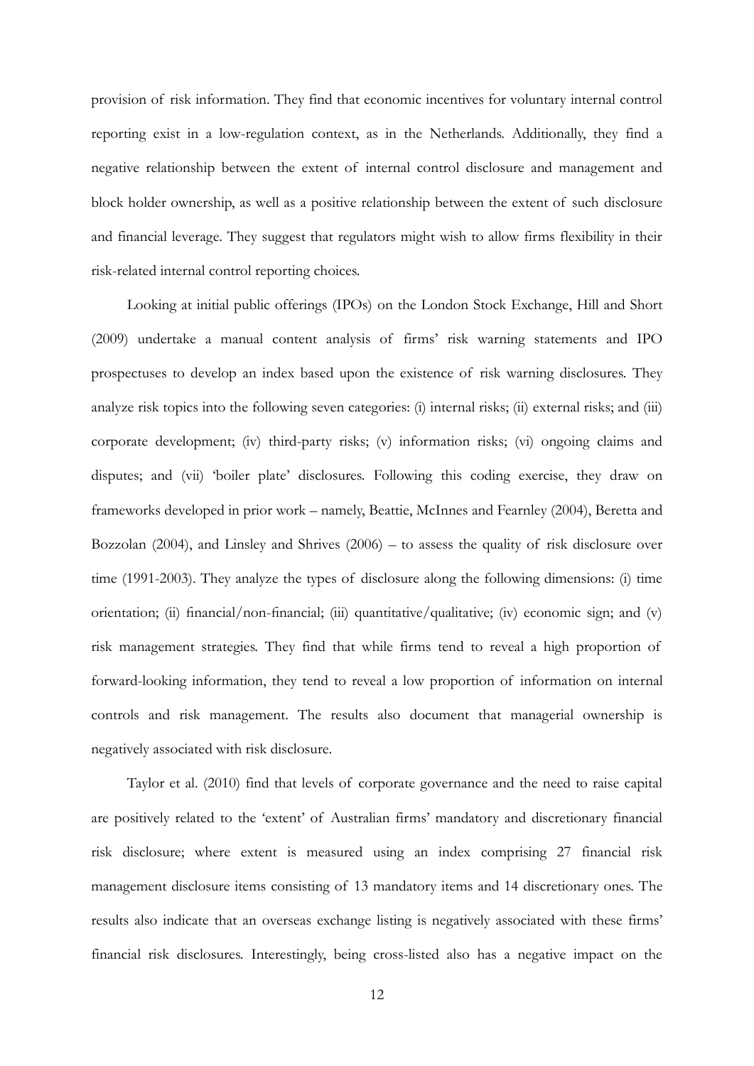provision of risk information. They find that economic incentives for voluntary internal control reporting exist in a low-regulation context, as in the Netherlands. Additionally, they find a negative relationship between the extent of internal control disclosure and management and block holder ownership, as well as a positive relationship between the extent of such disclosure and financial leverage. They suggest that regulators might wish to allow firms flexibility in their risk-related internal control reporting choices.

Looking at initial public offerings (IPOs) on the London Stock Exchange, Hill and Short (2009) undertake a manual content analysis of firms' risk warning statements and IPO prospectuses to develop an index based upon the existence of risk warning disclosures. They analyze risk topics into the following seven categories: (i) internal risks; (ii) external risks; and (iii) corporate development; (iv) third-party risks; (v) information risks; (vi) ongoing claims and disputes; and (vii) 'boiler plate' disclosures. Following this coding exercise, they draw on frameworks developed in prior work – namely, Beattie, McInnes and Fearnley (2004), Beretta and Bozzolan (2004), and Linsley and Shrives (2006) – to assess the quality of risk disclosure over time (1991-2003). They analyze the types of disclosure along the following dimensions: (i) time orientation; (ii) financial/non-financial; (iii) quantitative/qualitative; (iv) economic sign; and (v) risk management strategies. They find that while firms tend to reveal a high proportion of forward-looking information, they tend to reveal a low proportion of information on internal controls and risk management. The results also document that managerial ownership is negatively associated with risk disclosure.

Taylor et al. (2010) find that levels of corporate governance and the need to raise capital are positively related to the 'extent' of Australian firms' mandatory and discretionary financial risk disclosure; where extent is measured using an index comprising 27 financial risk management disclosure items consisting of 13 mandatory items and 14 discretionary ones. The results also indicate that an overseas exchange listing is negatively associated with these firms' financial risk disclosures. Interestingly, being cross-listed also has a negative impact on the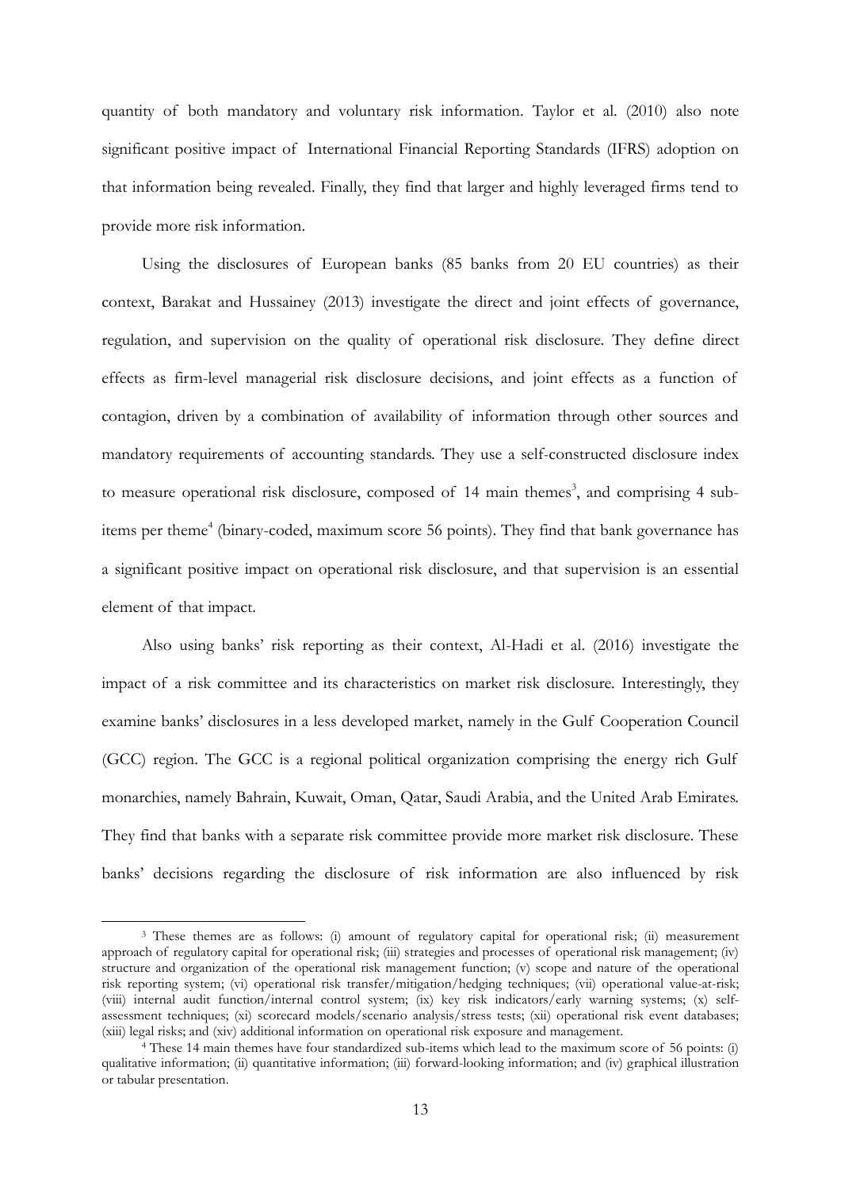quantity of both mandatory and voluntary risk information. Taylor et al. (2010) also note significant positive impact of International Financial Reporting Standards (IFRS) adoption on that information being revealed. Finally, they find that larger and highly leveraged firms tend to provide more risk information.

Using the disclosures of European banks (85 banks from 20 EU countries) as their context, Barakat and Hussainey (2013) investigate the direct and joint effects of governance, regulation, and supervision on the quality of operational risk disclosure. They define direct effects as firm-level managerial risk disclosure decisions, and joint effects as a function of contagion, driven by a combination of availability of information through other sources and mandatory requirements of accounting standards. They use a self-constructed disclosure index to measure operational risk disclosure, composed of 14 main themes[3], and comprising 4 sub-items per theme[4] (binary-coded, maximum score 56 points). They find that bank governance has a significant positive impact on operational risk disclosure, and that supervision is an essential element of that impact.

Also using banks' risk reporting as their context, Al-Hadi et al. (2016) investigate the impact of a risk committee and its characteristics on market risk disclosure. Interestingly, they examine banks' disclosures in a less developed market, namely in the Gulf Cooperation Council (GCC) region. The GCC is a regional political organization comprising the energy rich Gulf monarchies, namely Bahrain, Kuwait, Oman, Qatar, Saudi Arabia, and the United Arab Emirates. They find that banks with a separate risk committee provide more market risk disclosure. These banks' decisions regarding the disclosure of risk information are also influenced by risk

---

[3] These themes are as follows: (i) amount of regulatory capital for operational risk; (ii) measurement approach of regulatory capital for operational risk; (iii) strategies and processes of operational risk management; (iv) structure and organization of the operational risk management function; (v) scope and nature of the operational risk reporting system; (vi) operational risk transfer/mitigation/hedging techniques; (vii) operational value-at-risk; (viii) internal audit function/internal control system; (ix) key risk indicators/early warning systems; (x) self-assessment techniques; (xi) scorecard models/scenario analysis/stress tests; (xii) operational risk event databases; (xiii) legal risks; and (xiv) additional information on operational risk exposure and management.

[4] These 14 main themes have four standardized sub-items which lead to the maximum score of 56 points: (i) qualitative information; (ii) quantitative information; (iii) forward-looking information; and (iv) graphical illustration or tabular presentation.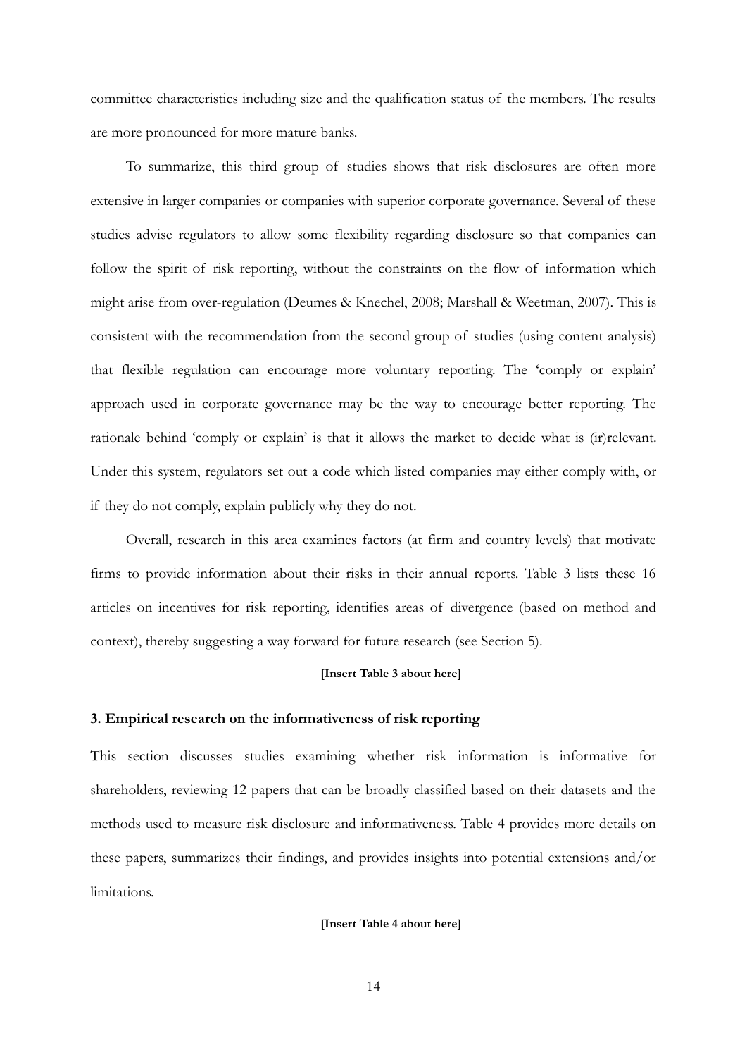committee characteristics including size and the qualification status of the members. The results are more pronounced for more mature banks.

To summarize, this third group of studies shows that risk disclosures are often more extensive in larger companies or companies with superior corporate governance. Several of these studies advise regulators to allow some flexibility regarding disclosure so that companies can follow the spirit of risk reporting, without the constraints on the flow of information which might arise from over-regulation (Deumes & Knechel, 2008; Marshall & Weetman, 2007). This is consistent with the recommendation from the second group of studies (using content analysis) that flexible regulation can encourage more voluntary reporting. The 'comply or explain' approach used in corporate governance may be the way to encourage better reporting. The rationale behind 'comply or explain' is that it allows the market to decide what is (ir)relevant. Under this system, regulators set out a code which listed companies may either comply with, or if they do not comply, explain publicly why they do not.

Overall, research in this area examines factors (at firm and country levels) that motivate firms to provide information about their risks in their annual reports. Table 3 lists these 16 articles on incentives for risk reporting, identifies areas of divergence (based on method and context), thereby suggesting a way forward for future research (see Section 5).

**[Insert Table 3 about here]**

## 3. Empirical research on the informativeness of risk reporting

This section discusses studies examining whether risk information is informative for shareholders, reviewing 12 papers that can be broadly classified based on their datasets and the methods used to measure risk disclosure and informativeness. Table 4 provides more details on these papers, summarizes their findings, and provides insights into potential extensions and/or limitations.

**[Insert Table 4 about here]**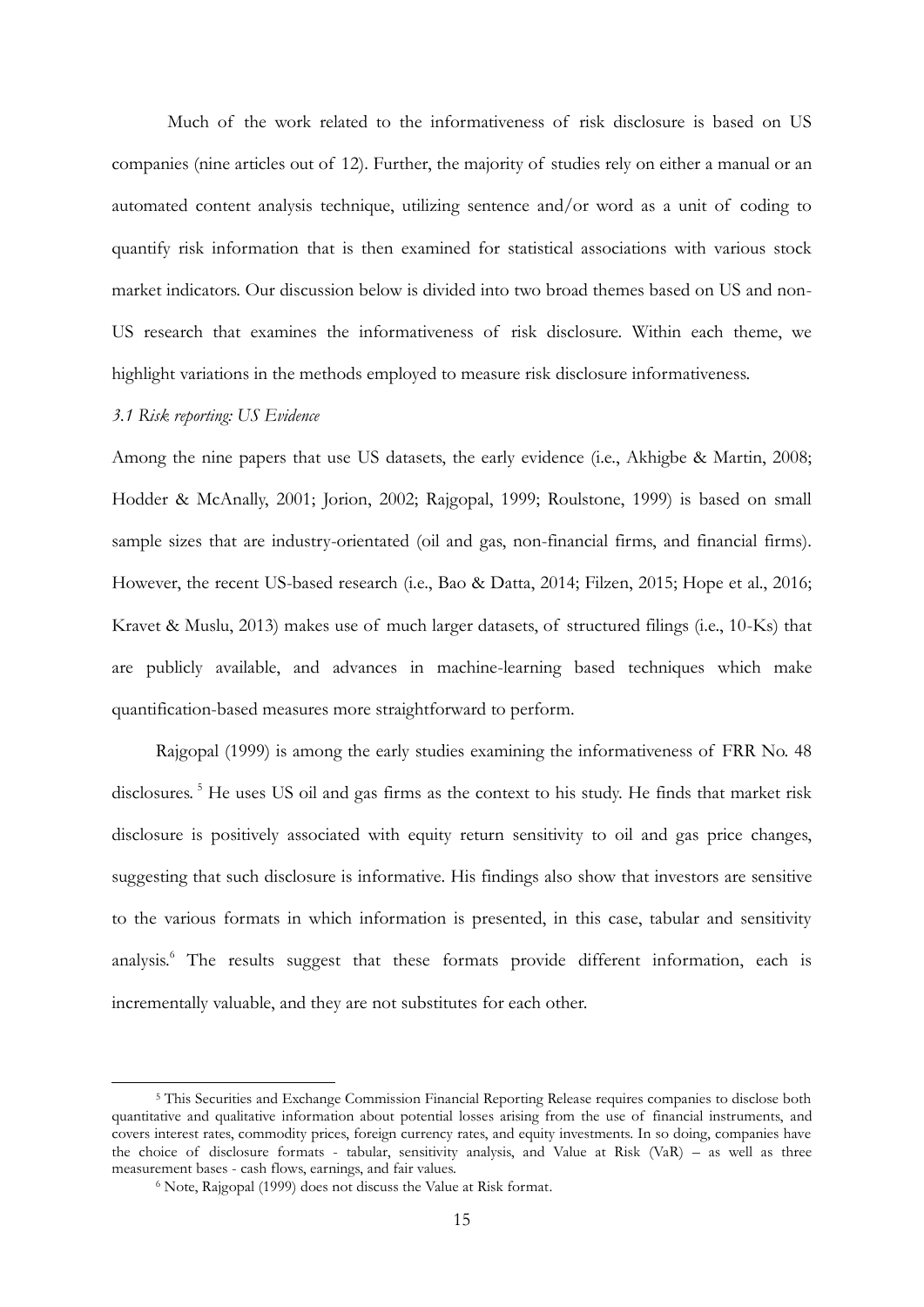Much of the work related to the informativeness of risk disclosure is based on US companies (nine articles out of 12). Further, the majority of studies rely on either a manual or an automated content analysis technique, utilizing sentence and/or word as a unit of coding to quantify risk information that is then examined for statistical associations with various stock market indicators. Our discussion below is divided into two broad themes based on US and non-US research that examines the informativeness of risk disclosure. Within each theme, we highlight variations in the methods employed to measure risk disclosure informativeness.

### *3.1 Risk reporting: US Evidence*

Among the nine papers that use US datasets, the early evidence (i.e., Akhigbe & Martin, 2008; Hodder & McAnally, 2001; Jorion, 2002; Rajgopal, 1999; Roulstone, 1999) is based on small sample sizes that are industry-orientated (oil and gas, non-financial firms, and financial firms). However, the recent US-based research (i.e., Bao & Datta, 2014; Filzen, 2015; Hope et al., 2016; Kravet & Muslu, 2013) makes use of much larger datasets, of structured filings (i.e., 10-Ks) that are publicly available, and advances in machine-learning based techniques which make quantification-based measures more straightforward to perform.

Rajgopal (1999) is among the early studies examining the informativeness of FRR No. 48 disclosures. [5] He uses US oil and gas firms as the context to his study. He finds that market risk disclosure is positively associated with equity return sensitivity to oil and gas price changes, suggesting that such disclosure is informative. His findings also show that investors are sensitive to the various formats in which information is presented, in this case, tabular and sensitivity analysis.[6] The results suggest that these formats provide different information, each is incrementally valuable, and they are not substitutes for each other.

---

[5] This Securities and Exchange Commission Financial Reporting Release requires companies to disclose both quantitative and qualitative information about potential losses arising from the use of financial instruments, and covers interest rates, commodity prices, foreign currency rates, and equity investments. In so doing, companies have the choice of disclosure formats - tabular, sensitivity analysis, and Value at Risk (VaR) – as well as three measurement bases - cash flows, earnings, and fair values.

[6] Note, Rajgopal (1999) does not discuss the Value at Risk format.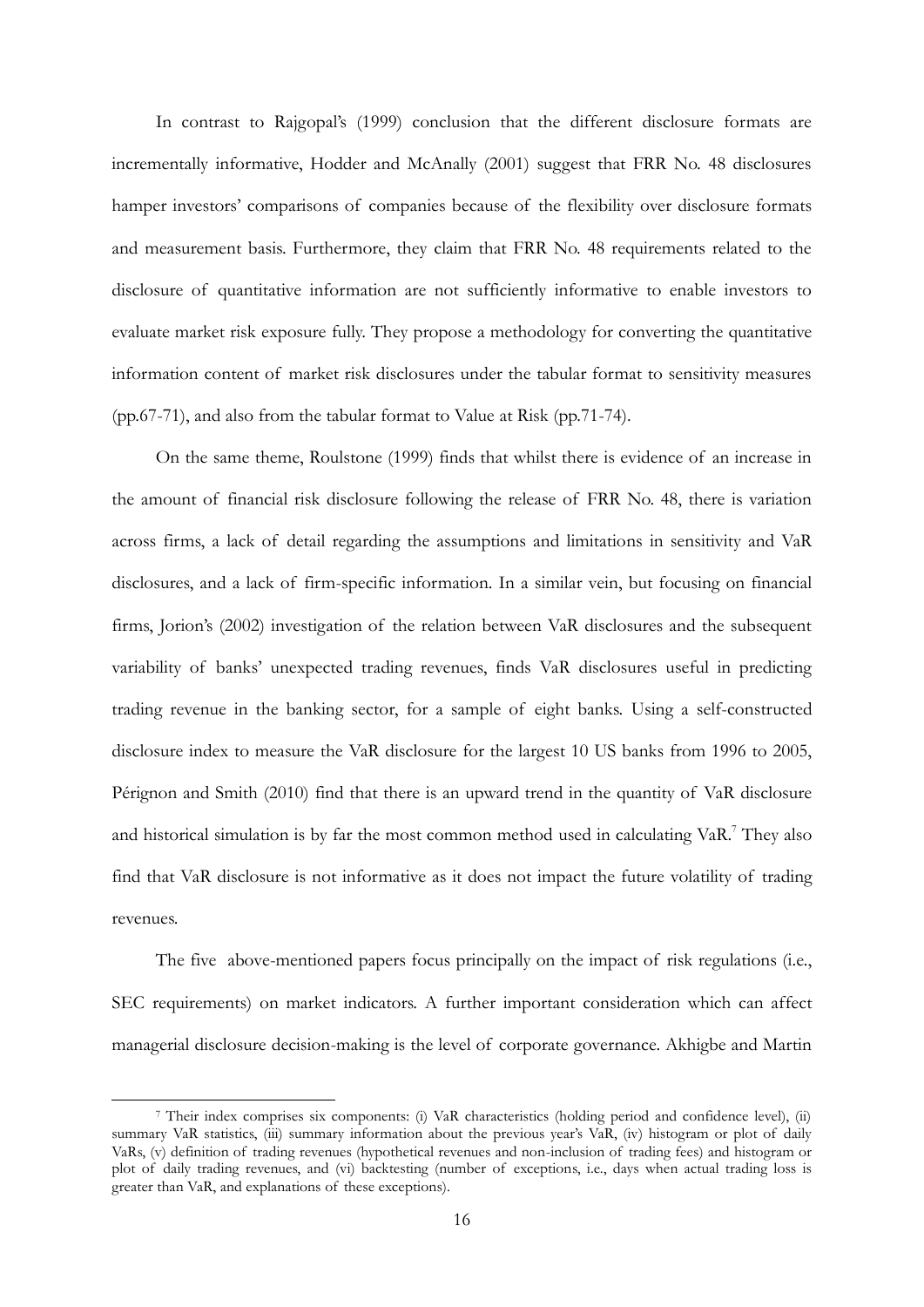In contrast to Rajgopal's (1999) conclusion that the different disclosure formats are incrementally informative, Hodder and McAnally (2001) suggest that FRR No. 48 disclosures hamper investors' comparisons of companies because of the flexibility over disclosure formats and measurement basis. Furthermore, they claim that FRR No. 48 requirements related to the disclosure of quantitative information are not sufficiently informative to enable investors to evaluate market risk exposure fully. They propose a methodology for converting the quantitative information content of market risk disclosures under the tabular format to sensitivity measures (pp.67-71), and also from the tabular format to Value at Risk (pp.71-74).

On the same theme, Roulstone (1999) finds that whilst there is evidence of an increase in the amount of financial risk disclosure following the release of FRR No. 48, there is variation across firms, a lack of detail regarding the assumptions and limitations in sensitivity and VaR disclosures, and a lack of firm-specific information. In a similar vein, but focusing on financial firms, Jorion's (2002) investigation of the relation between VaR disclosures and the subsequent variability of banks' unexpected trading revenues, finds VaR disclosures useful in predicting trading revenue in the banking sector, for a sample of eight banks. Using a self-constructed disclosure index to measure the VaR disclosure for the largest 10 US banks from 1996 to 2005, Pérignon and Smith (2010) find that there is an upward trend in the quantity of VaR disclosure and historical simulation is by far the most common method used in calculating VaR.[7] They also find that VaR disclosure is not informative as it does not impact the future volatility of trading revenues.

The five above-mentioned papers focus principally on the impact of risk regulations (i.e., SEC requirements) on market indicators. A further important consideration which can affect managerial disclosure decision-making is the level of corporate governance. Akhigbe and Martin

[7] Their index comprises six components: (i) VaR characteristics (holding period and confidence level), (ii) summary VaR statistics, (iii) summary information about the previous year's VaR, (iv) histogram or plot of daily VaRs, (v) definition of trading revenues (hypothetical revenues and non-inclusion of trading fees) and histogram or plot of daily trading revenues, and (vi) backtesting (number of exceptions, i.e., days when actual trading loss is greater than VaR, and explanations of these exceptions).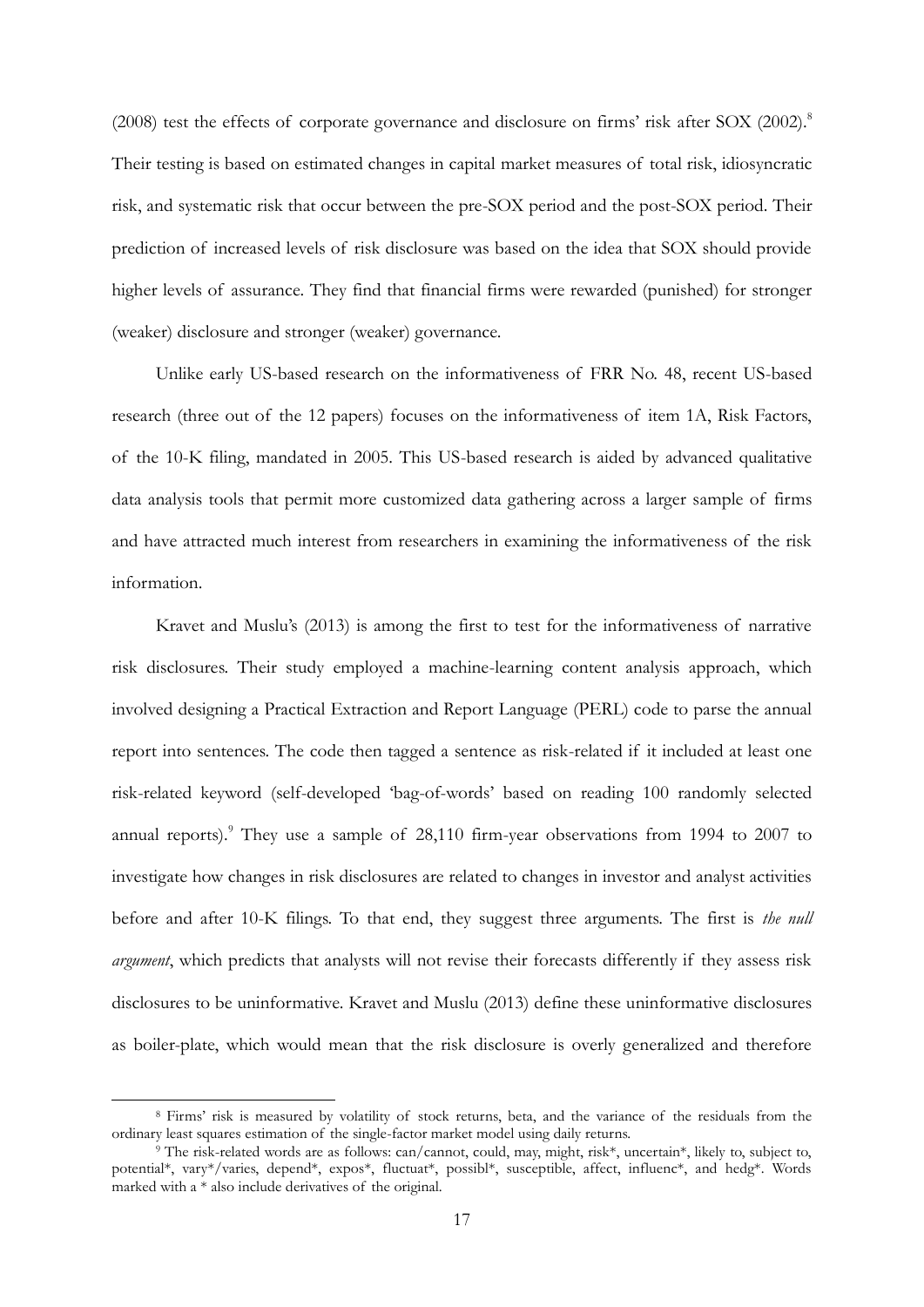(2008) test the effects of corporate governance and disclosure on firms' risk after SOX (2002).[8] Their testing is based on estimated changes in capital market measures of total risk, idiosyncratic risk, and systematic risk that occur between the pre-SOX period and the post-SOX period. Their prediction of increased levels of risk disclosure was based on the idea that SOX should provide higher levels of assurance. They find that financial firms were rewarded (punished) for stronger (weaker) disclosure and stronger (weaker) governance.

Unlike early US-based research on the informativeness of FRR No. 48, recent US-based research (three out of the 12 papers) focuses on the informativeness of item 1A, Risk Factors, of the 10-K filing, mandated in 2005. This US-based research is aided by advanced qualitative data analysis tools that permit more customized data gathering across a larger sample of firms and have attracted much interest from researchers in examining the informativeness of the risk information.

Kravet and Muslu's (2013) is among the first to test for the informativeness of narrative risk disclosures. Their study employed a machine-learning content analysis approach, which involved designing a Practical Extraction and Report Language (PERL) code to parse the annual report into sentences. The code then tagged a sentence as risk-related if it included at least one risk-related keyword (self-developed 'bag-of-words' based on reading 100 randomly selected annual reports).[9] They use a sample of 28,110 firm-year observations from 1994 to 2007 to investigate how changes in risk disclosures are related to changes in investor and analyst activities before and after 10-K filings. To that end, they suggest three arguments. The first is *the null argument*, which predicts that analysts will not revise their forecasts differently if they assess risk disclosures to be uninformative. Kravet and Muslu (2013) define these uninformative disclosures as boiler-plate, which would mean that the risk disclosure is overly generalized and therefore

[8] Firms' risk is measured by volatility of stock returns, beta, and the variance of the residuals from the ordinary least squares estimation of the single-factor market model using daily returns.

[9] The risk-related words are as follows: can/cannot, could, may, might, risk*, uncertain*, likely to, subject to, potential*, vary*/varies, depend*, expos*, fluctuat*, possibl*, susceptible, affect, influenc*, and hedg*. Words marked with a * also include derivatives of the original.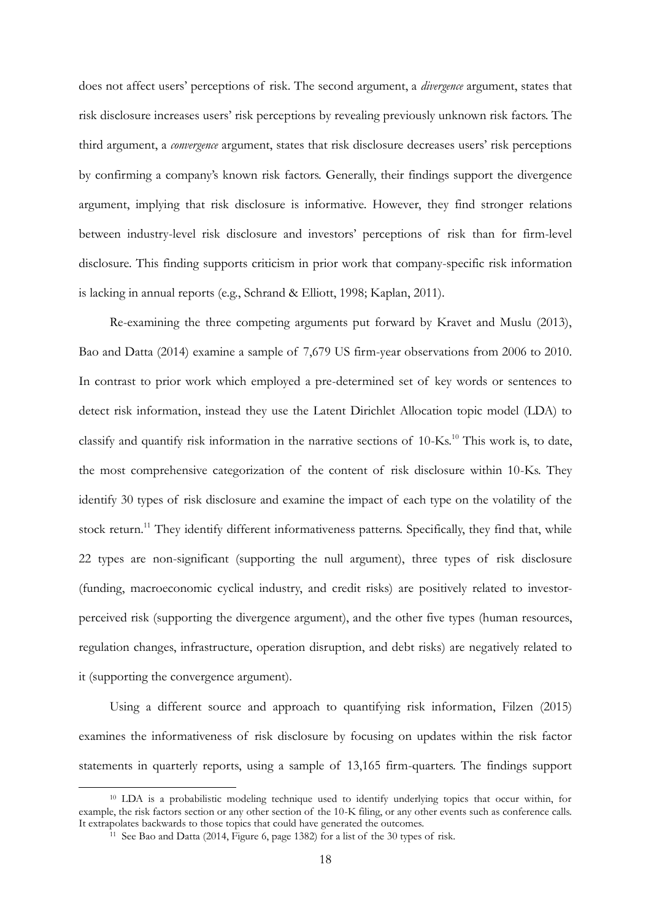does not affect users' perceptions of risk. The second argument, a *divergence* argument, states that risk disclosure increases users' risk perceptions by revealing previously unknown risk factors. The third argument, a *convergence* argument, states that risk disclosure decreases users' risk perceptions by confirming a company's known risk factors. Generally, their findings support the divergence argument, implying that risk disclosure is informative. However, they find stronger relations between industry-level risk disclosure and investors' perceptions of risk than for firm-level disclosure. This finding supports criticism in prior work that company-specific risk information is lacking in annual reports (e.g., Schrand & Elliott, 1998; Kaplan, 2011).

Re-examining the three competing arguments put forward by Kravet and Muslu (2013), Bao and Datta (2014) examine a sample of 7,679 US firm-year observations from 2006 to 2010. In contrast to prior work which employed a pre-determined set of key words or sentences to detect risk information, instead they use the Latent Dirichlet Allocation topic model (LDA) to classify and quantify risk information in the narrative sections of 10-Ks.[10] This work is, to date, the most comprehensive categorization of the content of risk disclosure within 10-Ks. They identify 30 types of risk disclosure and examine the impact of each type on the volatility of the stock return.[11] They identify different informativeness patterns. Specifically, they find that, while 22 types are non-significant (supporting the null argument), three types of risk disclosure (funding, macroeconomic cyclical industry, and credit risks) are positively related to investor-perceived risk (supporting the divergence argument), and the other five types (human resources, regulation changes, infrastructure, operation disruption, and debt risks) are negatively related to it (supporting the convergence argument).

Using a different source and approach to quantifying risk information, Filzen (2015) examines the informativeness of risk disclosure by focusing on updates within the risk factor statements in quarterly reports, using a sample of 13,165 firm-quarters. The findings support

[10] LDA is a probabilistic modeling technique used to identify underlying topics that occur within, for example, the risk factors section or any other section of the 10-K filing, or any other events such as conference calls. It extrapolates backwards to those topics that could have generated the outcomes.

[11] See Bao and Datta (2014, Figure 6, page 1382) for a list of the 30 types of risk.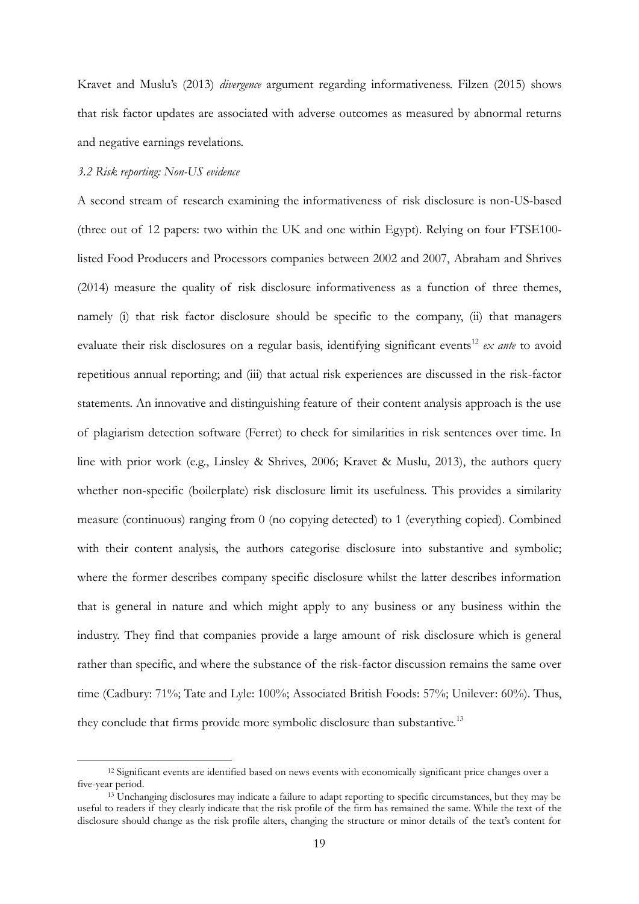Kravet and Muslu's (2013) *divergence* argument regarding informativeness. Filzen (2015) shows that risk factor updates are associated with adverse outcomes as measured by abnormal returns and negative earnings revelations.

*3.2 Risk reporting: Non-US evidence*

A second stream of research examining the informativeness of risk disclosure is non-US-based (three out of 12 papers: two within the UK and one within Egypt). Relying on four FTSE100-listed Food Producers and Processors companies between 2002 and 2007, Abraham and Shrives (2014) measure the quality of risk disclosure informativeness as a function of three themes, namely (i) that risk factor disclosure should be specific to the company, (ii) that managers evaluate their risk disclosures on a regular basis, identifying significant events[12] *ex ante* to avoid repetitious annual reporting; and (iii) that actual risk experiences are discussed in the risk-factor statements. An innovative and distinguishing feature of their content analysis approach is the use of plagiarism detection software (Ferret) to check for similarities in risk sentences over time. In line with prior work (e.g., Linsley & Shrives, 2006; Kravet & Muslu, 2013), the authors query whether non-specific (boilerplate) risk disclosure limit its usefulness. This provides a similarity measure (continuous) ranging from 0 (no copying detected) to 1 (everything copied). Combined with their content analysis, the authors categorise disclosure into substantive and symbolic; where the former describes company specific disclosure whilst the latter describes information that is general in nature and which might apply to any business or any business within the industry. They find that companies provide a large amount of risk disclosure which is general rather than specific, and where the substance of the risk-factor discussion remains the same over time (Cadbury: 71%; Tate and Lyle: 100%; Associated British Foods: 57%; Unilever: 60%). Thus, they conclude that firms provide more symbolic disclosure than substantive.[13]

[12] Significant events are identified based on news events with economically significant price changes over a five-year period.

[13] Unchanging disclosures may indicate a failure to adapt reporting to specific circumstances, but they may be useful to readers if they clearly indicate that the risk profile of the firm has remained the same. While the text of the disclosure should change as the risk profile alters, changing the structure or minor details of the text's content for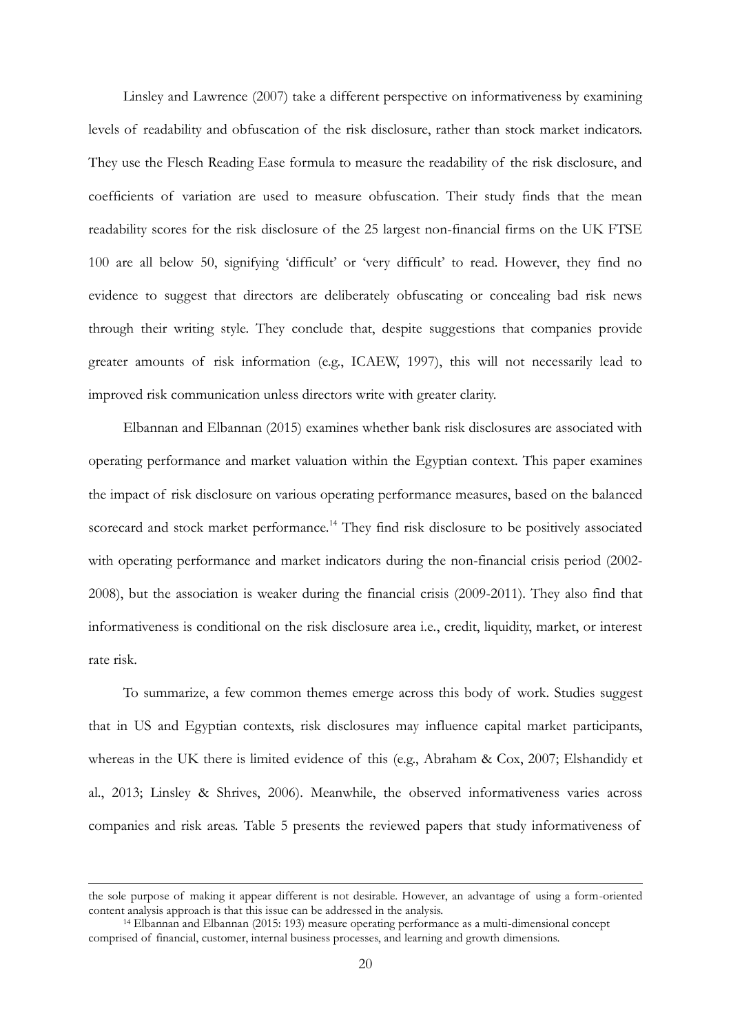Linsley and Lawrence (2007) take a different perspective on informativeness by examining levels of readability and obfuscation of the risk disclosure, rather than stock market indicators. They use the Flesch Reading Ease formula to measure the readability of the risk disclosure, and coefficients of variation are used to measure obfuscation. Their study finds that the mean readability scores for the risk disclosure of the 25 largest non-financial firms on the UK FTSE 100 are all below 50, signifying 'difficult' or 'very difficult' to read. However, they find no evidence to suggest that directors are deliberately obfuscating or concealing bad risk news through their writing style. They conclude that, despite suggestions that companies provide greater amounts of risk information (e.g., ICAEW, 1997), this will not necessarily lead to improved risk communication unless directors write with greater clarity.

Elbannan and Elbannan (2015) examines whether bank risk disclosures are associated with operating performance and market valuation within the Egyptian context. This paper examines the impact of risk disclosure on various operating performance measures, based on the balanced scorecard and stock market performance.[14] They find risk disclosure to be positively associated with operating performance and market indicators during the non-financial crisis period (2002-2008), but the association is weaker during the financial crisis (2009-2011). They also find that informativeness is conditional on the risk disclosure area i.e., credit, liquidity, market, or interest rate risk.

To summarize, a few common themes emerge across this body of work. Studies suggest that in US and Egyptian contexts, risk disclosures may influence capital market participants, whereas in the UK there is limited evidence of this (e.g., Abraham & Cox, 2007; Elshandidy et al., 2013; Linsley & Shrives, 2006). Meanwhile, the observed informativeness varies across companies and risk areas. Table 5 presents the reviewed papers that study informativeness of

---

the sole purpose of making it appear different is not desirable. However, an advantage of using a form-oriented content analysis approach is that this issue can be addressed in the analysis.

[14] Elbannan and Elbannan (2015: 193) measure operating performance as a multi-dimensional concept comprised of financial, customer, internal business processes, and learning and growth dimensions.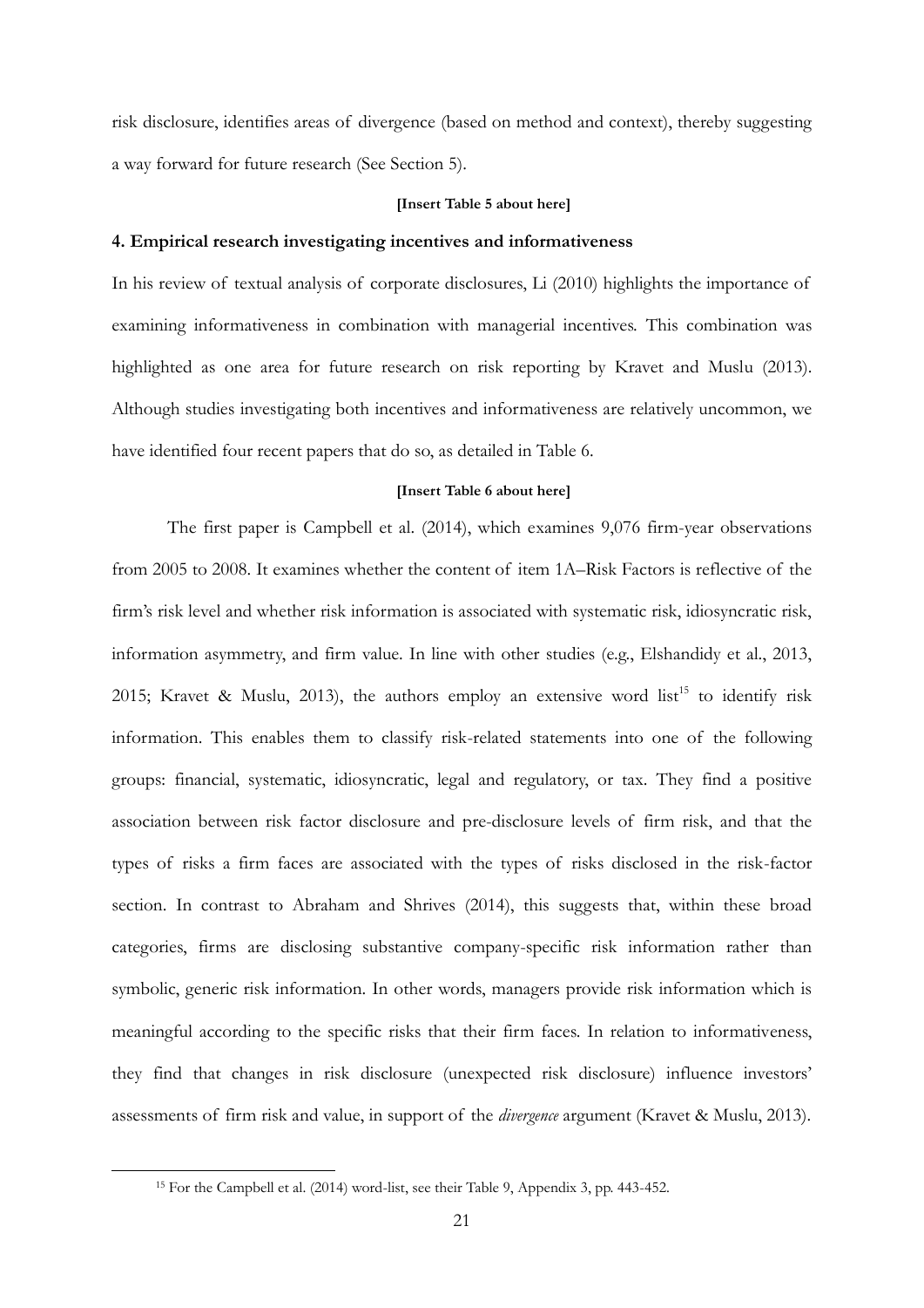risk disclosure, identifies areas of divergence (based on method and context), thereby suggesting a way forward for future research (See Section 5).

**[Insert Table 5 about here]**

## 4. Empirical research investigating incentives and informativeness

In his review of textual analysis of corporate disclosures, Li (2010) highlights the importance of examining informativeness in combination with managerial incentives. This combination was highlighted as one area for future research on risk reporting by Kravet and Muslu (2013). Although studies investigating both incentives and informativeness are relatively uncommon, we have identified four recent papers that do so, as detailed in Table 6.

**[Insert Table 6 about here]**

The first paper is Campbell et al. (2014), which examines 9,076 firm-year observations from 2005 to 2008. It examines whether the content of item 1A–Risk Factors is reflective of the firm's risk level and whether risk information is associated with systematic risk, idiosyncratic risk, information asymmetry, and firm value. In line with other studies (e.g., Elshandidy et al., 2013, 2015; Kravet & Muslu, 2013), the authors employ an extensive word list[15] to identify risk information. This enables them to classify risk-related statements into one of the following groups: financial, systematic, idiosyncratic, legal and regulatory, or tax. They find a positive association between risk factor disclosure and pre-disclosure levels of firm risk, and that the types of risks a firm faces are associated with the types of risks disclosed in the risk-factor section. In contrast to Abraham and Shrives (2014), this suggests that, within these broad categories, firms are disclosing substantive company-specific risk information rather than symbolic, generic risk information. In other words, managers provide risk information which is meaningful according to the specific risks that their firm faces. In relation to informativeness, they find that changes in risk disclosure (unexpected risk disclosure) influence investors' assessments of firm risk and value, in support of the *divergence* argument (Kravet & Muslu, 2013).

[15] For the Campbell et al. (2014) word-list, see their Table 9, Appendix 3, pp. 443-452.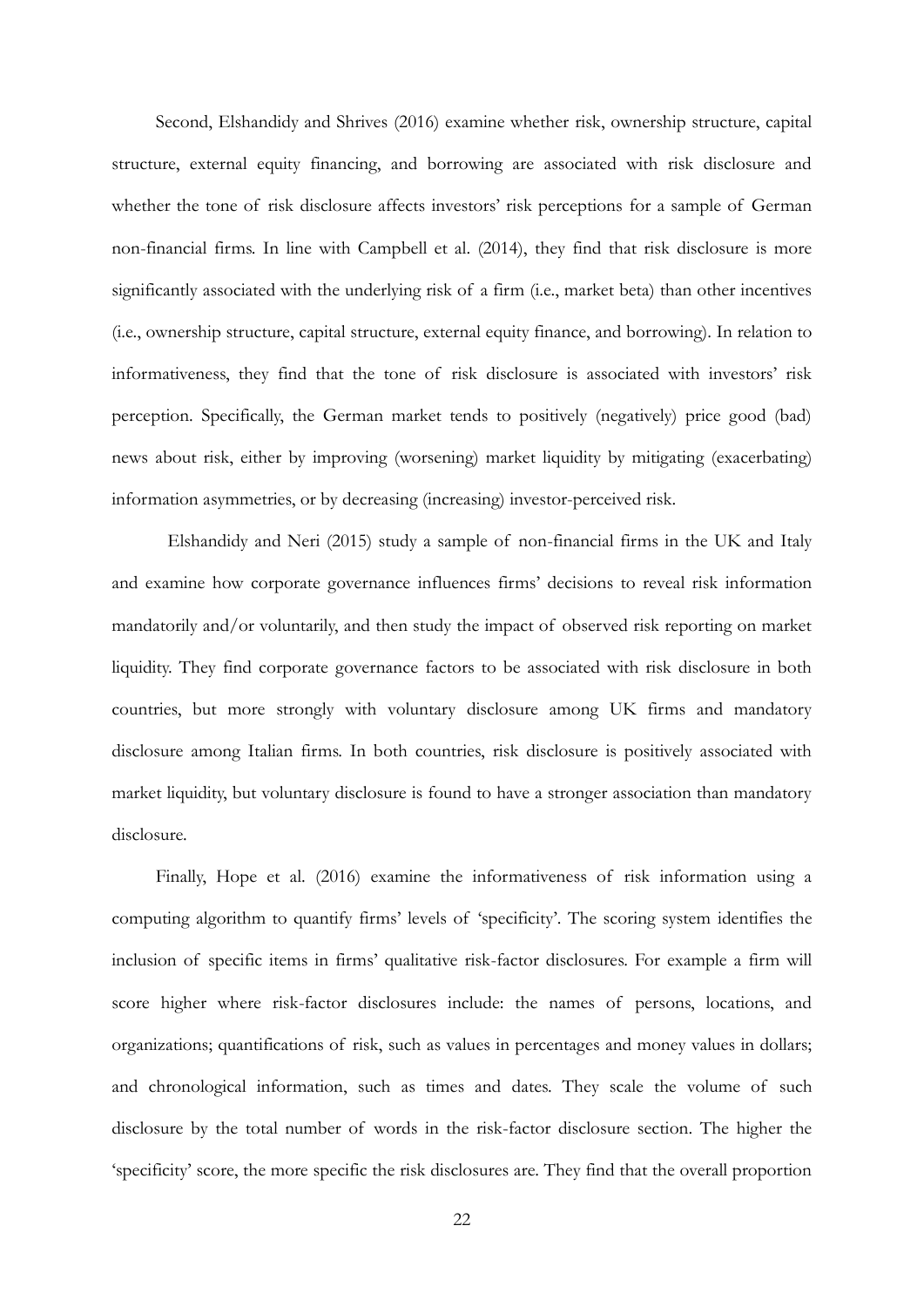Second, Elshandidy and Shrives (2016) examine whether risk, ownership structure, capital structure, external equity financing, and borrowing are associated with risk disclosure and whether the tone of risk disclosure affects investors' risk perceptions for a sample of German non-financial firms. In line with Campbell et al. (2014), they find that risk disclosure is more significantly associated with the underlying risk of a firm (i.e., market beta) than other incentives (i.e., ownership structure, capital structure, external equity finance, and borrowing). In relation to informativeness, they find that the tone of risk disclosure is associated with investors' risk perception. Specifically, the German market tends to positively (negatively) price good (bad) news about risk, either by improving (worsening) market liquidity by mitigating (exacerbating) information asymmetries, or by decreasing (increasing) investor-perceived risk.

Elshandidy and Neri (2015) study a sample of non-financial firms in the UK and Italy and examine how corporate governance influences firms' decisions to reveal risk information mandatorily and/or voluntarily, and then study the impact of observed risk reporting on market liquidity. They find corporate governance factors to be associated with risk disclosure in both countries, but more strongly with voluntary disclosure among UK firms and mandatory disclosure among Italian firms. In both countries, risk disclosure is positively associated with market liquidity, but voluntary disclosure is found to have a stronger association than mandatory disclosure.

Finally, Hope et al. (2016) examine the informativeness of risk information using a computing algorithm to quantify firms' levels of 'specificity'. The scoring system identifies the inclusion of specific items in firms' qualitative risk-factor disclosures. For example a firm will score higher where risk-factor disclosures include: the names of persons, locations, and organizations; quantifications of risk, such as values in percentages and money values in dollars; and chronological information, such as times and dates. They scale the volume of such disclosure by the total number of words in the risk-factor disclosure section. The higher the 'specificity' score, the more specific the risk disclosures are. They find that the overall proportion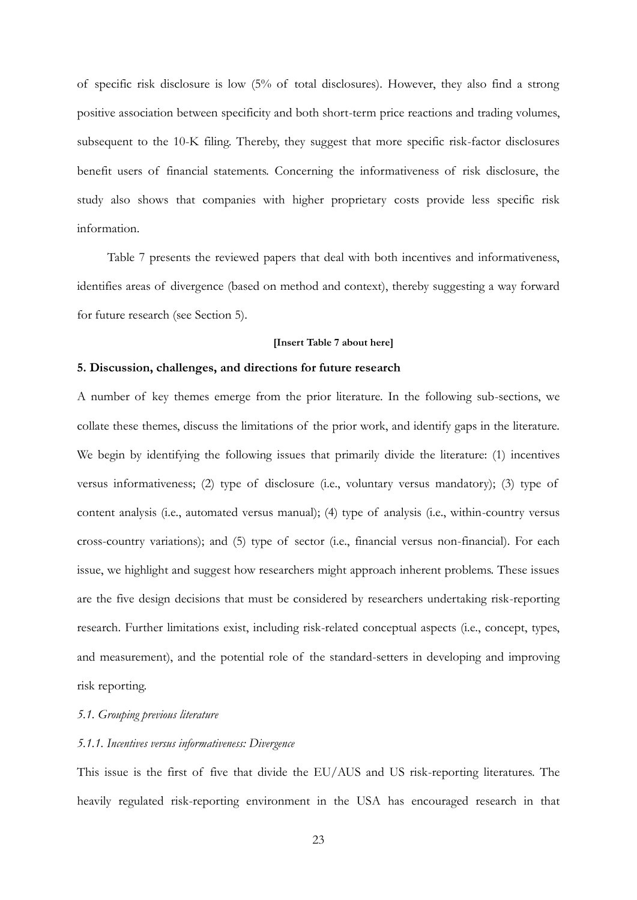of specific risk disclosure is low (5% of total disclosures). However, they also find a strong positive association between specificity and both short-term price reactions and trading volumes, subsequent to the 10-K filing. Thereby, they suggest that more specific risk-factor disclosures benefit users of financial statements. Concerning the informativeness of risk disclosure, the study also shows that companies with higher proprietary costs provide less specific risk information.

Table 7 presents the reviewed papers that deal with both incentives and informativeness, identifies areas of divergence (based on method and context), thereby suggesting a way forward for future research (see Section 5).

**[Insert Table 7 about here]**

## 5. Discussion, challenges, and directions for future research

A number of key themes emerge from the prior literature. In the following sub-sections, we collate these themes, discuss the limitations of the prior work, and identify gaps in the literature. We begin by identifying the following issues that primarily divide the literature: (1) incentives versus informativeness; (2) type of disclosure (i.e., voluntary versus mandatory); (3) type of content analysis (i.e., automated versus manual); (4) type of analysis (i.e., within-country versus cross-country variations); and (5) type of sector (i.e., financial versus non-financial). For each issue, we highlight and suggest how researchers might approach inherent problems. These issues are the five design decisions that must be considered by researchers undertaking risk-reporting research. Further limitations exist, including risk-related conceptual aspects (i.e., concept, types, and measurement), and the potential role of the standard-setters in developing and improving risk reporting.

### *5.1. Grouping previous literature*

#### *5.1.1. Incentives versus informativeness: Divergence*

This issue is the first of five that divide the EU/AUS and US risk-reporting literatures. The heavily regulated risk-reporting environment in the USA has encouraged research in that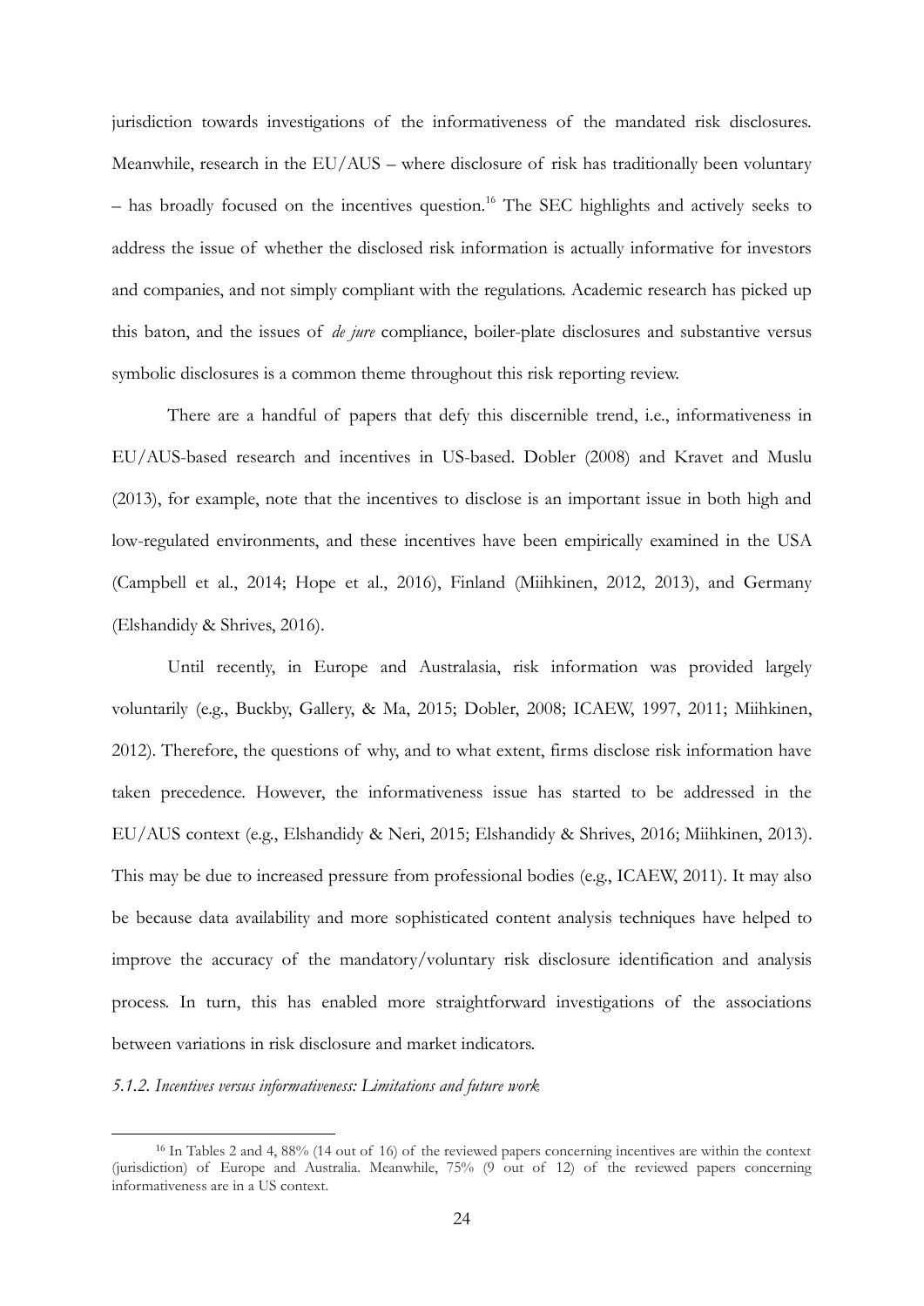jurisdiction towards investigations of the informativeness of the mandated risk disclosures. Meanwhile, research in the EU/AUS – where disclosure of risk has traditionally been voluntary – has broadly focused on the incentives question.[16] The SEC highlights and actively seeks to address the issue of whether the disclosed risk information is actually informative for investors and companies, and not simply compliant with the regulations. Academic research has picked up this baton, and the issues of *de jure* compliance, boiler-plate disclosures and substantive versus symbolic disclosures is a common theme throughout this risk reporting review.

There are a handful of papers that defy this discernible trend, i.e., informativeness in EU/AUS-based research and incentives in US-based. Dobler (2008) and Kravet and Muslu (2013), for example, note that the incentives to disclose is an important issue in both high and low-regulated environments, and these incentives have been empirically examined in the USA (Campbell et al., 2014; Hope et al., 2016), Finland (Miihkinen, 2012, 2013), and Germany (Elshandidy & Shrives, 2016).

Until recently, in Europe and Australasia, risk information was provided largely voluntarily (e.g., Buckby, Gallery, & Ma, 2015; Dobler, 2008; ICAEW, 1997, 2011; Miihkinen, 2012). Therefore, the questions of why, and to what extent, firms disclose risk information have taken precedence. However, the informativeness issue has started to be addressed in the EU/AUS context (e.g., Elshandidy & Neri, 2015; Elshandidy & Shrives, 2016; Miihkinen, 2013). This may be due to increased pressure from professional bodies (e.g., ICAEW, 2011). It may also be because data availability and more sophisticated content analysis techniques have helped to improve the accuracy of the mandatory/voluntary risk disclosure identification and analysis process. In turn, this has enabled more straightforward investigations of the associations between variations in risk disclosure and market indicators.

*5.1.2. Incentives versus informativeness: Limitations and future work*

[16] In Tables 2 and 4, 88% (14 out of 16) of the reviewed papers concerning incentives are within the context (jurisdiction) of Europe and Australia. Meanwhile, 75% (9 out of 12) of the reviewed papers concerning informativeness are in a US context.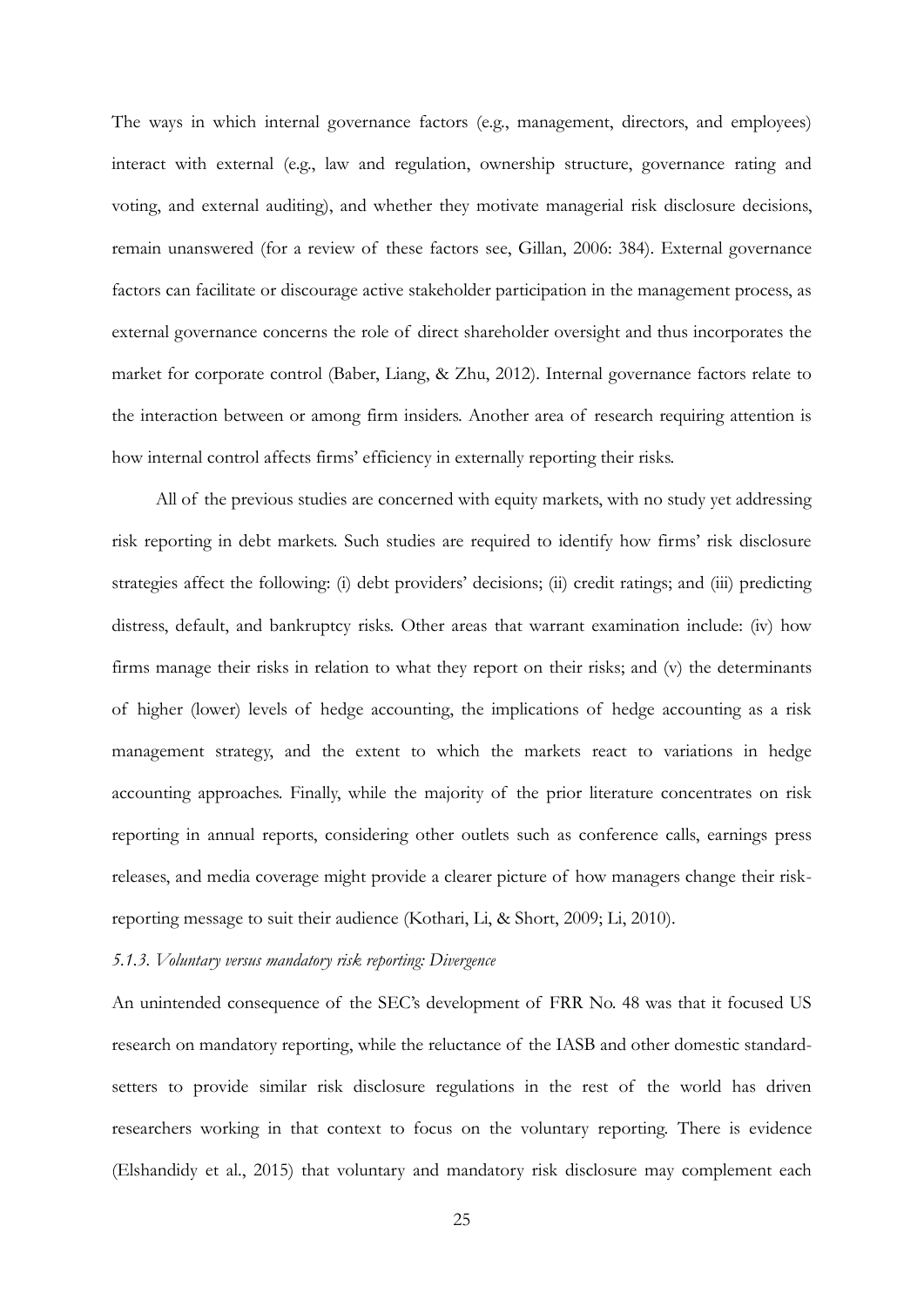The ways in which internal governance factors (e.g., management, directors, and employees) interact with external (e.g., law and regulation, ownership structure, governance rating and voting, and external auditing), and whether they motivate managerial risk disclosure decisions, remain unanswered (for a review of these factors see, Gillan, 2006: 384). External governance factors can facilitate or discourage active stakeholder participation in the management process, as external governance concerns the role of direct shareholder oversight and thus incorporates the market for corporate control (Baber, Liang, & Zhu, 2012). Internal governance factors relate to the interaction between or among firm insiders. Another area of research requiring attention is how internal control affects firms' efficiency in externally reporting their risks.

All of the previous studies are concerned with equity markets, with no study yet addressing risk reporting in debt markets. Such studies are required to identify how firms' risk disclosure strategies affect the following: (i) debt providers' decisions; (ii) credit ratings; and (iii) predicting distress, default, and bankruptcy risks. Other areas that warrant examination include: (iv) how firms manage their risks in relation to what they report on their risks; and (v) the determinants of higher (lower) levels of hedge accounting, the implications of hedge accounting as a risk management strategy, and the extent to which the markets react to variations in hedge accounting approaches. Finally, while the majority of the prior literature concentrates on risk reporting in annual reports, considering other outlets such as conference calls, earnings press releases, and media coverage might provide a clearer picture of how managers change their risk-reporting message to suit their audience (Kothari, Li, & Short, 2009; Li, 2010).

*5.1.3. Voluntary versus mandatory risk reporting: Divergence*

An unintended consequence of the SEC's development of FRR No. 48 was that it focused US research on mandatory reporting, while the reluctance of the IASB and other domestic standard-setters to provide similar risk disclosure regulations in the rest of the world has driven researchers working in that context to focus on the voluntary reporting. There is evidence (Elshandidy et al., 2015) that voluntary and mandatory risk disclosure may complement each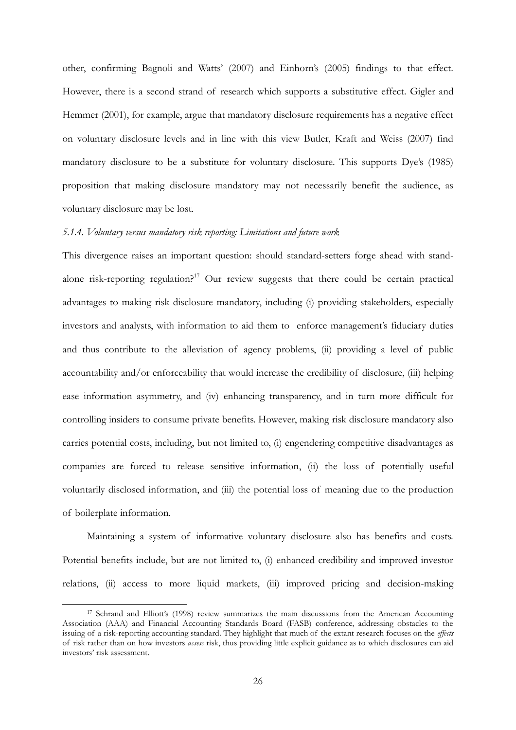other, confirming Bagnoli and Watts' (2007) and Einhorn's (2005) findings to that effect. However, there is a second strand of research which supports a substitutive effect. Gigler and Hemmer (2001), for example, argue that mandatory disclosure requirements has a negative effect on voluntary disclosure levels and in line with this view Butler, Kraft and Weiss (2007) find mandatory disclosure to be a substitute for voluntary disclosure. This supports Dye's (1985) proposition that making disclosure mandatory may not necessarily benefit the audience, as voluntary disclosure may be lost.

#### *5.1.4. Voluntary versus mandatory risk reporting: Limitations and future work*

This divergence raises an important question: should standard-setters forge ahead with stand-alone risk-reporting regulation?[17] Our review suggests that there could be certain practical advantages to making risk disclosure mandatory, including (i) providing stakeholders, especially investors and analysts, with information to aid them to enforce management's fiduciary duties and thus contribute to the alleviation of agency problems, (ii) providing a level of public accountability and/or enforceability that would increase the credibility of disclosure, (iii) helping ease information asymmetry, and (iv) enhancing transparency, and in turn more difficult for controlling insiders to consume private benefits. However, making risk disclosure mandatory also carries potential costs, including, but not limited to, (i) engendering competitive disadvantages as companies are forced to release sensitive information, (ii) the loss of potentially useful voluntarily disclosed information, and (iii) the potential loss of meaning due to the production of boilerplate information.

Maintaining a system of informative voluntary disclosure also has benefits and costs. Potential benefits include, but are not limited to, (i) enhanced credibility and improved investor relations, (ii) access to more liquid markets, (iii) improved pricing and decision-making

---

[17] Schrand and Elliott's (1998) review summarizes the main discussions from the American Accounting Association (AAA) and Financial Accounting Standards Board (FASB) conference, addressing obstacles to the issuing of a risk-reporting accounting standard. They highlight that much of the extant research focuses on the *effects* of risk rather than on how investors *assess* risk, thus providing little explicit guidance as to which disclosures can aid investors' risk assessment.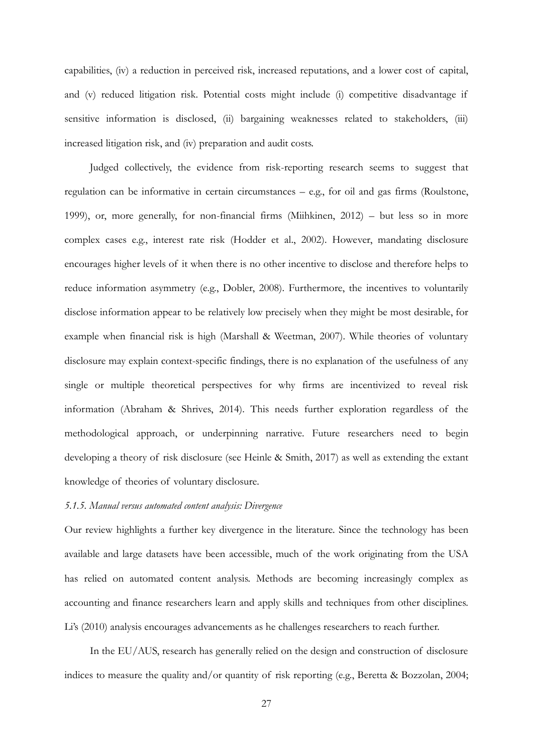capabilities, (iv) a reduction in perceived risk, increased reputations, and a lower cost of capital, and (v) reduced litigation risk. Potential costs might include (i) competitive disadvantage if sensitive information is disclosed, (ii) bargaining weaknesses related to stakeholders, (iii) increased litigation risk, and (iv) preparation and audit costs.

Judged collectively, the evidence from risk-reporting research seems to suggest that regulation can be informative in certain circumstances – e.g., for oil and gas firms (Roulstone, 1999), or, more generally, for non-financial firms (Miihkinen, 2012) – but less so in more complex cases e.g., interest rate risk (Hodder et al., 2002). However, mandating disclosure encourages higher levels of it when there is no other incentive to disclose and therefore helps to reduce information asymmetry (e.g., Dobler, 2008). Furthermore, the incentives to voluntarily disclose information appear to be relatively low precisely when they might be most desirable, for example when financial risk is high (Marshall & Weetman, 2007). While theories of voluntary disclosure may explain context-specific findings, there is no explanation of the usefulness of any single or multiple theoretical perspectives for why firms are incentivized to reveal risk information (Abraham & Shrives, 2014). This needs further exploration regardless of the methodological approach, or underpinning narrative. Future researchers need to begin developing a theory of risk disclosure (see Heinle & Smith, 2017) as well as extending the extant knowledge of theories of voluntary disclosure.

#### *5.1.5. Manual versus automated content analysis: Divergence*

Our review highlights a further key divergence in the literature. Since the technology has been available and large datasets have been accessible, much of the work originating from the USA has relied on automated content analysis. Methods are becoming increasingly complex as accounting and finance researchers learn and apply skills and techniques from other disciplines. Li's (2010) analysis encourages advancements as he challenges researchers to reach further.

In the EU/AUS, research has generally relied on the design and construction of disclosure indices to measure the quality and/or quantity of risk reporting (e.g., Beretta & Bozzolan, 2004;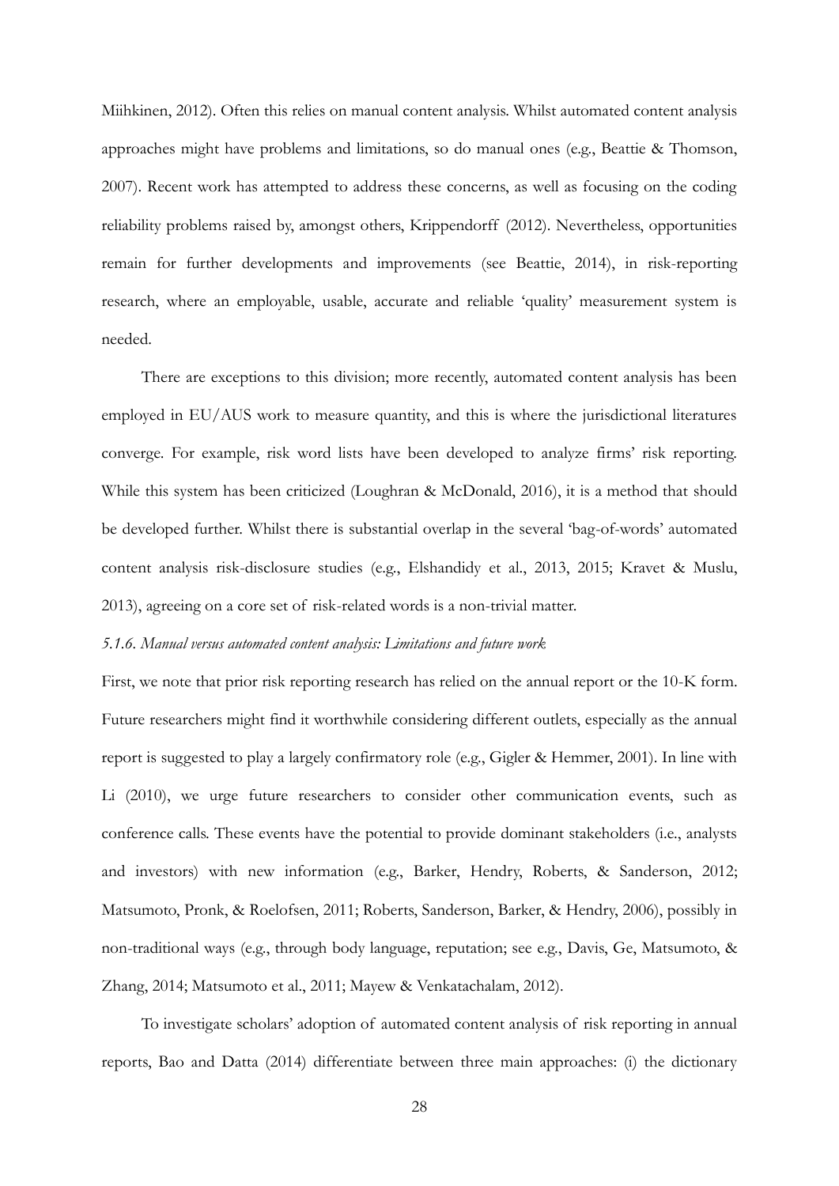Miihkinen, 2012). Often this relies on manual content analysis. Whilst automated content analysis approaches might have problems and limitations, so do manual ones (e.g., Beattie & Thomson, 2007). Recent work has attempted to address these concerns, as well as focusing on the coding reliability problems raised by, amongst others, Krippendorff (2012). Nevertheless, opportunities remain for further developments and improvements (see Beattie, 2014), in risk-reporting research, where an employable, usable, accurate and reliable 'quality' measurement system is needed.

There are exceptions to this division; more recently, automated content analysis has been employed in EU/AUS work to measure quantity, and this is where the jurisdictional literatures converge. For example, risk word lists have been developed to analyze firms' risk reporting. While this system has been criticized (Loughran & McDonald, 2016), it is a method that should be developed further. Whilst there is substantial overlap in the several 'bag-of-words' automated content analysis risk-disclosure studies (e.g., Elshandidy et al., 2013, 2015; Kravet & Muslu, 2013), agreeing on a core set of risk-related words is a non-trivial matter.

*5.1.6. Manual versus automated content analysis: Limitations and future work*

First, we note that prior risk reporting research has relied on the annual report or the 10-K form. Future researchers might find it worthwhile considering different outlets, especially as the annual report is suggested to play a largely confirmatory role (e.g., Gigler & Hemmer, 2001). In line with Li (2010), we urge future researchers to consider other communication events, such as conference calls. These events have the potential to provide dominant stakeholders (i.e., analysts and investors) with new information (e.g., Barker, Hendry, Roberts, & Sanderson, 2012; Matsumoto, Pronk, & Roelofsen, 2011; Roberts, Sanderson, Barker, & Hendry, 2006), possibly in non-traditional ways (e.g., through body language, reputation; see e.g., Davis, Ge, Matsumoto, & Zhang, 2014; Matsumoto et al., 2011; Mayew & Venkatachalam, 2012).

To investigate scholars' adoption of automated content analysis of risk reporting in annual reports, Bao and Datta (2014) differentiate between three main approaches: (i) the dictionary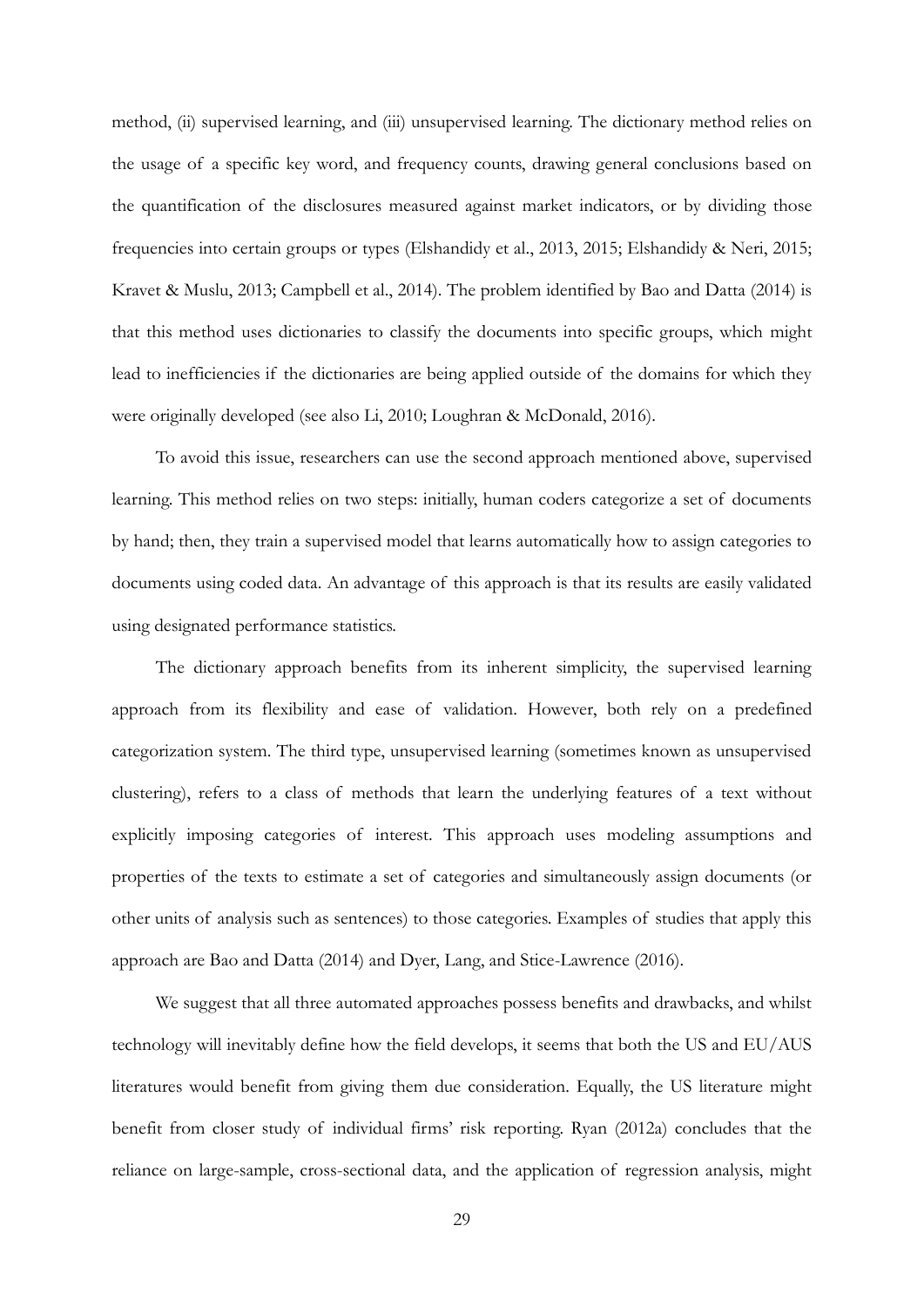method, (ii) supervised learning, and (iii) unsupervised learning. The dictionary method relies on the usage of a specific key word, and frequency counts, drawing general conclusions based on the quantification of the disclosures measured against market indicators, or by dividing those frequencies into certain groups or types (Elshandidy et al., 2013, 2015; Elshandidy & Neri, 2015; Kravet & Muslu, 2013; Campbell et al., 2014). The problem identified by Bao and Datta (2014) is that this method uses dictionaries to classify the documents into specific groups, which might lead to inefficiencies if the dictionaries are being applied outside of the domains for which they were originally developed (see also Li, 2010; Loughran & McDonald, 2016).

To avoid this issue, researchers can use the second approach mentioned above, supervised learning. This method relies on two steps: initially, human coders categorize a set of documents by hand; then, they train a supervised model that learns automatically how to assign categories to documents using coded data. An advantage of this approach is that its results are easily validated using designated performance statistics.

The dictionary approach benefits from its inherent simplicity, the supervised learning approach from its flexibility and ease of validation. However, both rely on a predefined categorization system. The third type, unsupervised learning (sometimes known as unsupervised clustering), refers to a class of methods that learn the underlying features of a text without explicitly imposing categories of interest. This approach uses modeling assumptions and properties of the texts to estimate a set of categories and simultaneously assign documents (or other units of analysis such as sentences) to those categories. Examples of studies that apply this approach are Bao and Datta (2014) and Dyer, Lang, and Stice-Lawrence (2016).

We suggest that all three automated approaches possess benefits and drawbacks, and whilst technology will inevitably define how the field develops, it seems that both the US and EU/AUS literatures would benefit from giving them due consideration. Equally, the US literature might benefit from closer study of individual firms' risk reporting. Ryan (2012a) concludes that the reliance on large-sample, cross-sectional data, and the application of regression analysis, might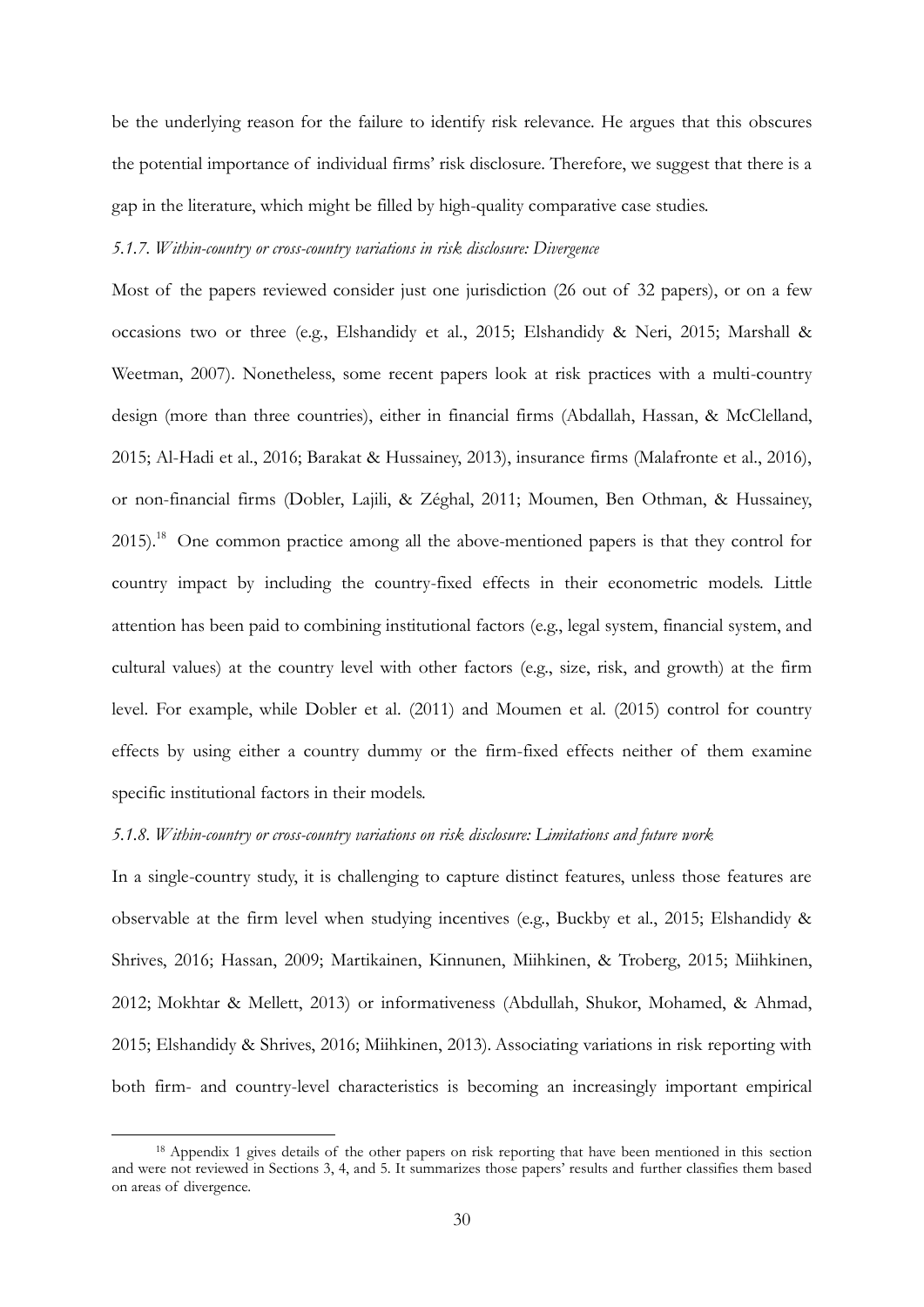be the underlying reason for the failure to identify risk relevance. He argues that this obscures the potential importance of individual firms' risk disclosure. Therefore, we suggest that there is a gap in the literature, which might be filled by high-quality comparative case studies.

*5.1.7. Within-country or cross-country variations in risk disclosure: Divergence*

Most of the papers reviewed consider just one jurisdiction (26 out of 32 papers), or on a few occasions two or three (e.g., Elshandidy et al., 2015; Elshandidy & Neri, 2015; Marshall & Weetman, 2007). Nonetheless, some recent papers look at risk practices with a multi-country design (more than three countries), either in financial firms (Abdallah, Hassan, & McClelland, 2015; Al-Hadi et al., 2016; Barakat & Hussainey, 2013), insurance firms (Malafronte et al., 2016), or non-financial firms (Dobler, Lajili, & Zéghal, 2011; Moumen, Ben Othman, & Hussainey, 2015).[18] One common practice among all the above-mentioned papers is that they control for country impact by including the country-fixed effects in their econometric models. Little attention has been paid to combining institutional factors (e.g., legal system, financial system, and cultural values) at the country level with other factors (e.g., size, risk, and growth) at the firm level. For example, while Dobler et al. (2011) and Moumen et al. (2015) control for country effects by using either a country dummy or the firm-fixed effects neither of them examine specific institutional factors in their models.

*5.1.8. Within-country or cross-country variations on risk disclosure: Limitations and future work*

In a single-country study, it is challenging to capture distinct features, unless those features are observable at the firm level when studying incentives (e.g., Buckby et al., 2015; Elshandidy & Shrives, 2016; Hassan, 2009; Martikainen, Kinnunen, Miihkinen, & Troberg, 2015; Miihkinen, 2012; Mokhtar & Mellett, 2013) or informativeness (Abdullah, Shukor, Mohamed, & Ahmad, 2015; Elshandidy & Shrives, 2016; Miihkinen, 2013). Associating variations in risk reporting with both firm- and country-level characteristics is becoming an increasingly important empirical

[18] Appendix 1 gives details of the other papers on risk reporting that have been mentioned in this section and were not reviewed in Sections 3, 4, and 5. It summarizes those papers' results and further classifies them based on areas of divergence.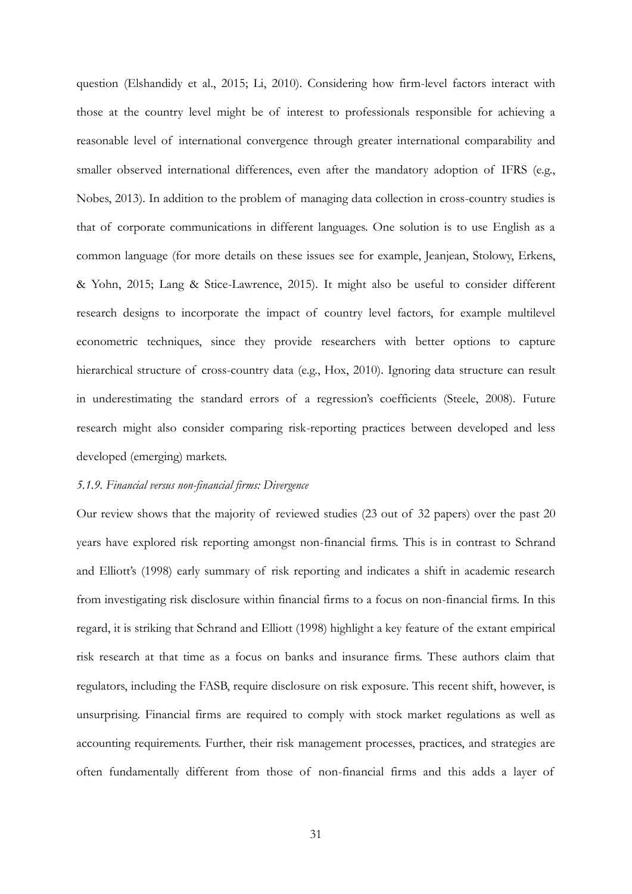question (Elshandidy et al., 2015; Li, 2010). Considering how firm-level factors interact with those at the country level might be of interest to professionals responsible for achieving a reasonable level of international convergence through greater international comparability and smaller observed international differences, even after the mandatory adoption of IFRS (e.g., Nobes, 2013). In addition to the problem of managing data collection in cross-country studies is that of corporate communications in different languages. One solution is to use English as a common language (for more details on these issues see for example, Jeanjean, Stolowy, Erkens, & Yohn, 2015; Lang & Stice-Lawrence, 2015). It might also be useful to consider different research designs to incorporate the impact of country level factors, for example multilevel econometric techniques, since they provide researchers with better options to capture hierarchical structure of cross-country data (e.g., Hox, 2010). Ignoring data structure can result in underestimating the standard errors of a regression's coefficients (Steele, 2008). Future research might also consider comparing risk-reporting practices between developed and less developed (emerging) markets.

*5.1.9. Financial versus non-financial firms: Divergence*

Our review shows that the majority of reviewed studies (23 out of 32 papers) over the past 20 years have explored risk reporting amongst non-financial firms. This is in contrast to Schrand and Elliott's (1998) early summary of risk reporting and indicates a shift in academic research from investigating risk disclosure within financial firms to a focus on non-financial firms. In this regard, it is striking that Schrand and Elliott (1998) highlight a key feature of the extant empirical risk research at that time as a focus on banks and insurance firms. These authors claim that regulators, including the FASB, require disclosure on risk exposure. This recent shift, however, is unsurprising. Financial firms are required to comply with stock market regulations as well as accounting requirements. Further, their risk management processes, practices, and strategies are often fundamentally different from those of non-financial firms and this adds a layer of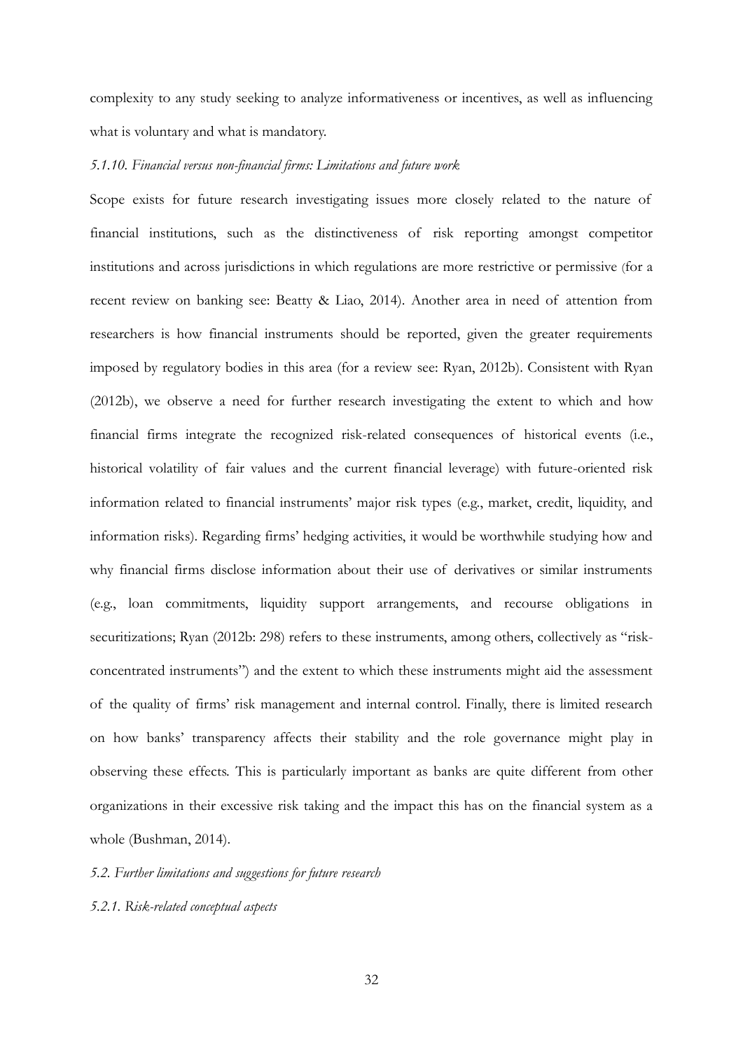complexity to any study seeking to analyze informativeness or incentives, as well as influencing what is voluntary and what is mandatory.

#### *5.1.10. Financial versus non-financial firms: Limitations and future work*

Scope exists for future research investigating issues more closely related to the nature of financial institutions, such as the distinctiveness of risk reporting amongst competitor institutions and across jurisdictions in which regulations are more restrictive or permissive (for a recent review on banking see: Beatty & Liao, 2014). Another area in need of attention from researchers is how financial instruments should be reported, given the greater requirements imposed by regulatory bodies in this area (for a review see: Ryan, 2012b). Consistent with Ryan (2012b), we observe a need for further research investigating the extent to which and how financial firms integrate the recognized risk-related consequences of historical events (i.e., historical volatility of fair values and the current financial leverage) with future-oriented risk information related to financial instruments' major risk types (e.g., market, credit, liquidity, and information risks). Regarding firms' hedging activities, it would be worthwhile studying how and why financial firms disclose information about their use of derivatives or similar instruments (e.g., loan commitments, liquidity support arrangements, and recourse obligations in securitizations; Ryan (2012b: 298) refers to these instruments, among others, collectively as "risk-concentrated instruments") and the extent to which these instruments might aid the assessment of the quality of firms' risk management and internal control. Finally, there is limited research on how banks' transparency affects their stability and the role governance might play in observing these effects. This is particularly important as banks are quite different from other organizations in their excessive risk taking and the impact this has on the financial system as a whole (Bushman, 2014).

### *5.2. Further limitations and suggestions for future research*

#### *5.2.1. Risk-related conceptual aspects*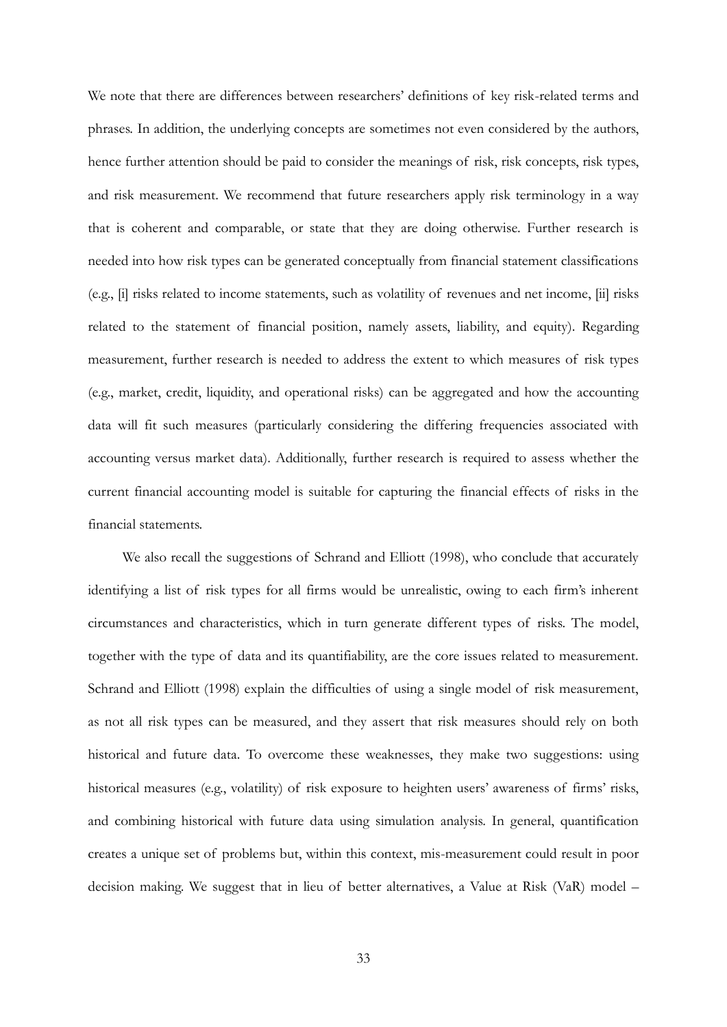We note that there are differences between researchers' definitions of key risk-related terms and phrases. In addition, the underlying concepts are sometimes not even considered by the authors, hence further attention should be paid to consider the meanings of risk, risk concepts, risk types, and risk measurement. We recommend that future researchers apply risk terminology in a way that is coherent and comparable, or state that they are doing otherwise. Further research is needed into how risk types can be generated conceptually from financial statement classifications (e.g., [i] risks related to income statements, such as volatility of revenues and net income, [ii] risks related to the statement of financial position, namely assets, liability, and equity). Regarding measurement, further research is needed to address the extent to which measures of risk types (e.g., market, credit, liquidity, and operational risks) can be aggregated and how the accounting data will fit such measures (particularly considering the differing frequencies associated with accounting versus market data). Additionally, further research is required to assess whether the current financial accounting model is suitable for capturing the financial effects of risks in the financial statements.

We also recall the suggestions of Schrand and Elliott (1998), who conclude that accurately identifying a list of risk types for all firms would be unrealistic, owing to each firm's inherent circumstances and characteristics, which in turn generate different types of risks. The model, together with the type of data and its quantifiability, are the core issues related to measurement. Schrand and Elliott (1998) explain the difficulties of using a single model of risk measurement, as not all risk types can be measured, and they assert that risk measures should rely on both historical and future data. To overcome these weaknesses, they make two suggestions: using historical measures (e.g., volatility) of risk exposure to heighten users' awareness of firms' risks, and combining historical with future data using simulation analysis. In general, quantification creates a unique set of problems but, within this context, mis-measurement could result in poor decision making. We suggest that in lieu of better alternatives, a Value at Risk (VaR) model –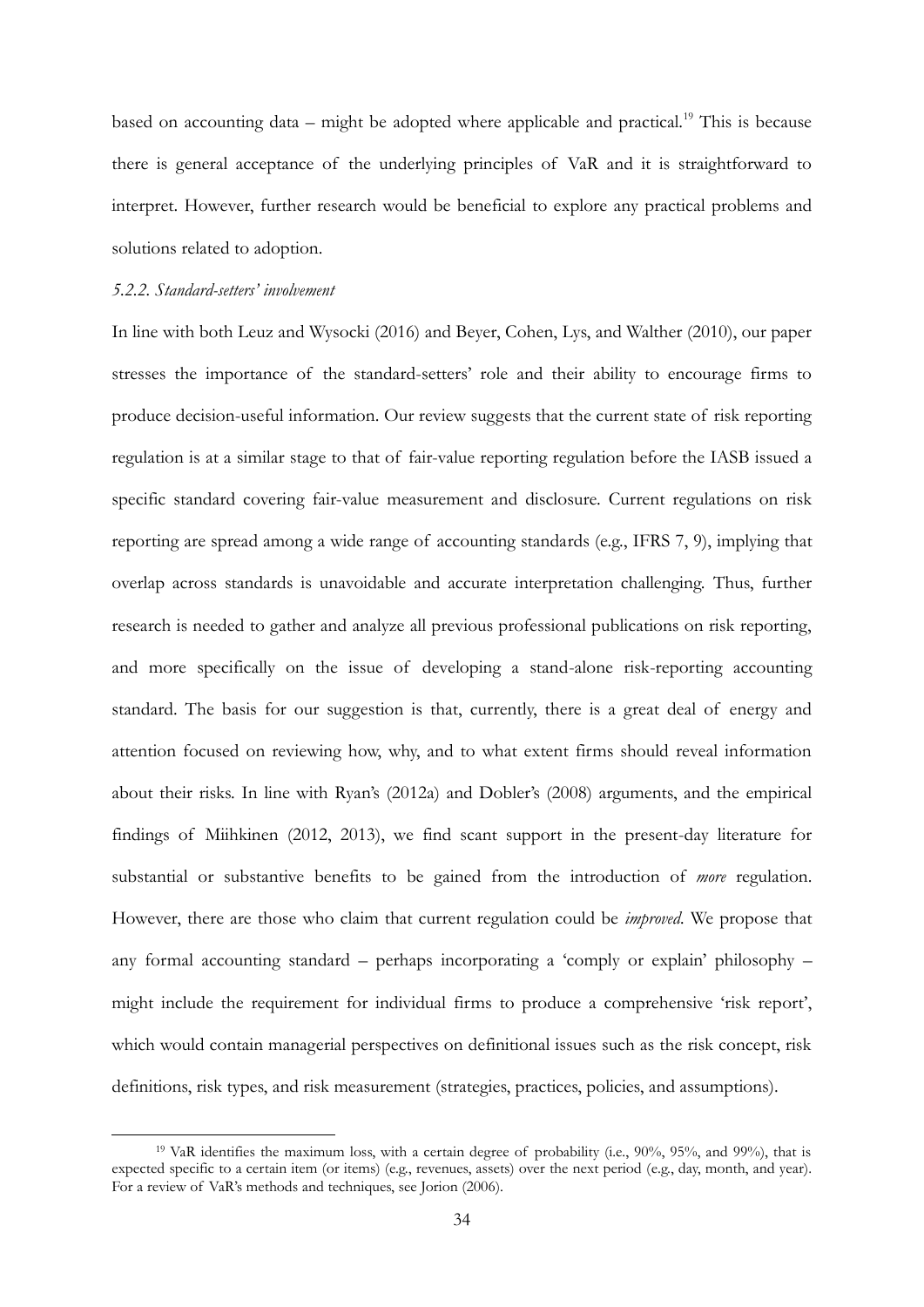based on accounting data – might be adopted where applicable and practical.[19] This is because there is general acceptance of the underlying principles of VaR and it is straightforward to interpret. However, further research would be beneficial to explore any practical problems and solutions related to adoption.

#### *5.2.2. Standard-setters' involvement*

In line with both Leuz and Wysocki (2016) and Beyer, Cohen, Lys, and Walther (2010), our paper stresses the importance of the standard-setters' role and their ability to encourage firms to produce decision-useful information. Our review suggests that the current state of risk reporting regulation is at a similar stage to that of fair-value reporting regulation before the IASB issued a specific standard covering fair-value measurement and disclosure. Current regulations on risk reporting are spread among a wide range of accounting standards (e.g., IFRS 7, 9), implying that overlap across standards is unavoidable and accurate interpretation challenging. Thus, further research is needed to gather and analyze all previous professional publications on risk reporting, and more specifically on the issue of developing a stand-alone risk-reporting accounting standard. The basis for our suggestion is that, currently, there is a great deal of energy and attention focused on reviewing how, why, and to what extent firms should reveal information about their risks. In line with Ryan's (2012a) and Dobler's (2008) arguments, and the empirical findings of Miihkinen (2012, 2013), we find scant support in the present-day literature for substantial or substantive benefits to be gained from the introduction of *more* regulation. However, there are those who claim that current regulation could be *improved*. We propose that any formal accounting standard – perhaps incorporating a 'comply or explain' philosophy – might include the requirement for individual firms to produce a comprehensive 'risk report', which would contain managerial perspectives on definitional issues such as the risk concept, risk definitions, risk types, and risk measurement (strategies, practices, policies, and assumptions).

[19] VaR identifies the maximum loss, with a certain degree of probability (i.e., 90%, 95%, and 99%), that is expected specific to a certain item (or items) (e.g., revenues, assets) over the next period (e.g., day, month, and year). For a review of VaR's methods and techniques, see Jorion (2006).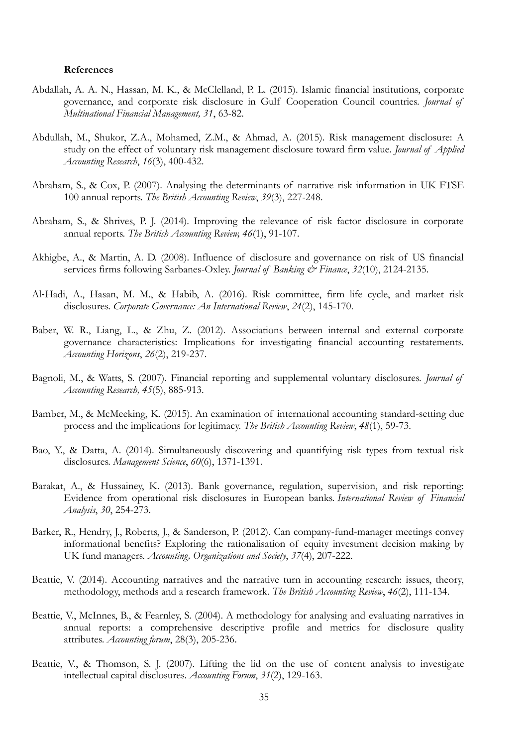**References**

Abdallah, A. A. N., Hassan, M. K., & McClelland, P. L. (2015). Islamic financial institutions, corporate governance, and corporate risk disclosure in Gulf Cooperation Council countries. *Journal of Multinational Financial Management, 31*, 63-82.

Abdullah, M., Shukor, Z.A., Mohamed, Z.M., & Ahmad, A. (2015). Risk management disclosure: A study on the effect of voluntary risk management disclosure toward firm value. *Journal of Applied Accounting Research*, *16*(3), 400-432.

Abraham, S., & Cox, P. (2007). Analysing the determinants of narrative risk information in UK FTSE 100 annual reports. *The British Accounting Review*, *39*(3), 227-248.

Abraham, S., & Shrives, P. J. (2014). Improving the relevance of risk factor disclosure in corporate annual reports. *The British Accounting Review, 46*(1), 91-107.

Akhigbe, A., & Martin, A. D. (2008). Influence of disclosure and governance on risk of US financial services firms following Sarbanes-Oxley. *Journal of Banking & Finance*, *32*(10), 2124-2135.

Al-Hadi, A., Hasan, M. M., & Habib, A. (2016). Risk committee, firm life cycle, and market risk disclosures. *Corporate Governance: An International Review*, *24*(2), 145-170.

Baber, W. R., Liang, L., & Zhu, Z. (2012). Associations between internal and external corporate governance characteristics: Implications for investigating financial accounting restatements. *Accounting Horizons*, *26*(2), 219-237.

Bagnoli, M., & Watts, S. (2007). Financial reporting and supplemental voluntary disclosures. *Journal of Accounting Research, 45*(5), 885-913.

Bamber, M., & McMeeking, K. (2015). An examination of international accounting standard-setting due process and the implications for legitimacy. *The British Accounting Review*, *48*(1), 59-73.

Bao, Y., & Datta, A. (2014). Simultaneously discovering and quantifying risk types from textual risk disclosures. *Management Science*, *60*(6), 1371-1391.

Barakat, A., & Hussainey, K. (2013). Bank governance, regulation, supervision, and risk reporting: Evidence from operational risk disclosures in European banks. *International Review of Financial Analysis*, *30*, 254-273.

Barker, R., Hendry, J., Roberts, J., & Sanderson, P. (2012). Can company-fund-manager meetings convey informational benefits? Exploring the rationalisation of equity investment decision making by UK fund managers. *Accounting, Organizations and Society*, *37*(4), 207-222.

Beattie, V. (2014). Accounting narratives and the narrative turn in accounting research: issues, theory, methodology, methods and a research framework. *The British Accounting Review*, *46*(2), 111-134.

Beattie, V., McInnes, B., & Fearnley, S. (2004). A methodology for analysing and evaluating narratives in annual reports: a comprehensive descriptive profile and metrics for disclosure quality attributes. *Accounting forum*, 28(3), 205-236.

Beattie, V., & Thomson, S. J. (2007). Lifting the lid on the use of content analysis to investigate intellectual capital disclosures. *Accounting Forum*, *31*(2), 129-163.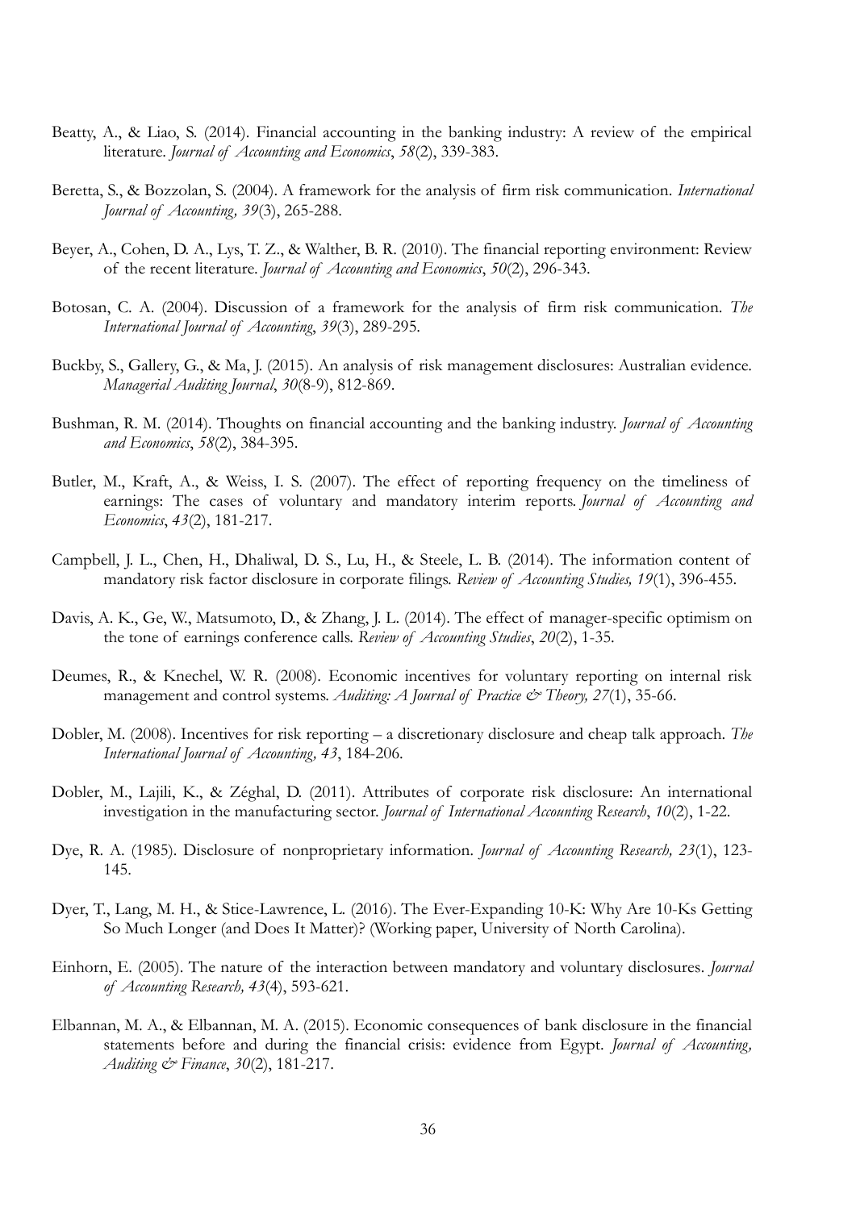Beatty, A., & Liao, S. (2014). Financial accounting in the banking industry: A review of the empirical literature. *Journal of Accounting and Economics*, *58*(2), 339-383.

Beretta, S., & Bozzolan, S. (2004). A framework for the analysis of firm risk communication. *International Journal of Accounting, 39*(3), 265-288.

Beyer, A., Cohen, D. A., Lys, T. Z., & Walther, B. R. (2010). The financial reporting environment: Review of the recent literature. *Journal of Accounting and Economics*, *50*(2), 296-343.

Botosan, C. A. (2004). Discussion of a framework for the analysis of firm risk communication. *The International Journal of Accounting*, *39*(3), 289-295.

Buckby, S., Gallery, G., & Ma, J. (2015). An analysis of risk management disclosures: Australian evidence. *Managerial Auditing Journal*, *30*(8-9), 812-869.

Bushman, R. M. (2014). Thoughts on financial accounting and the banking industry. *Journal of Accounting and Economics*, *58*(2), 384-395.

Butler, M., Kraft, A., & Weiss, I. S. (2007). The effect of reporting frequency on the timeliness of earnings: The cases of voluntary and mandatory interim reports. *Journal of Accounting and Economics*, *43*(2), 181-217.

Campbell, J. L., Chen, H., Dhaliwal, D. S., Lu, H., & Steele, L. B. (2014). The information content of mandatory risk factor disclosure in corporate filings. *Review of Accounting Studies, 19*(1), 396-455.

Davis, A. K., Ge, W., Matsumoto, D., & Zhang, J. L. (2014). The effect of manager-specific optimism on the tone of earnings conference calls. *Review of Accounting Studies*, *20*(2), 1-35.

Deumes, R., & Knechel, W. R. (2008). Economic incentives for voluntary reporting on internal risk management and control systems. *Auditing: A Journal of Practice & Theory, 27*(1), 35-66.

Dobler, M. (2008). Incentives for risk reporting – a discretionary disclosure and cheap talk approach. *The International Journal of Accounting, 43*, 184-206.

Dobler, M., Lajili, K., & Zéghal, D. (2011). Attributes of corporate risk disclosure: An international investigation in the manufacturing sector. *Journal of International Accounting Research*, *10*(2), 1-22.

Dye, R. A. (1985). Disclosure of nonproprietary information. *Journal of Accounting Research, 23*(1), 123-145.

Dyer, T., Lang, M. H., & Stice-Lawrence, L. (2016). The Ever-Expanding 10-K: Why Are 10-Ks Getting So Much Longer (and Does It Matter)? (Working paper, University of North Carolina).

Einhorn, E. (2005). The nature of the interaction between mandatory and voluntary disclosures. *Journal of Accounting Research, 43*(4), 593-621.

Elbannan, M. A., & Elbannan, M. A. (2015). Economic consequences of bank disclosure in the financial statements before and during the financial crisis: evidence from Egypt. *Journal of Accounting, Auditing & Finance*, *30*(2), 181-217.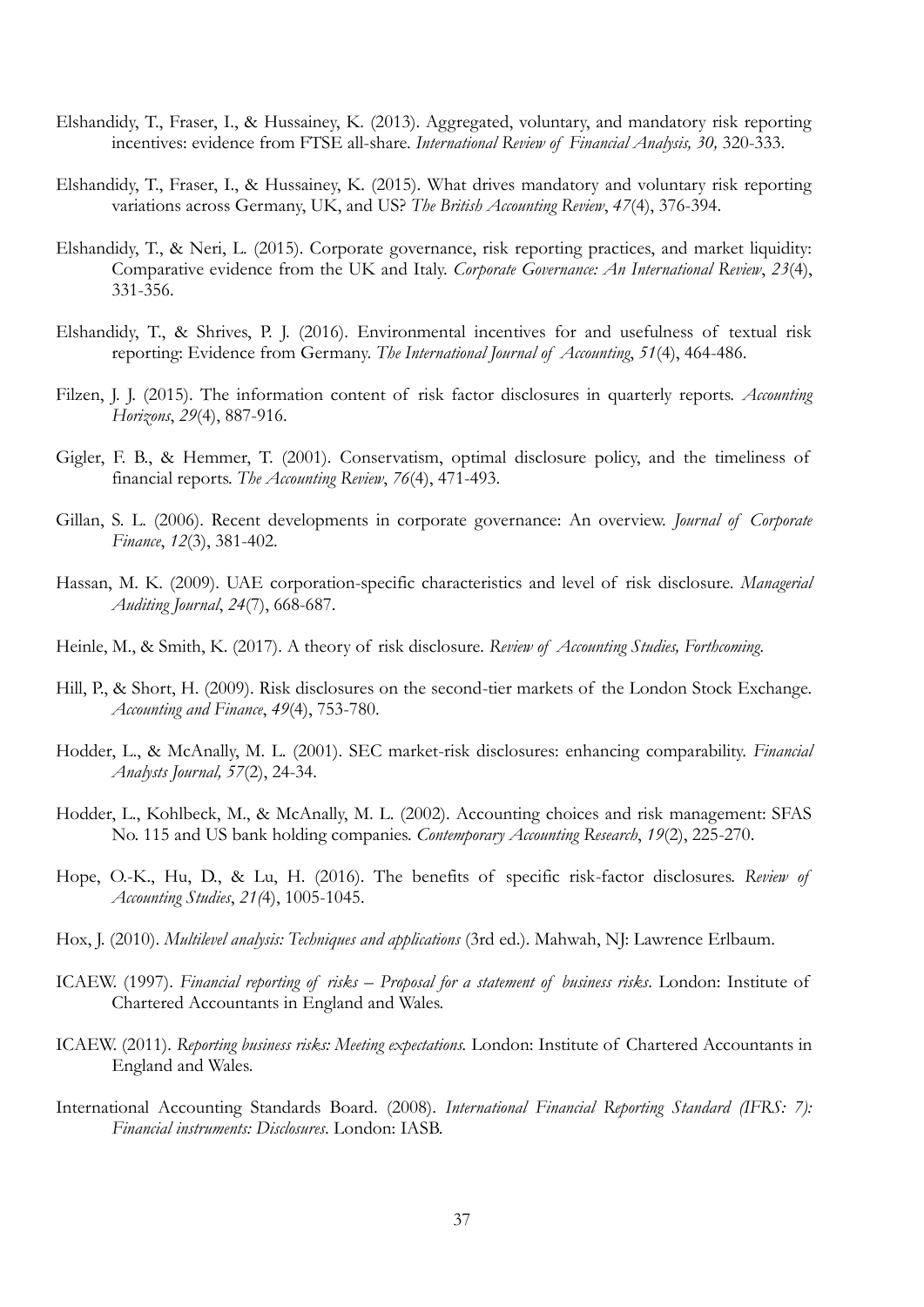Elshandidy, T., Fraser, I., & Hussainey, K. (2013). Aggregated, voluntary, and mandatory risk reporting incentives: evidence from FTSE all-share. *International Review of Financial Analysis, 30,* 320-333.

Elshandidy, T., Fraser, I., & Hussainey, K. (2015). What drives mandatory and voluntary risk reporting variations across Germany, UK, and US? *The British Accounting Review*, *47*(4), 376-394.

Elshandidy, T., & Neri, L. (2015). Corporate governance, risk reporting practices, and market liquidity: Comparative evidence from the UK and Italy. *Corporate Governance: An International Review*, *23*(4), 331-356.

Elshandidy, T., & Shrives, P. J. (2016). Environmental incentives for and usefulness of textual risk reporting: Evidence from Germany. *The International Journal of Accounting*, *51*(4), 464-486.

Filzen, J. J. (2015). The information content of risk factor disclosures in quarterly reports. *Accounting Horizons*, *29*(4), 887-916.

Gigler, F. B., & Hemmer, T. (2001). Conservatism, optimal disclosure policy, and the timeliness of financial reports. *The Accounting Review*, *76*(4), 471-493.

Gillan, S. L. (2006). Recent developments in corporate governance: An overview. *Journal of Corporate Finance*, *12*(3), 381-402.

Hassan, M. K. (2009). UAE corporation-specific characteristics and level of risk disclosure. *Managerial Auditing Journal*, *24*(7), 668-687.

Heinle, M., & Smith, K. (2017). A theory of risk disclosure. *Review of Accounting Studies, Forthcoming.*

Hill, P., & Short, H. (2009). Risk disclosures on the second-tier markets of the London Stock Exchange. *Accounting and Finance*, *49*(4), 753-780.

Hodder, L., & McAnally, M. L. (2001). SEC market-risk disclosures: enhancing comparability. *Financial Analysts Journal, 57*(2), 24-34.

Hodder, L., Kohlbeck, M., & McAnally, M. L. (2002). Accounting choices and risk management: SFAS No. 115 and US bank holding companies. *Contemporary Accounting Research*, *19*(2), 225-270.

Hope, O.-K., Hu, D., & Lu, H. (2016). The benefits of specific risk-factor disclosures. *Review of Accounting Studies*, *21(*4), 1005-1045.

Hox, J. (2010). *Multilevel analysis: Techniques and applications* (3rd ed.). Mahwah, NJ: Lawrence Erlbaum.

ICAEW. (1997). *Financial reporting of risks – Proposal for a statement of business risks*. London: Institute of Chartered Accountants in England and Wales.

ICAEW. (2011). *Reporting business risks: Meeting expectations.* London: Institute of Chartered Accountants in England and Wales.

International Accounting Standards Board. (2008). *International Financial Reporting Standard (IFRS: 7): Financial instruments: Disclosures*. London: IASB.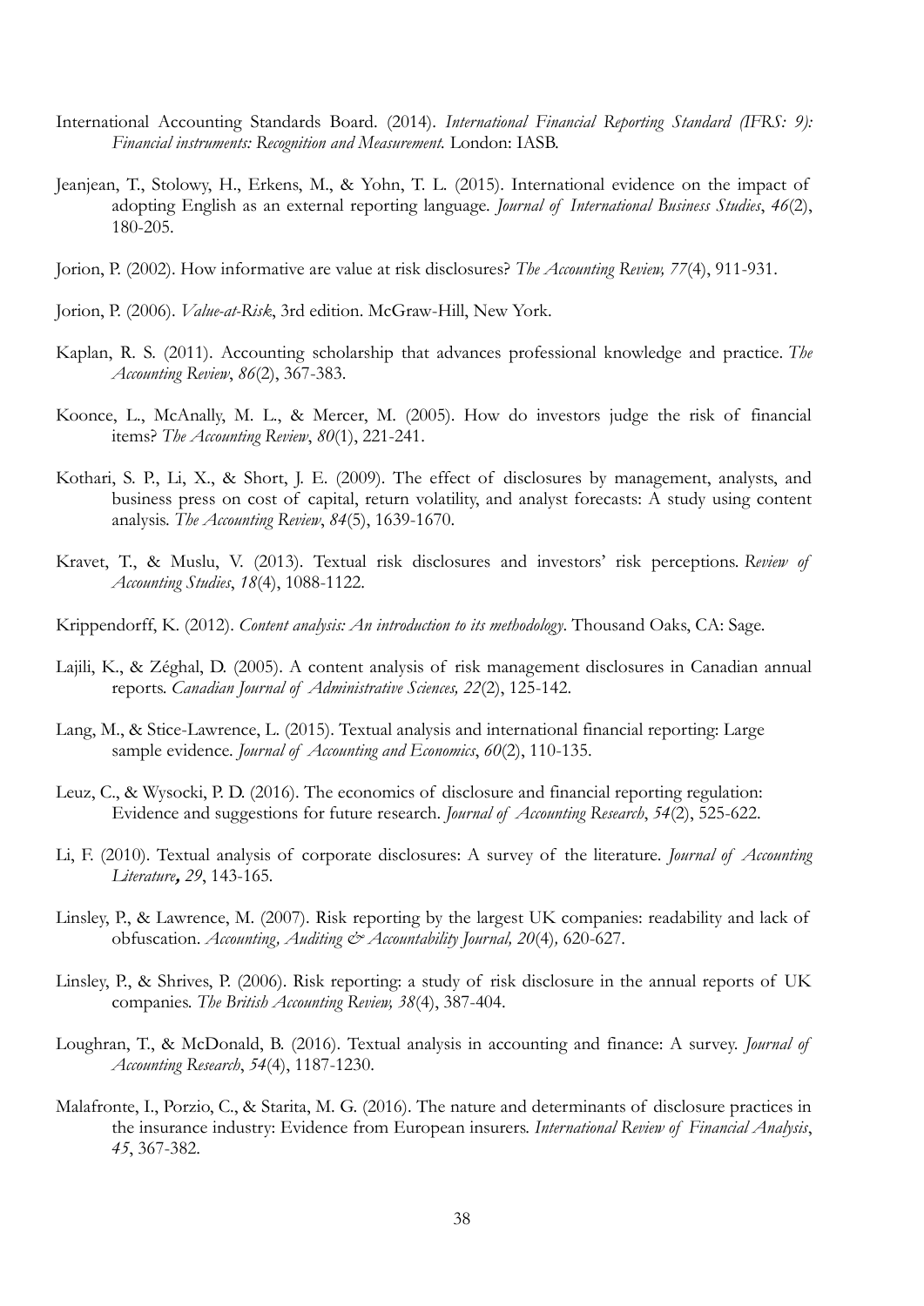International Accounting Standards Board. (2014). *International Financial Reporting Standard (IFRS: 9): Financial instruments: Recognition and Measurement.* London: IASB.

Jeanjean, T., Stolowy, H., Erkens, M., & Yohn, T. L. (2015). International evidence on the impact of adopting English as an external reporting language. *Journal of International Business Studies*, *46*(2), 180-205.

Jorion, P. (2002). How informative are value at risk disclosures? *The Accounting Review, 77*(4), 911-931.

Jorion, P. (2006). *Value-at-Risk*, 3rd edition. McGraw-Hill, New York.

Kaplan, R. S. (2011). Accounting scholarship that advances professional knowledge and practice. *The Accounting Review*, *86*(2), 367-383.

Koonce, L., McAnally, M. L., & Mercer, M. (2005). How do investors judge the risk of financial items? *The Accounting Review*, *80*(1), 221-241.

Kothari, S. P., Li, X., & Short, J. E. (2009). The effect of disclosures by management, analysts, and business press on cost of capital, return volatility, and analyst forecasts: A study using content analysis. *The Accounting Review*, *84*(5), 1639-1670.

Kravet, T., & Muslu, V. (2013). Textual risk disclosures and investors' risk perceptions. *Review of Accounting Studies*, *18*(4), 1088-1122.

Krippendorff, K. (2012). *Content analysis: An introduction to its methodology*. Thousand Oaks, CA: Sage.

Lajili, K., & Zéghal, D. (2005). A content analysis of risk management disclosures in Canadian annual reports. *Canadian Journal of Administrative Sciences, 22*(2), 125-142.

Lang, M., & Stice-Lawrence, L. (2015). Textual analysis and international financial reporting: Large sample evidence. *Journal of Accounting and Economics*, *60*(2), 110-135.

Leuz, C., & Wysocki, P. D. (2016). The economics of disclosure and financial reporting regulation: Evidence and suggestions for future research. *Journal of Accounting Research*, *54*(2), 525-622.

Li, F. (2010). Textual analysis of corporate disclosures: A survey of the literature. *Journal of Accounting Literature***,** *29*, 143-165.

Linsley, P., & Lawrence, M. (2007). Risk reporting by the largest UK companies: readability and lack of obfuscation. *Accounting, Auditing & Accountability Journal, 20*(4)*,* 620-627.

Linsley, P., & Shrives, P. (2006). Risk reporting: a study of risk disclosure in the annual reports of UK companies. *The British Accounting Review, 38*(4), 387-404.

Loughran, T., & McDonald, B. (2016). Textual analysis in accounting and finance: A survey. *Journal of Accounting Research*, *54*(4), 1187-1230.

Malafronte, I., Porzio, C., & Starita, M. G. (2016). The nature and determinants of disclosure practices in the insurance industry: Evidence from European insurers. *International Review of Financial Analysis*, *45*, 367-382.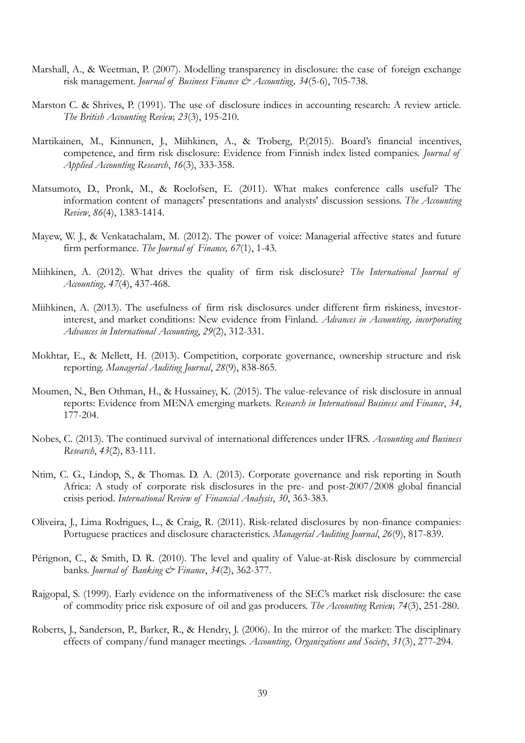Marshall, A., & Weetman, P. (2007). Modelling transparency in disclosure: the case of foreign exchange risk management. *Journal of Business Finance & Accounting, 34*(5-6), 705-738.

Marston C. & Shrives, P. (1991). The use of disclosure indices in accounting research: A review article. *The British Accounting Review, 23*(3), 195-210.

Martikainen, M., Kinnunen, J., Miihkinen, A., & Troberg, P.(2015). Board's financial incentives, competence, and firm risk disclosure: Evidence from Finnish index listed companies. *Journal of Applied Accounting Research*, *16*(3), 333-358.

Matsumoto, D., Pronk, M., & Roelofsen, E. (2011). What makes conference calls useful? The information content of managers' presentations and analysts' discussion sessions. *The Accounting Review*, *86*(4), 1383-1414.

Mayew, W. J., & Venkatachalam, M. (2012). The power of voice: Managerial affective states and future firm performance. *The Journal of Finance, 67*(1), 1-43.

Miihkinen, A. (2012). What drives the quality of firm risk disclosure? *The International Journal of Accounting, 47*(4), 437-468.

Miihkinen, A. (2013). The usefulness of firm risk disclosures under different firm riskiness, investor-interest, and market conditions: New evidence from Finland. *Advances in Accounting, incorporating Advances in International Accounting*, *29*(2), 312-331.

Mokhtar, E., & Mellett, H. (2013). Competition, corporate governance, ownership structure and risk reporting. *Managerial Auditing Journal*, *28*(9), 838-865.

Moumen, N., Ben Othman, H., & Hussainey, K. (2015). The value-relevance of risk disclosure in annual reports: Evidence from MENA emerging markets. *Research in International Business and Finance*, *34*, 177-204.

Nobes, C. (2013). The continued survival of international differences under IFRS. *Accounting and Business Research*, *43*(2), 83-111.

Ntim, C. G., Lindop, S., & Thomas. D. A. (2013). Corporate governance and risk reporting in South Africa: A study of corporate risk disclosures in the pre- and post-2007/2008 global financial crisis period. *International Review of Financial Analysis*, *30*, 363-383.

Oliveira, J., Lima Rodrigues, L., & Craig, R. (2011). Risk-related disclosures by non-finance companies: Portuguese practices and disclosure characteristics. *Managerial Auditing Journal*, *26*(9), 817-839.

Pérignon, C., & Smith, D. R. (2010). The level and quality of Value-at-Risk disclosure by commercial banks. *Journal of Banking & Finance*, *34*(2), 362-377.

Rajgopal, S. (1999). Early evidence on the informativeness of the SEC's market risk disclosure: the case of commodity price risk exposure of oil and gas producers. *The Accounting Review, 74*(3), 251-280.

Roberts, J., Sanderson, P., Barker, R., & Hendry, J. (2006). In the mirror of the market: The disciplinary effects of company/fund manager meetings. *Accounting, Organizations and Society*, *31*(3), 277-294.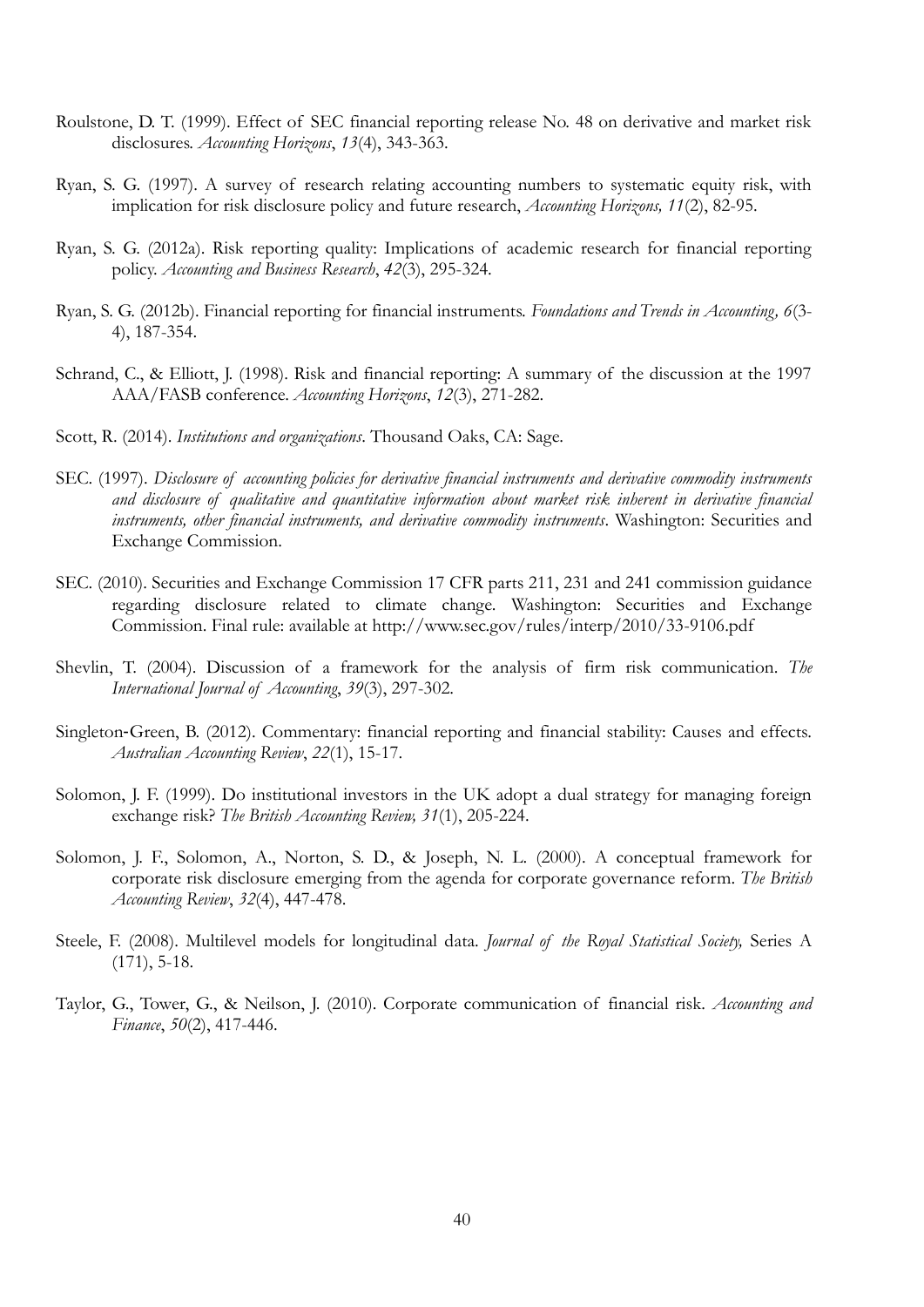Roulstone, D. T. (1999). Effect of SEC financial reporting release No. 48 on derivative and market risk disclosures. *Accounting Horizons*, *13*(4), 343-363.

Ryan, S. G. (1997). A survey of research relating accounting numbers to systematic equity risk, with implication for risk disclosure policy and future research, *Accounting Horizons, 11*(2), 82-95.

Ryan, S. G. (2012a). Risk reporting quality: Implications of academic research for financial reporting policy. *Accounting and Business Research*, *42*(3), 295-324.

Ryan, S. G. (2012b). Financial reporting for financial instruments. *Foundations and Trends in Accounting, 6*(3-4), 187-354.

Schrand, C., & Elliott, J. (1998). Risk and financial reporting: A summary of the discussion at the 1997 AAA/FASB conference. *Accounting Horizons*, *12*(3), 271-282.

Scott, R. (2014). *Institutions and organizations*. Thousand Oaks, CA: Sage.

SEC. (1997). *Disclosure of accounting policies for derivative financial instruments and derivative commodity instruments and disclosure of qualitative and quantitative information about market risk inherent in derivative financial instruments, other financial instruments, and derivative commodity instruments*. Washington: Securities and Exchange Commission.

SEC. (2010). Securities and Exchange Commission 17 CFR parts 211, 231 and 241 commission guidance regarding disclosure related to climate change. Washington: Securities and Exchange Commission. Final rule: available at http://www.sec.gov/rules/interp/2010/33-9106.pdf

Shevlin, T. (2004). Discussion of a framework for the analysis of firm risk communication. *The International Journal of Accounting*, *39*(3), 297-302.

Singleton‐Green, B. (2012). Commentary: financial reporting and financial stability: Causes and effects. *Australian Accounting Review*, *22*(1), 15-17.

Solomon, J. F. (1999). Do institutional investors in the UK adopt a dual strategy for managing foreign exchange risk? *The British Accounting Review, 31*(1), 205-224.

Solomon, J. F., Solomon, A., Norton, S. D., & Joseph, N. L. (2000). A conceptual framework for corporate risk disclosure emerging from the agenda for corporate governance reform. *The British Accounting Review*, *32*(4), 447-478.

Steele, F. (2008). Multilevel models for longitudinal data. *Journal of the Royal Statistical Society,* Series A (171), 5-18.

Taylor, G., Tower, G., & Neilson, J. (2010). Corporate communication of financial risk. *Accounting and Finance*, *50*(2), 417-446.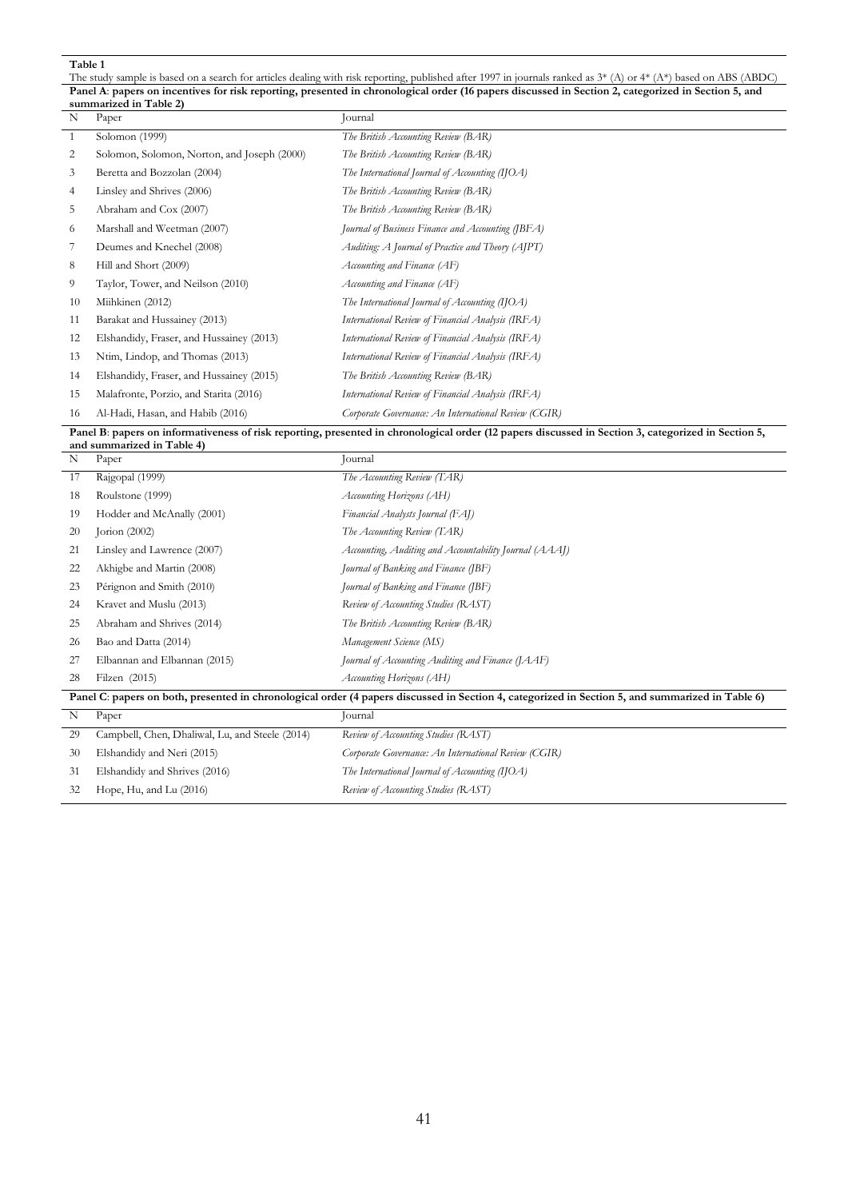**Table 1**

The study sample is based on a search for articles dealing with risk reporting, published after 1997 in journals ranked as 3* (A) or 4* (A*) based on ABS (ABDC)

| N | Paper | Journal |
|---|---|---|
| **Panel A**: **papers on incentives for risk reporting, presented in chronological order (16 papers discussed in Section 2, categorized in Section 5, and summarized in Table 2)** | | |
| 1 | Solomon (1999) | *The British Accounting Review (BAR)* |
| 2 | Solomon, Solomon, Norton, and Joseph (2000) | *The British Accounting Review (BAR)* |
| 3 | Beretta and Bozzolan (2004) | *The International Journal of Accounting (IJOA)* |
| 4 | Linsley and Shrives (2006) | *The British Accounting Review (BAR)* |
| 5 | Abraham and Cox (2007) | *The British Accounting Review (BAR)* |
| 6 | Marshall and Weetman (2007) | *Journal of Business Finance and Accounting (JBFA)* |
| 7 | Deumes and Knechel (2008) | *Auditing: A Journal of Practice and Theory (AJPT)* |
| 8 | Hill and Short (2009) | *Accounting and Finance (AF)* |
| 9 | Taylor, Tower, and Neilson (2010) | *Accounting and Finance (AF)* |
| 10 | Miihkinen (2012) | *The International Journal of Accounting (IJOA)* |
| 11 | Barakat and Hussainey (2013) | *International Review of Financial Analysis (IRFA)* |
| 12 | Elshandidy, Fraser, and Hussainey (2013) | *International Review of Financial Analysis (IRFA)* |
| 13 | Ntim, Lindop, and Thomas (2013) | *International Review of Financial Analysis (IRFA)* |
| 14 | Elshandidy, Fraser, and Hussainey (2015) | *The British Accounting Review (BAR)* |
| 15 | Malafronte, Porzio, and Starita (2016) | *International Review of Financial Analysis (IRFA)* |
| 16 | Al-Hadi, Hasan, and Habib (2016) | *Corporate Governance: An International Review (CGIR)* |
| **Panel B**: **papers on informativeness of risk reporting, presented in chronological order (12 papers discussed in Section 3, categorized in Section 5, and summarized in Table 4)** | | |
| N | Paper | Journal |
| 17 | Rajgopal (1999) | *The Accounting Review (TAR)* |
| 18 | Roulstone (1999) | *Accounting Horizons (AH)* |
| 19 | Hodder and McAnally (2001) | *Financial Analysts Journal (FAJ)* |
| 20 | Jorion (2002) | *The Accounting Review (TAR)* |
| 21 | Linsley and Lawrence (2007) | *Accounting, Auditing and Accountability Journal (AAAJ)* |
| 22 | Akhigbe and Martin (2008) | *Journal of Banking and Finance (JBF)* |
| 23 | Pérignon and Smith (2010) | *Journal of Banking and Finance (JBF)* |
| 24 | Kravet and Muslu (2013) | *Review of Accounting Studies (RAST)* |
| 25 | Abraham and Shrives (2014) | *The British Accounting Review (BAR)* |
| 26 | Bao and Datta (2014) | *Management Science (MS)* |
| 27 | Elbannan and Elbannan (2015) | *Journal of Accounting Auditing and Finance (JAAF)* |
| 28 | Filzen (2015) | *Accounting Horizons (AH)* |
| **Panel C**: **papers on both, presented in chronological order (4 papers discussed in Section 4, categorized in Section 5, and summarized in Table 6)** | | |
| N | Paper | Journal |
| 29 | Campbell, Chen, Dhaliwal, Lu, and Steele (2014) | *Review of Accounting Studies (RAST)* |
| 30 | Elshandidy and Neri (2015) | *Corporate Governance: An International Review (CGIR)* |
| 31 | Elshandidy and Shrives (2016) | *The International Journal of Accounting (IJOA)* |
| 32 | Hope, Hu, and Lu (2016) | *Review of Accounting Studies (RAST)* |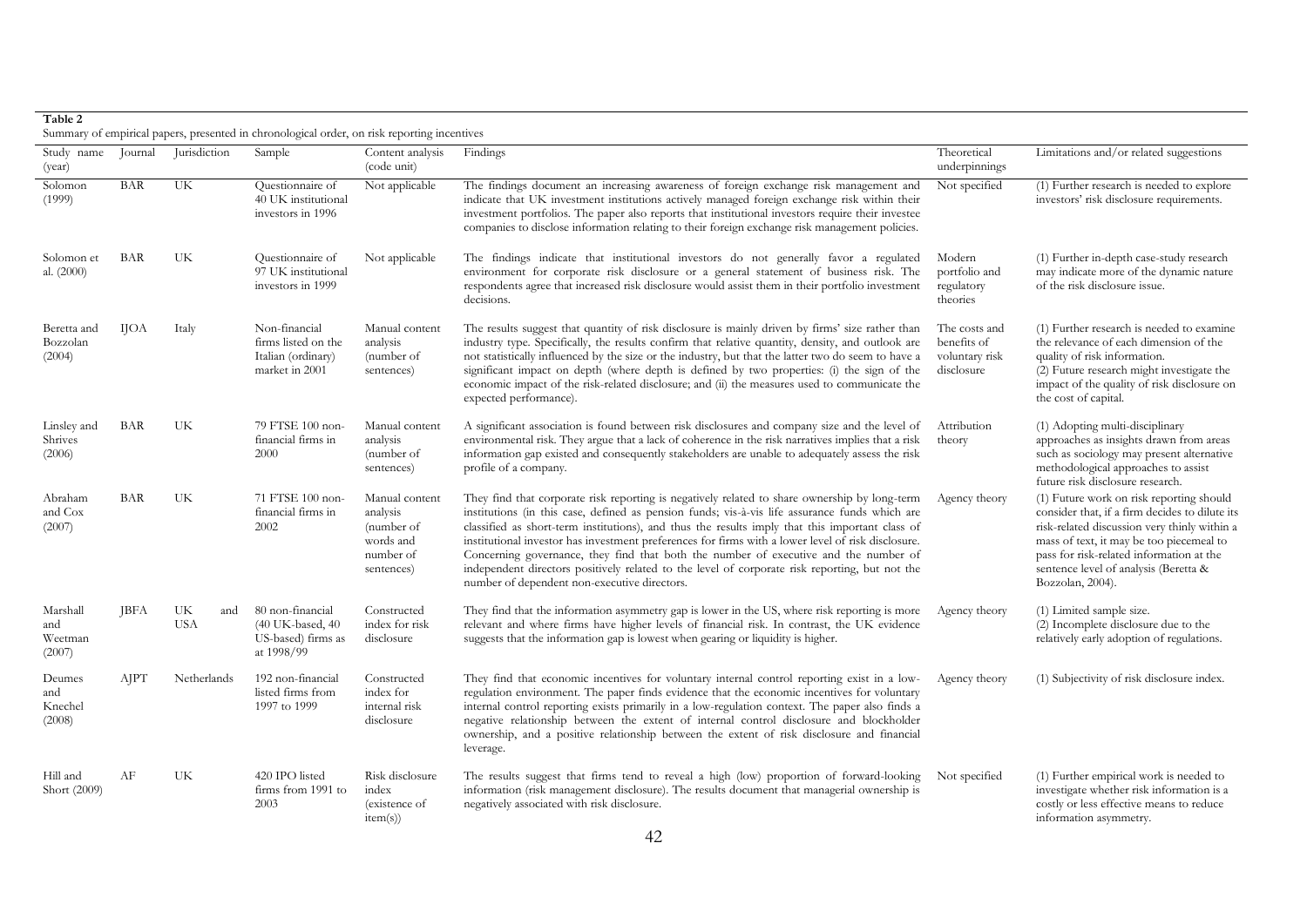**Table 2**

Summary of empirical papers, presented in chronological order, on risk reporting incentives

| Study name (year) | Journal | Jurisdiction | Sample | Content analysis (code unit) | Findings | Theoretical underpinnings | Limitations and/or related suggestions |
|---|---|---|---|---|---|---|---|
| Solomon (1999) | BAR | UK | Questionnaire of 40 UK institutional investors in 1996 | Not applicable | The findings document an increasing awareness of foreign exchange risk management and indicate that UK investment institutions actively managed foreign exchange risk within their investment portfolios. The paper also reports that institutional investors require their investee companies to disclose information relating to their foreign exchange risk management policies. | Not specified | (1) Further research is needed to explore investors' risk disclosure requirements. |
| Solomon et al. (2000) | BAR | UK | Questionnaire of 97 UK institutional investors in 1999 | Not applicable | The findings indicate that institutional investors do not generally favor a regulated environment for corporate risk disclosure or a general statement of business risk. The respondents agree that increased risk disclosure would assist them in their portfolio investment decisions. | Modern portfolio and regulatory theories | (1) Further in-depth case-study research may indicate more of the dynamic nature of the risk disclosure issue. |
| Beretta and Bozzolan (2004) | IJOA | Italy | Non-financial firms listed on the Italian (ordinary) market in 2001 | Manual content analysis (number of sentences) | The results suggest that quantity of risk disclosure is mainly driven by firms' size rather than industry type. Specifically, the results confirm that relative quantity, density, and outlook are not statistically influenced by the size or the industry, but that the latter two do seem to have a significant impact on depth (where depth is defined by two properties: (i) the sign of the economic impact of the risk-related disclosure; and (ii) the measures used to communicate the expected performance). | The costs and benefits of voluntary risk disclosure | (1) Further research is needed to examine the relevance of each dimension of the quality of risk information. (2) Future research might investigate the impact of the quality of risk disclosure on the cost of capital. |
| Linsley and Shrives (2006) | BAR | UK | 79 FTSE 100 non-financial firms in 2000 | Manual content analysis (number of sentences) | A significant association is found between risk disclosures and company size and the level of environmental risk. They argue that a lack of coherence in the risk narratives implies that a risk information gap existed and consequently stakeholders are unable to adequately assess the risk profile of a company. | Attribution theory | (1) Adopting multi-disciplinary approaches as insights drawn from areas such as sociology may present alternative methodological approaches to assist future risk disclosure research. |
| Abraham and Cox (2007) | BAR | UK | 71 FTSE 100 non-financial firms in 2002 | Manual content analysis (number of words and number of sentences) | They find that corporate risk reporting is negatively related to share ownership by long-term institutions (in this case, defined as pension funds; vis-à-vis life assurance funds which are classified as short-term institutions), and thus the results imply that this important class of institutional investor has investment preferences for firms with a lower level of risk disclosure. Concerning governance, they find that both the number of executive and the number of independent directors positively related to the level of corporate risk reporting, but not the number of dependent non-executive directors. | Agency theory | (1) Future work on risk reporting should consider that, if a firm decides to dilute its risk-related discussion very thinly within a mass of text, it may be too piecemeal to pass for risk-related information at the sentence level of analysis (Beretta & Bozzolan, 2004). |
| Marshall and Weetman (2007) | JBFA | UK and USA | 80 non-financial (40 UK-based, 40 US-based) firms as at 1998/99 | Constructed index for risk disclosure | They find that the information asymmetry gap is lower in the US, where risk reporting is more relevant and where firms have higher levels of financial risk. In contrast, the UK evidence suggests that the information gap is lowest when gearing or liquidity is higher. | Agency theory | (1) Limited sample size. (2) Incomplete disclosure due to the relatively early adoption of regulations. |
| Deumes and Knechel (2008) | AJPT | Netherlands | 192 non-financial listed firms from 1997 to 1999 | Constructed index for internal risk disclosure | They find that economic incentives for voluntary internal control reporting exist in a low-regulation environment. The paper finds evidence that the economic incentives for voluntary internal control reporting exists primarily in a low-regulation context. The paper also finds a negative relationship between the extent of internal control disclosure and blockholder ownership, and a positive relationship between the extent of risk disclosure and financial leverage. | Agency theory | (1) Subjectivity of risk disclosure index. |
| Hill and Short (2009) | AF | UK | 420 IPO listed firms from 1991 to 2003 | Risk disclosure index (existence of item(s)) | The results suggest that firms tend to reveal a high (low) proportion of forward-looking information (risk management disclosure). The results document that managerial ownership is negatively associated with risk disclosure. | Not specified | (1) Further empirical work is needed to investigate whether risk information is a costly or less effective means to reduce information asymmetry. |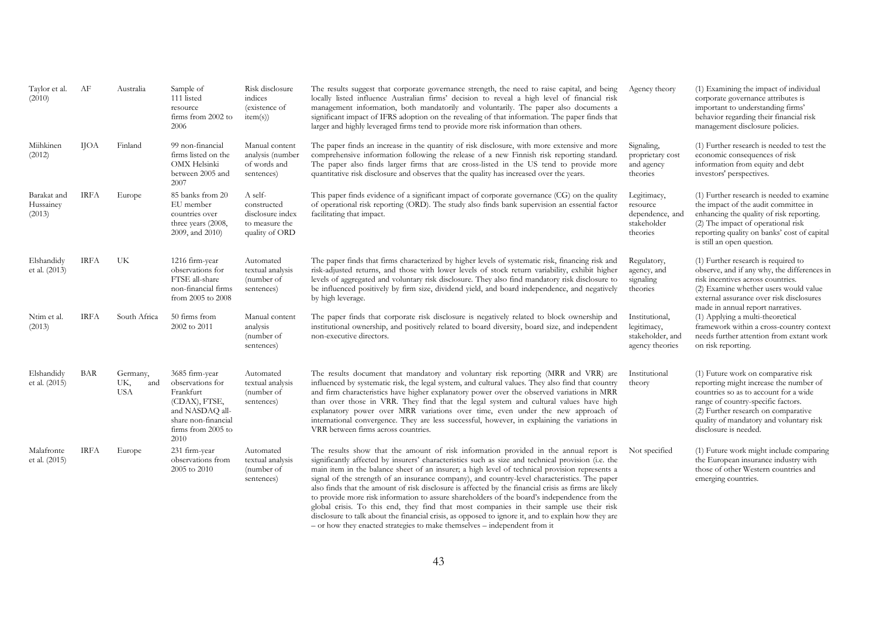| | | | | | | | |
|---|---|---|---|---|---|---|---|
| Taylor et al. (2010) | AF | Australia | Sample of 111 listed resource firms from 2002 to 2006 | Risk disclosure indices (existence of item(s)) | The results suggest that corporate governance strength, the need to raise capital, and being locally listed influence Australian firms' decision to reveal a high level of financial risk management information, both mandatorily and voluntarily. The paper also documents a significant impact of IFRS adoption on the revealing of that information. The paper finds that larger and highly leveraged firms tend to provide more risk information than others. | Agency theory | (1) Examining the impact of individual corporate governance attributes is important to understanding firms' behavior regarding their financial risk management disclosure policies. |
| Miihkinen (2012) | IJOA | Finland | 99 non-financial firms listed on the OMX Helsinki between 2005 and 2007 | Manual content analysis (number of words and sentences) | The paper finds an increase in the quantity of risk disclosure, with more extensive and more comprehensive information following the release of a new Finnish risk reporting standard. The paper also finds larger firms that are cross-listed in the US tend to provide more quantitative risk disclosure and observes that the quality has increased over the years. | Signaling, proprietary cost and agency theories | (1) Further research is needed to test the economic consequences of risk information from equity and debt investors' perspectives. |
| Barakat and Hussainey (2013) | IRFA | Europe | 85 banks from 20 EU member countries over three years (2008, 2009, and 2010) | A self-constructed disclosure index to measure the quality of ORD | This paper finds evidence of a significant impact of corporate governance (CG) on the quality of operational risk reporting (ORD). The study also finds bank supervision an essential factor facilitating that impact. | Legitimacy, resource dependence, and stakeholder theories | (1) Further research is needed to examine the impact of the audit committee in enhancing the quality of risk reporting. (2) The impact of operational risk reporting quality on banks' cost of capital is still an open question. |
| Elshandidy et al. (2013) | IRFA | UK | 1216 firm-year observations for FTSE all-share non-financial firms from 2005 to 2008 | Automated textual analysis (number of sentences) | The paper finds that firms characterized by higher levels of systematic risk, financing risk and risk-adjusted returns, and those with lower levels of stock return variability, exhibit higher levels of aggregated and voluntary risk disclosure. They also find mandatory risk disclosure to be influenced positively by firm size, dividend yield, and board independence, and negatively by high leverage. | Regulatory, agency, and signaling theories | (1) Further research is required to observe, and if any why, the differences in risk incentives across countries. (2) Examine whether users would value external assurance over risk disclosures made in annual report narratives. |
| Ntim et al. (2013) | IRFA | South Africa | 50 firms from 2002 to 2011 | Manual content analysis (number of sentences) | The paper finds that corporate risk disclosure is negatively related to block ownership and institutional ownership, and positively related to board diversity, board size, and independent non-executive directors. | Institutional, legitimacy, stakeholder, and agency theories | (1) Applying a multi-theoretical framework within a cross-country context needs further attention from extant work on risk reporting. |
| Elshandidy et al. (2015) | BAR | Germany, UK, and USA | 3685 firm-year observations for Frankfurt (CDAX), FTSE, and NASDAQ all-share non-financial firms from 2005 to 2010 | Automated textual analysis (number of sentences) | The results document that mandatory and voluntary risk reporting (MRR and VRR) are influenced by systematic risk, the legal system, and cultural values. They also find that country and firm characteristics have higher explanatory power over the observed variations in MRR than over those in VRR. They find that the legal system and cultural values have high explanatory power over MRR variations over time, even under the new approach of international convergence. They are less successful, however, in explaining the variations in VRR between firms across countries. | Institutional theory | (1) Future work on comparative risk reporting might increase the number of countries so as to account for a wide range of country-specific factors. (2) Further research on comparative quality of mandatory and voluntary risk disclosure is needed. |
| Malafronte et al. (2015) | IRFA | Europe | 231 firm-year observations from 2005 to 2010 | Automated textual analysis (number of sentences) | The results show that the amount of risk information provided in the annual report is significantly affected by insurers' characteristics such as size and technical provision (i.e. the main item in the balance sheet of an insurer; a high level of technical provision represents a signal of the strength of an insurance company), and country-level characteristics. The paper also finds that the amount of risk disclosure is affected by the financial crisis as firms are likely to provide more risk information to assure shareholders of the board's independence from the global crisis. To this end, they find that most companies in their sample use their risk disclosure to talk about the financial crisis, as opposed to ignore it, and to explain how they are – or how they enacted strategies to make themselves – independent from it | Not specified | (1) Future work might include comparing the European insurance industry with those of other Western countries and emerging countries. |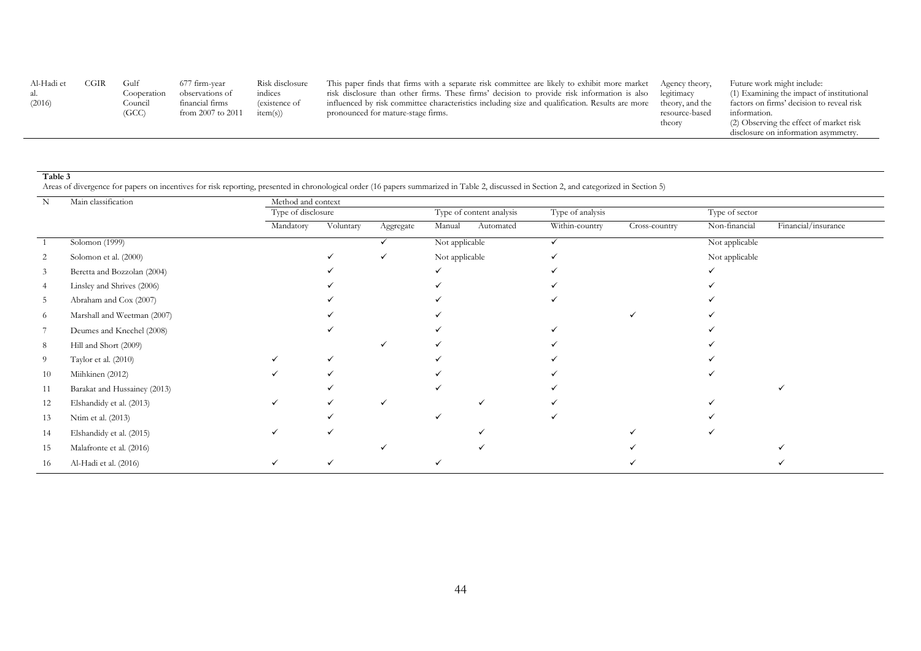| | | | | | | | |
|---|---|---|---|---|---|---|---|
| Al-Hadi et al. (2016) | CGIR | Gulf Cooperation Council (GCC) | 677 firm-year observations of financial firms from 2007 to 2011 | Risk disclosure indices (existence of item(s)) | This paper finds that firms with a separate risk committee are likely to exhibit more market risk disclosure than other firms. These firms' decision to provide risk information is also influenced by risk committee characteristics including size and qualification. Results are more pronounced for mature-stage firms. | Agency theory, legitimacy theory, and the resource-based theory | Future work might include: (1) Examining the impact of institutional factors on firms' decision to reveal risk information. (2) Observing the effect of market risk disclosure on information asymmetry. |

**Table 3**
Areas of divergence for papers on incentives for risk reporting, presented in chronological order (16 papers summarized in Table 2, discussed in Section 2, and categorized in Section 5)

| N | Main classification | Method and context | | | | | | | | |
|---|---|---|---|---|---|---|---|---|---|---|
| | | Type of disclosure | | | Type of content analysis | | Type of analysis | | Type of sector | |
| | | Mandatory | Voluntary | Aggregate | Manual | Automated | Within-country | Cross-country | Non-financial | Financial/insurance |
| 1 | Solomon (1999) | | | ✓ | Not applicable | | ✓ | | Not applicable | |
| 2 | Solomon et al. (2000) | | ✓ | ✓ | Not applicable | | ✓ | | Not applicable | |
| 3 | Beretta and Bozzolan (2004) | | ✓ | | ✓ | | ✓ | | ✓ | |
| 4 | Linsley and Shrives (2006) | | ✓ | | ✓ | | ✓ | | ✓ | |
| 5 | Abraham and Cox (2007) | | ✓ | | ✓ | | ✓ | | ✓ | |
| 6 | Marshall and Weetman (2007) | | ✓ | | ✓ | | | ✓ | ✓ | |
| 7 | Deumes and Knechel (2008) | | ✓ | | ✓ | | ✓ | | ✓ | |
| 8 | Hill and Short (2009) | | | ✓ | ✓ | | ✓ | | ✓ | |
| 9 | Taylor et al. (2010) | ✓ | ✓ | | ✓ | | ✓ | | ✓ | |
| 10 | Miihkinen (2012) | ✓ | ✓ | | ✓ | | ✓ | | ✓ | |
| 11 | Barakat and Hussainey (2013) | | ✓ | | ✓ | | ✓ | | | ✓ |
| 12 | Elshandidy et al. (2013) | ✓ | ✓ | ✓ | | ✓ | ✓ | | ✓ | |
| 13 | Ntim et al. (2013) | | ✓ | | ✓ | | ✓ | | ✓ | |
| 14 | Elshandidy et al. (2015) | ✓ | ✓ | | | ✓ | | ✓ | ✓ | |
| 15 | Malafronte et al. (2016) | | | ✓ | | ✓ | | ✓ | | ✓ |
| 16 | Al-Hadi et al. (2016) | ✓ | ✓ | | ✓ | | | ✓ | | ✓ |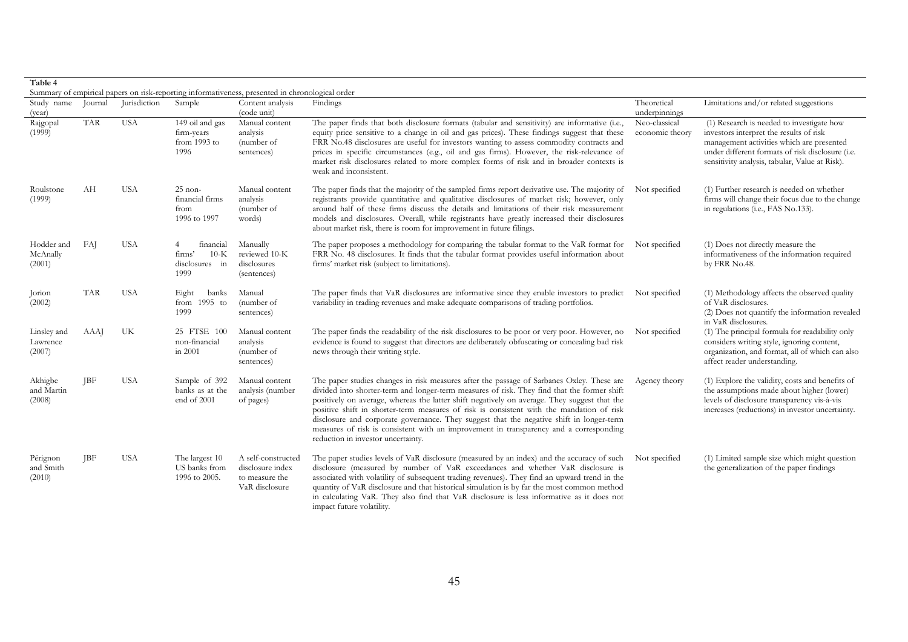**Table 4**

Summary of empirical papers on risk-reporting informativeness, presented in chronological order

| Study name (year) | Journal | Jurisdiction | Sample | Content analysis (code unit) | Findings | Theoretical underpinnings | Limitations and/or related suggestions |
|---|---|---|---|---|---|---|---|
| Rajgopal (1999) | TAR | USA | 149 oil and gas firm-years from 1993 to 1996 | Manual content analysis (number of sentences) | The paper finds that both disclosure formats (tabular and sensitivity) are informative (i.e., equity price sensitive to a change in oil and gas prices). These findings suggest that these FRR No.48 disclosures are useful for investors wanting to assess commodity contracts and prices in specific circumstances (e.g., oil and gas firms). However, the risk-relevance of market risk disclosures related to more complex forms of risk and in broader contexts is weak and inconsistent. | Neo-classical economic theory | (1) Research is needed to investigate how investors interpret the results of risk management activities which are presented under different formats of risk disclosure (i.e. sensitivity analysis, tabular, Value at Risk). |
| Roulstone (1999) | AH | USA | 25 non-financial firms from 1996 to 1997 | Manual content analysis (number of words) | The paper finds that the majority of the sampled firms report derivative use. The majority of registrants provide quantitative and qualitative disclosures of market risk; however, only around half of these firms discuss the details and limitations of their risk measurement models and disclosures. Overall, while registrants have greatly increased their disclosures about market risk, there is room for improvement in future filings. | Not specified | (1) Further research is needed on whether firms will change their focus due to the change in regulations (i.e., FAS No.133). |
| Hodder and McAnally (2001) | FAJ | USA | 4 financial firms' 10-K disclosures in 1999 | Manually reviewed 10-K disclosures (sentences) | The paper proposes a methodology for comparing the tabular format to the VaR format for FRR No. 48 disclosures. It finds that the tabular format provides useful information about firms' market risk (subject to limitations). | Not specified | (1) Does not directly measure the informativeness of the information required by FRR No.48. |
| Jorion (2002) | TAR | USA | Eight banks from 1995 to 1999 | Manual (number of sentences) | The paper finds that VaR disclosures are informative since they enable investors to predict variability in trading revenues and make adequate comparisons of trading portfolios. | Not specified | (1) Methodology affects the observed quality of VaR disclosures. (2) Does not quantify the information revealed in VaR disclosures. |
| Linsley and Lawrence (2007) | AAAJ | UK | 25 FTSE 100 non-financial in 2001 | Manual content analysis (number of sentences) | The paper finds the readability of the risk disclosures to be poor or very poor. However, no evidence is found to suggest that directors are deliberately obfuscating or concealing bad risk news through their writing style. | Not specified | (1) The principal formula for readability only considers writing style, ignoring content, organization, and format, all of which can also affect reader understanding. |
| Akhigbe and Martin (2008) | JBF | USA | Sample of 392 banks as at the end of 2001 | Manual content analysis (number of pages) | The paper studies changes in risk measures after the passage of Sarbanes Oxley. These are divided into shorter-term and longer-term measures of risk. They find that the former shift positively on average, whereas the latter shift negatively on average. They suggest that the positive shift in shorter-term measures of risk is consistent with the mandation of risk disclosure and corporate governance. They suggest that the negative shift in longer-term measures of risk is consistent with an improvement in transparency and a corresponding reduction in investor uncertainty. | Agency theory | (1) Explore the validity, costs and benefits of the assumptions made about higher (lower) levels of disclosure transparency vis-à-vis increases (reductions) in investor uncertainty. |
| Pérignon and Smith (2010) | JBF | USA | The largest 10 US banks from 1996 to 2005. | A self-constructed disclosure index to measure the VaR disclosure | The paper studies levels of VaR disclosure (measured by an index) and the accuracy of such disclosure (measured by number of VaR exceedances and whether VaR disclosure is associated with volatility of subsequent trading revenues). They find an upward trend in the quantity of VaR disclosure and that historical simulation is by far the most common method in calculating VaR. They also find that VaR disclosure is less informative as it does not impact future volatility. | Not specified | (1) Limited sample size which might question the generalization of the paper findings |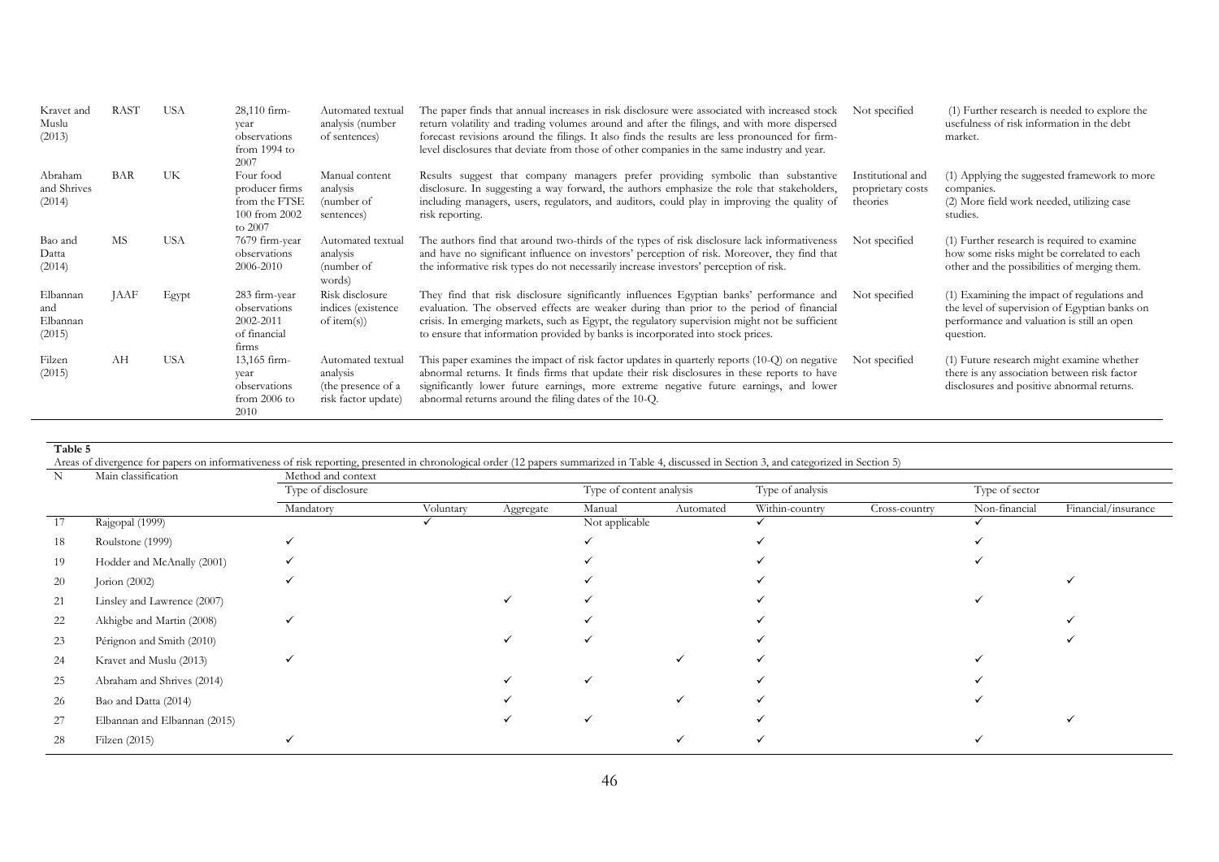| | | | | | | | |
|---|---|---|---|---|---|---|---|
| Kravet and Muslu (2013) | RAST | USA | 28,110 firm-year observations from 1994 to 2007 | Automated textual analysis (number of sentences) | The paper finds that annual increases in risk disclosure were associated with increased stock return volatility and trading volumes around and after the filings, and with more dispersed forecast revisions around the filings. It also finds the results are less pronounced for firm-level disclosures that deviate from those of other companies in the same industry and year. | Not specified | (1) Further research is needed to explore the usefulness of risk information in the debt market. |
| Abraham and Shrives (2014) | BAR | UK | Four food producer firms from the FTSE 100 from 2002 to 2007 | Manual content analysis (number of sentences) | Results suggest that company managers prefer providing symbolic than substantive disclosure. In suggesting a way forward, the authors emphasize the role that stakeholders, including managers, users, regulators, and auditors, could play in improving the quality of risk reporting. | Institutional and proprietary costs theories | (1) Applying the suggested framework to more companies.<br>(2) More field work needed, utilizing case studies. |
| Bao and Datta (2014) | MS | USA | 7679 firm-year observations 2006-2010 | Automated textual analysis (number of words) | The authors find that around two-thirds of the types of risk disclosure lack informativeness and have no significant influence on investors' perception of risk. Moreover, they find that the informative risk types do not necessarily increase investors' perception of risk. | Not specified | (1) Further research is required to examine how some risks might be correlated to each other and the possibilities of merging them. |
| Elbannan and Elbannan (2015) | JAAF | Egypt | 283 firm-year observations 2002-2011 of financial firms | Risk disclosure indices (existence of item(s)) | They find that risk disclosure significantly influences Egyptian banks' performance and evaluation. The observed effects are weaker during than prior to the period of financial crisis. In emerging markets, such as Egypt, the regulatory supervision might not be sufficient to ensure that information provided by banks is incorporated into stock prices. | Not specified | (1) Examining the impact of regulations and the level of supervision of Egyptian banks on performance and valuation is still an open question. |
| Filzen (2015) | AH | USA | 13,165 firm-year observations from 2006 to 2010 | Automated textual analysis (the presence of a risk factor update) | This paper examines the impact of risk factor updates in quarterly reports (10-Q) on negative abnormal returns. It finds firms that update their risk disclosures in these reports to have significantly lower future earnings, more extreme negative future earnings, and lower abnormal returns around the filing dates of the 10-Q. | Not specified | (1) Future research might examine whether there is any association between risk factor disclosures and positive abnormal returns. |

**Table 5**

Areas of divergence for papers on informativeness of risk reporting, presented in chronological order (12 papers summarized in Table 4, discussed in Section 3, and categorized in Section 5)

| N | Main classification | Method and context | | | | | | | | |
|---|---|---|---|---|---|---|---|---|---|---|
| | | Type of disclosure | | | Type of content analysis | | Type of analysis | | Type of sector | |
| | | Mandatory | Voluntary | Aggregate | Manual | Automated | Within-country | Cross-country | Non-financial | Financial/insurance |
| 17 | Rajgopal (1999) | | ✓ | | Not applicable | | ✓ | | ✓ | |
| 18 | Roulstone (1999) | ✓ | | | ✓ | | ✓ | | ✓ | |
| 19 | Hodder and McAnally (2001) | ✓ | | | ✓ | | ✓ | | ✓ | |
| 20 | Jorion (2002) | ✓ | | | ✓ | | ✓ | | | ✓ |
| 21 | Linsley and Lawrence (2007) | | | ✓ | ✓ | | ✓ | | ✓ | |
| 22 | Akhigbe and Martin (2008) | ✓ | | | ✓ | | ✓ | | | ✓ |
| 23 | Pérignon and Smith (2010) | | | ✓ | ✓ | | ✓ | | | ✓ |
| 24 | Kravet and Muslu (2013) | ✓ | | | | ✓ | ✓ | | ✓ | |
| 25 | Abraham and Shrives (2014) | | | ✓ | ✓ | | ✓ | | ✓ | |
| 26 | Bao and Datta (2014) | | | ✓ | | ✓ | ✓ | | ✓ | |
| 27 | Elbannan and Elbannan (2015) | | | ✓ | ✓ | | ✓ | | | ✓ |
| 28 | Filzen (2015) | ✓ | | | | ✓ | ✓ | | ✓ | |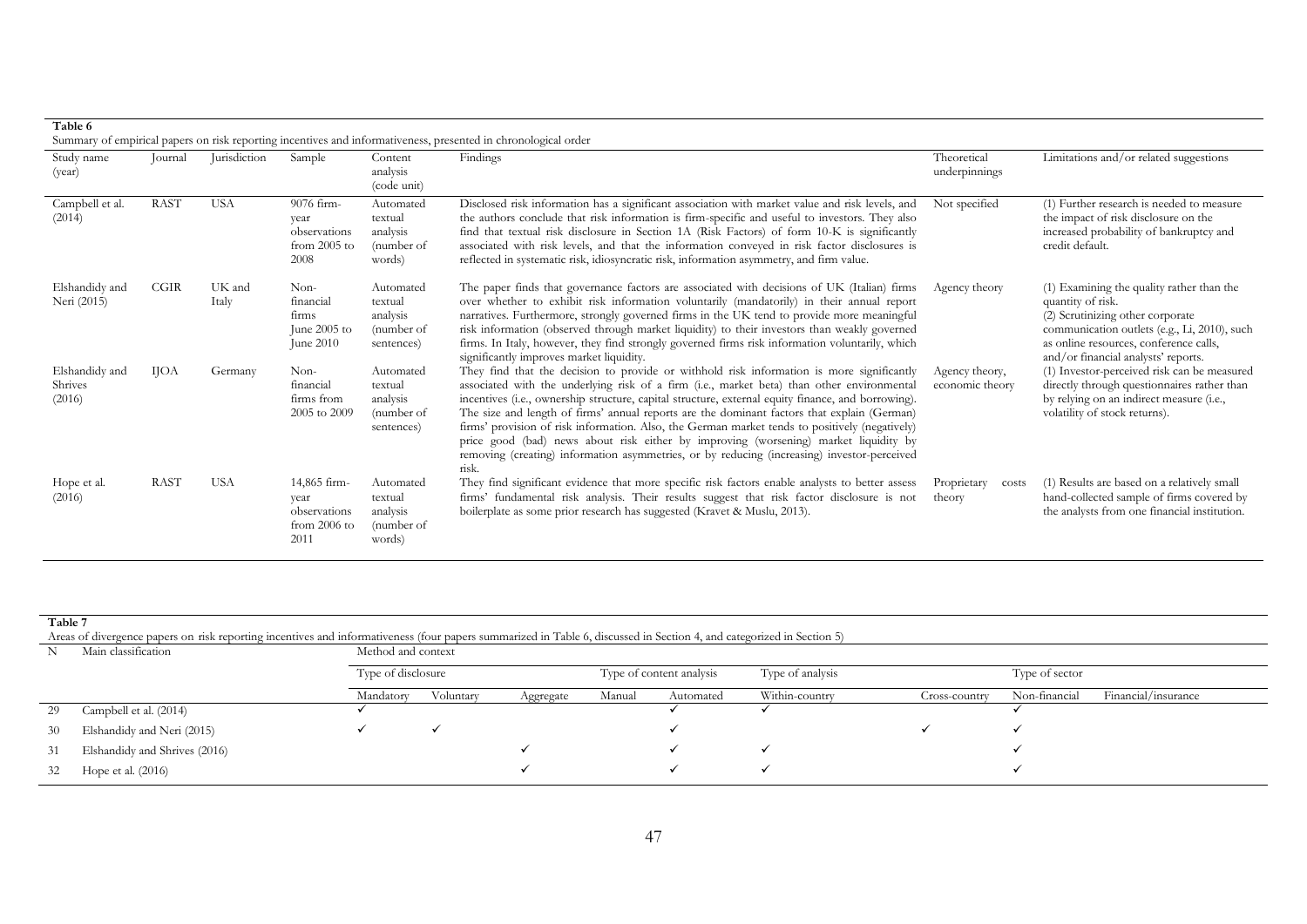**Table 6**

Summary of empirical papers on risk reporting incentives and informativeness, presented in chronological order

| Study name (year) | Journal | Jurisdiction | Sample | Content analysis (code unit) | Findings | Theoretical underpinnings | Limitations and/or related suggestions |
|---|---|---|---|---|---|---|---|
| Campbell et al. (2014) | RAST | USA | 9076 firm-year observations from 2005 to 2008 | Automated textual analysis (number of words) | Disclosed risk information has a significant association with market value and risk levels, and the authors conclude that risk information is firm-specific and useful to investors. They also find that textual risk disclosure in Section 1A (Risk Factors) of form 10-K is significantly associated with risk levels, and that the information conveyed in risk factor disclosures is reflected in systematic risk, idiosyncratic risk, information asymmetry, and firm value. | Not specified | (1) Further research is needed to measure the impact of risk disclosure on the increased probability of bankruptcy and credit default. |
| Elshandidy and Neri (2015) | CGIR | UK and Italy | Non-financial firms June 2005 to June 2010 | Automated textual analysis (number of sentences) | The paper finds that governance factors are associated with decisions of UK (Italian) firms over whether to exhibit risk information voluntarily (mandatorily) in their annual report narratives. Furthermore, strongly governed firms in the UK tend to provide more meaningful risk information (observed through market liquidity) to their investors than weakly governed firms. In Italy, however, they find strongly governed firms risk information voluntarily, which significantly improves market liquidity. | Agency theory | (1) Examining the quality rather than the quantity of risk. (2) Scrutinizing other corporate communication outlets (e.g., Li, 2010), such as online resources, conference calls, and/or financial analysts' reports. |
| Elshandidy and Shrives (2016) | IJOA | Germany | Non-financial firms from 2005 to 2009 | Automated textual analysis (number of sentences) | They find that the decision to provide or withhold risk information is more significantly associated with the underlying risk of a firm (i.e., market beta) than other environmental incentives (i.e., ownership structure, capital structure, external equity finance, and borrowing). The size and length of firms' annual reports are the dominant factors that explain (German) firms' provision of risk information. Also, the German market tends to positively (negatively) price good (bad) news about risk either by improving (worsening) market liquidity by removing (creating) information asymmetries, or by reducing (increasing) investor-perceived risk. | Agency theory, economic theory | (1) Investor-perceived risk can be measured directly through questionnaires rather than by relying on an indirect measure (i.e., volatility of stock returns). |
| Hope et al. (2016) | RAST | USA | 14,865 firm-year observations from 2006 to 2011 | Automated textual analysis (number of words) | They find significant evidence that more specific risk factors enable analysts to better assess firms' fundamental risk analysis. Their results suggest that risk factor disclosure is not boilerplate as some prior research has suggested (Kravet & Muslu, 2013). | Proprietary costs theory | (1) Results are based on a relatively small hand-collected sample of firms covered by the analysts from one financial institution. |

**Table 7**

Areas of divergence papers on risk reporting incentives and informativeness (four papers summarized in Table 6, discussed in Section 4, and categorized in Section 5)

| N | Main classification | Method and context | | | | | | | | |
|---|---|---|---|---|---|---|---|---|---|---|
| | | Type of disclosure | | | Type of content analysis | | Type of analysis | | Type of sector | |
| | | Mandatory | Voluntary | Aggregate | Manual | Automated | Within-country | Cross-country | Non-financial | Financial/insurance |
| 29 | Campbell et al. (2014) | ✓ | | | | ✓ | ✓ | | ✓ | |
| 30 | Elshandidy and Neri (2015) | ✓ | ✓ | | | ✓ | | ✓ | ✓ | |
| 31 | Elshandidy and Shrives (2016) | | | ✓ | | ✓ | ✓ | | ✓ | |
| 32 | Hope et al. (2016) | | | ✓ | | ✓ | ✓ | | ✓ | |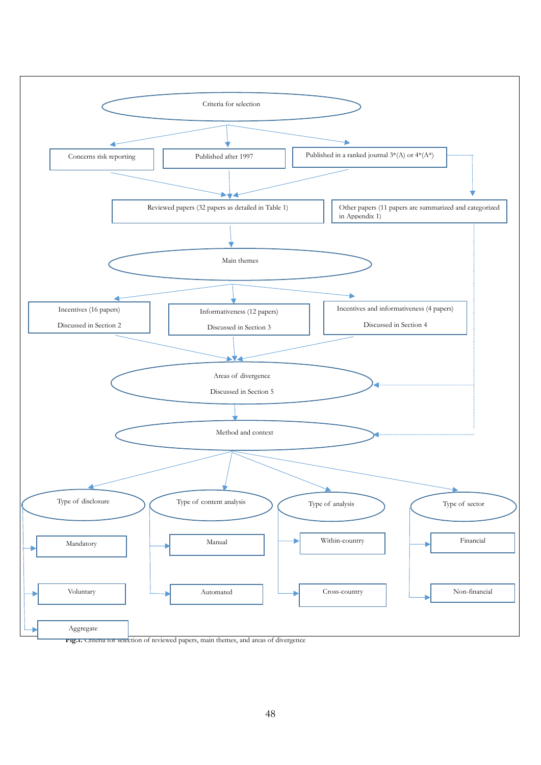Criteria for selection

- Concerns risk reporting
- Published after 1997
- Published in a ranked journal 3*(A) or 4*(A*)

Reviewed papers (32 papers as detailed in Table 1)

Other papers (11 papers are summarized and categorized in Appendix 1)

Main themes

- Incentives (16 papers)  
  Discussed in Section 2
- Informativeness (12 papers)  
  Discussed in Section 3
- Incentives and informativeness (4 papers)  
  Discussed in Section 4

Areas of divergence  
Discussed in Section 5

Method and context

- Type of disclosure
  - Mandatory
  - Voluntary
  - Aggregate
- Type of content analysis
  - Manual
  - Automated
- Type of analysis
  - Within-country
  - Cross-country
- Type of sector
  - Financial
  - Non-financial

**Fig.1.** Criteria for selection of reviewed papers, main themes, and areas of divergence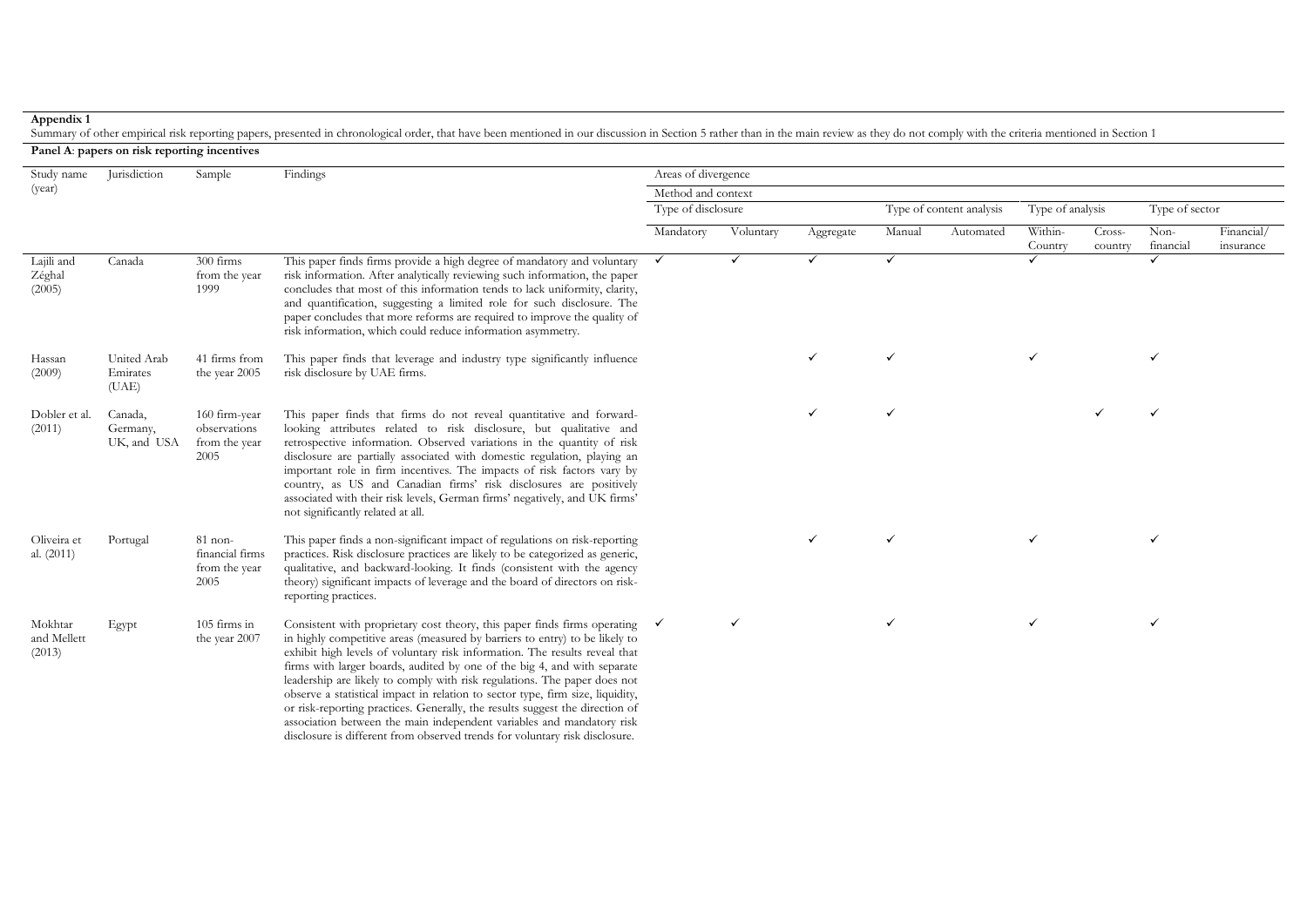**Appendix 1**

Summary of other empirical risk reporting papers, presented in chronological order, that have been mentioned in our discussion in Section 5 rather than in the main review as they do not comply with the criteria mentioned in Section 1

**Panel A: papers on risk reporting incentives**

| Study name (year) | Jurisdiction | Sample | Findings | Areas of divergence | | | | | | | | |
|---|---|---|---|---|---|---|---|---|---|---|---|---|
| | | | | Method and context | | | | | | | | |
| | | | | Type of disclosure | | | Type of content analysis | | Type of analysis | | Type of sector | |
| | | | | Mandatory | Voluntary | Aggregate | Manual | Automated | Within-Country | Cross-country | Non-financial | Financial/ insurance |
| Lajili and Zéghal (2005) | Canada | 300 firms from the year 1999 | This paper finds firms provide a high degree of mandatory and voluntary risk information. After analytically reviewing such information, the paper concludes that most of this information tends to lack uniformity, clarity, and quantification, suggesting a limited role for such disclosure. The paper concludes that more reforms are required to improve the quality of risk information, which could reduce information asymmetry. | ✓ | ✓ | ✓ | ✓ | | ✓ | | ✓ | |
| Hassan (2009) | United Arab Emirates (UAE) | 41 firms from the year 2005 | This paper finds that leverage and industry type significantly influence risk disclosure by UAE firms. | | | ✓ | ✓ | | ✓ | | ✓ | |
| Dobler et al. (2011) | Canada, Germany, UK, and USA | 160 firm-year observations from the year 2005 | This paper finds that firms do not reveal quantitative and forward-looking attributes related to risk disclosure, but qualitative and retrospective information. Observed variations in the quantity of risk disclosure are partially associated with domestic regulation, playing an important role in firm incentives. The impacts of risk factors vary by country, as US and Canadian firms' risk disclosures are positively associated with their risk levels, German firms' negatively, and UK firms' not significantly related at all. | | | ✓ | ✓ | | | ✓ | ✓ | |
| Oliveira et al. (2011) | Portugal | 81 non-financial firms from the year 2005 | This paper finds a non-significant impact of regulations on risk-reporting practices. Risk disclosure practices are likely to be categorized as generic, qualitative, and backward-looking. It finds (consistent with the agency theory) significant impacts of leverage and the board of directors on risk-reporting practices. | | | ✓ | ✓ | | ✓ | | ✓ | |
| Mokhtar and Mellett (2013) | Egypt | 105 firms in the year 2007 | Consistent with proprietary cost theory, this paper finds firms operating in highly competitive areas (measured by barriers to entry) to be likely to exhibit high levels of voluntary risk information. The results reveal that firms with larger boards, audited by one of the big 4, and with separate leadership are likely to comply with risk regulations. The paper does not observe a statistical impact in relation to sector type, firm size, liquidity, or risk-reporting practices. Generally, the results suggest the direction of association between the main independent variables and mandatory risk disclosure is different from observed trends for voluntary risk disclosure. | ✓ | ✓ | | ✓ | | ✓ | | ✓ | |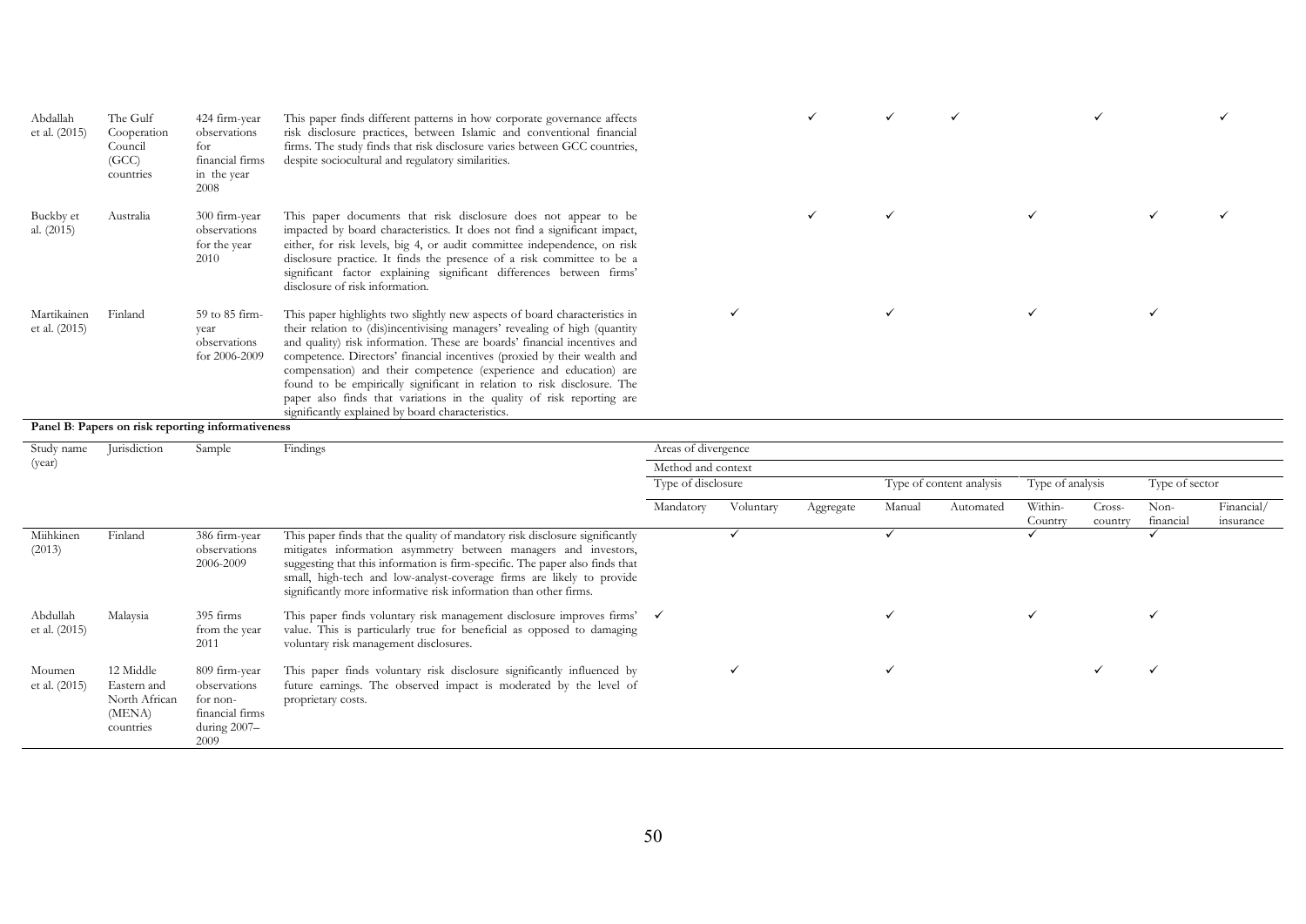| | | | | | | | | | | | | |
|---|---|---|---|---|---|---|---|---|---|---|---|---|
| Abdallah et al. (2015) | The Gulf Cooperation Council (GCC) countries | 424 firm-year observations for financial firms in the year 2008 | This paper finds different patterns in how corporate governance affects risk disclosure practices, between Islamic and conventional financial firms. The study finds that risk disclosure varies between GCC countries, despite sociocultural and regulatory similarities. | | | ✓ | ✓ | ✓ | | ✓ | | ✓ |
| Buckby et al. (2015) | Australia | 300 firm-year observations for the year 2010 | This paper documents that risk disclosure does not appear to be impacted by board characteristics. It does not find a significant impact, either, for risk levels, big 4, or audit committee independence, on risk disclosure practice. It finds the presence of a risk committee to be a significant factor explaining significant differences between firms' disclosure of risk information. | | | ✓ | ✓ | | ✓ | | ✓ | ✓ |
| Martikainen et al. (2015) | Finland | 59 to 85 firm-year observations for 2006-2009 | This paper highlights two slightly new aspects of board characteristics in their relation to (dis)incentivising managers' revealing of high (quantity and quality) risk information. These are boards' financial incentives and competence. Directors' financial incentives (proxied by their wealth and compensation) and their competence (experience and education) are found to be empirically significant in relation to risk disclosure. The paper also finds that variations in the quality of risk reporting are significantly explained by board characteristics. | | ✓ | | ✓ | | ✓ | | ✓ | |

**Panel B**: **Papers on risk reporting informativeness**

| Study name (year) | Jurisdiction | Sample | Findings | Areas of divergence | | | | | | | | |
|---|---|---|---|---|---|---|---|---|---|---|---|---|
| | | | | Method and context | | | | | | | | |
| | | | | Type of disclosure | | | Type of content analysis | | Type of analysis | | Type of sector | |
| | | | | Mandatory | Voluntary | Aggregate | Manual | Automated | Within-Country | Cross-country | Non-financial | Financial/ insurance |
| Miihkinen (2013) | Finland | 386 firm-year observations 2006-2009 | This paper finds that the quality of mandatory risk disclosure significantly mitigates information asymmetry between managers and investors, suggesting that this information is firm-specific. The paper also finds that small, high-tech and low-analyst-coverage firms are likely to provide significantly more informative risk information than other firms. | | ✓ | | ✓ | | ✓ | | ✓ | |
| Abdullah et al. (2015) | Malaysia | 395 firms from the year 2011 | This paper finds voluntary risk management disclosure improves firms' value. This is particularly true for beneficial as opposed to damaging voluntary risk management disclosures. | ✓ | | | ✓ | | ✓ | | ✓ | |
| Moumen et al. (2015) | 12 Middle Eastern and North African (MENA) countries | 809 firm-year observations for non-financial firms during 2007–2009 | This paper finds voluntary risk disclosure significantly influenced by future earnings. The observed impact is moderated by the level of proprietary costs. | | ✓ | | ✓ | | | ✓ | ✓ | |